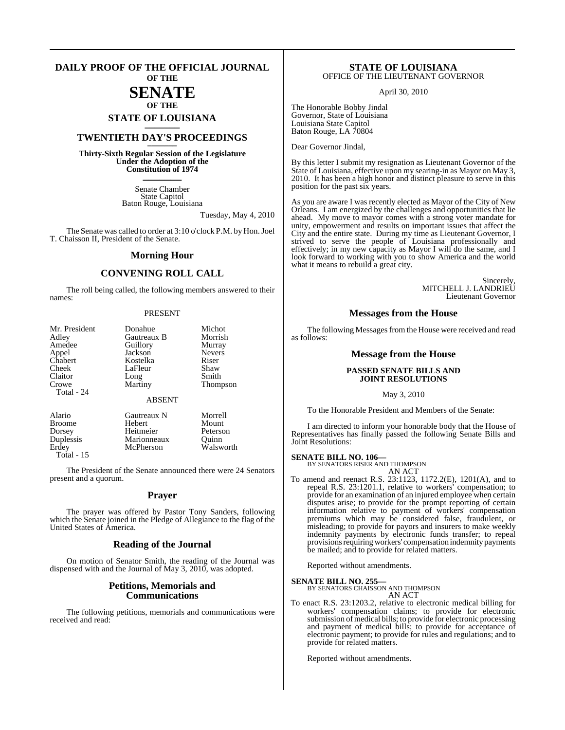# DAILY PROOF OF THE OFFICIAL JOURNAL OF THE SENATE OF THE STATE OF LOUISIANA

## TWENTIETH DAY'S PROCEEDINGS

**Thirty-Sixth Regular Session of the Legislature Under the Adoption of the Constitution of 1974**

Senate Chamber
State Capitol
Baton Rouge, Louisiana

Tuesday, May 4, 2010

The Senate was called to order at 3:10 o'clock P.M. by Hon. Joel T. Chaisson II, President of the Senate.

## Morning Hour

## CONVENING ROLL CALL

The roll being called, the following members answered to their names:

PRESENT

| | | |
|---|---|---|
| Mr. President | Donahue | Michot |
| Adley | Gautreaux B | Morrish |
| Amedee | Guillory | Murray |
| Appel | Jackson | Nevers |
| Chabert | Kostelka | Riser |
| Cheek | LaFleur | Shaw |
| Claitor | Long | Smith |
| Crowe | Martiny | Thompson |
| Total - 24 | | |

ABSENT

| | | |
|---|---|---|
| Alario | Gautreaux N | Morrell |
| Broome | Hebert | Mount |
| Dorsey | Heitmeier | Peterson |
| Duplessis | Marionneaux | Quinn |
| Erdey | McPherson | Walsworth |
| Total - 15 | | |

The President of the Senate announced there were 24 Senators present and a quorum.

## Prayer

The prayer was offered by Pastor Tony Sanders, following which the Senate joined in the Pledge of Allegiance to the flag of the United States of America.

## Reading of the Journal

On motion of Senator Smith, the reading of the Journal was dispensed with and the Journal of May 3, 2010, was adopted.

## Petitions, Memorials and Communications

The following petitions, memorials and communications were received and read:

**STATE OF LOUISIANA**
OFFICE OF THE LIEUTENANT GOVERNOR

April 30, 2010

The Honorable Bobby Jindal
Governor, State of Louisiana
Louisiana State Capitol
Baton Rouge, LA 70804

Dear Governor Jindal,

By this letter I submit my resignation as Lieutenant Governor of the State of Louisiana, effective upon my searing-in as Mayor on May 3, 2010. It has been a high honor and distinct pleasure to serve in this position for the past six years.

As you are aware I was recently elected as Mayor of the City of New Orleans. I am energized by the challenges and opportunities that lie ahead. My move to mayor comes with a strong voter mandate for unity, empowerment and results on important issues that affect the City and the entire state. During my time as Lieutenant Governor, I strived to serve the people of Louisiana professionally and effectively; in my new capacity as Mayor I will do the same, and I look forward to working with you to show America and the world what it means to rebuild a great city.

Sincerely,
MITCHELL J. LANDRIEU
Lieutenant Governor

## Messages from the House

The following Messages from the House were received and read as follows:

## Message from the House

**PASSED SENATE BILLS AND JOINT RESOLUTIONS**

May 3, 2010

To the Honorable President and Members of the Senate:

I am directed to inform your honorable body that the House of Representatives has finally passed the following Senate Bills and Joint Resolutions:

**SENATE BILL NO. 106—**
BY SENATORS RISER AND THOMPSON
AN ACT

To amend and reenact R.S. 23:1123, 1172.2(E), 1201(A), and to repeal R.S. 23:1201.1, relative to workers' compensation; to provide for an examination of an injured employee when certain disputes arise; to provide for the prompt reporting of certain information relative to payment of workers' compensation premiums which may be considered false, fraudulent, or misleading; to provide for payors and insurers to make weekly indemnity payments by electronic funds transfer; to repeal provisions requiring workers' compensation indemnity payments be mailed; and to provide for related matters.

Reported without amendments.

**SENATE BILL NO. 255—**
BY SENATORS CHAISSON AND THOMPSON
AN ACT

To enact R.S. 23:1203.2, relative to electronic medical billing for workers' compensation claims; to provide for electronic submission of medical bills; to provide for electronic processing and payment of medical bills; to provide for acceptance of electronic payment; to provide for rules and regulations; and to provide for related matters.

Reported without amendments.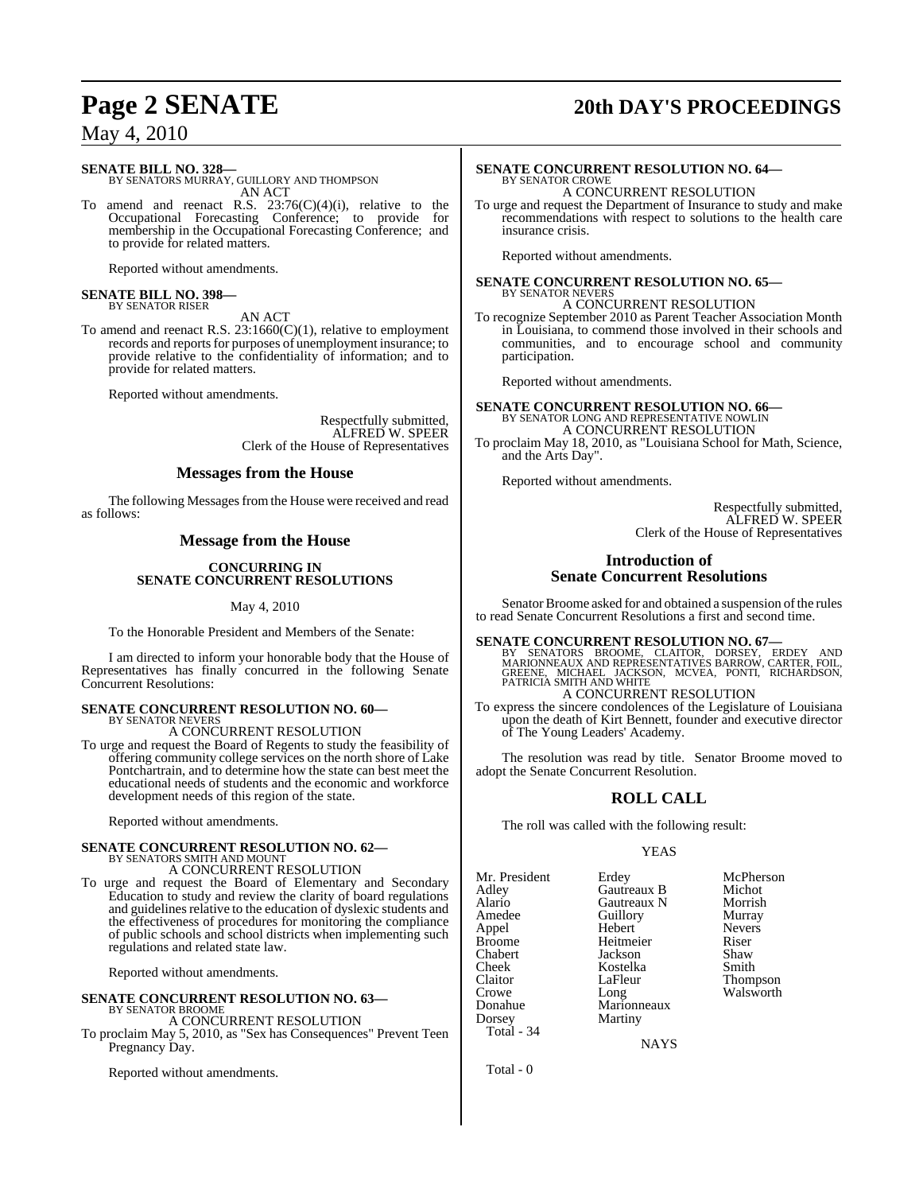**SENATE BILL NO. 328—**
BY SENATORS MURRAY, GUILLORY AND THOMPSON
AN ACT

To amend and reenact R.S. 23:76(C)(4)(i), relative to the Occupational Forecasting Conference; to provide for membership in the Occupational Forecasting Conference; and to provide for related matters.

Reported without amendments.

**SENATE BILL NO. 398—**
BY SENATOR RISER
AN ACT

To amend and reenact R.S. 23:1660(C)(1), relative to employment records and reports for purposes of unemployment insurance; to provide relative to the confidentiality of information; and to provide for related matters.

Reported without amendments.

Respectfully submitted,
ALFRED W. SPEER
Clerk of the House of Representatives

## Messages from the House

The following Messages from the House were received and read as follows:

## Message from the House

### CONCURRING IN SENATE CONCURRENT RESOLUTIONS

May 4, 2010

To the Honorable President and Members of the Senate:

I am directed to inform your honorable body that the House of Representatives has finally concurred in the following Senate Concurrent Resolutions:

**SENATE CONCURRENT RESOLUTION NO. 60—**
BY SENATOR NEVERS
A CONCURRENT RESOLUTION

To urge and request the Board of Regents to study the feasibility of offering community college services on the north shore of Lake Pontchartrain, and to determine how the state can best meet the educational needs of students and the economic and workforce development needs of this region of the state.

Reported without amendments.

**SENATE CONCURRENT RESOLUTION NO. 62—**
BY SENATORS SMITH AND MOUNT
A CONCURRENT RESOLUTION

To urge and request the Board of Elementary and Secondary Education to study and review the clarity of board regulations and guidelines relative to the education of dyslexic students and the effectiveness of procedures for monitoring the compliance of public schools and school districts when implementing such regulations and related state law.

Reported without amendments.

**SENATE CONCURRENT RESOLUTION NO. 63—**
BY SENATOR BROOME
A CONCURRENT RESOLUTION

To proclaim May 5, 2010, as "Sex has Consequences" Prevent Teen Pregnancy Day.

Reported without amendments.

**SENATE CONCURRENT RESOLUTION NO. 64—**
BY SENATOR CROWE
A CONCURRENT RESOLUTION

To urge and request the Department of Insurance to study and make recommendations with respect to solutions to the health care insurance crisis.

Reported without amendments.

**SENATE CONCURRENT RESOLUTION NO. 65—**
BY SENATOR NEVERS
A CONCURRENT RESOLUTION

To recognize September 2010 as Parent Teacher Association Month in Louisiana, to commend those involved in their schools and communities, and to encourage school and community participation.

Reported without amendments.

**SENATE CONCURRENT RESOLUTION NO. 66—**
BY SENATOR LONG AND REPRESENTATIVE NOWLIN
A CONCURRENT RESOLUTION

To proclaim May 18, 2010, as "Louisiana School for Math, Science, and the Arts Day".

Reported without amendments.

Respectfully submitted,
ALFRED W. SPEER
Clerk of the House of Representatives

## Introduction of Senate Concurrent Resolutions

Senator Broome asked for and obtained a suspension of the rules to read Senate Concurrent Resolutions a first and second time.

**SENATE CONCURRENT RESOLUTION NO. 67—**
BY SENATORS BROOME, CLAITOR, DORSEY, ERDEY AND MARIONNEAUX AND REPRESENTATIVES BARROW, CARTER, FOIL, GREENE, MICHAEL JACKSON, MCVEA, PONTI, RICHARDSON, PATRICIA SMITH AND WHITE
A CONCURRENT RESOLUTION

To express the sincere condolences of the Legislature of Louisiana upon the death of Kirt Bennett, founder and executive director of The Young Leaders' Academy.

The resolution was read by title. Senator Broome moved to adopt the Senate Concurrent Resolution.

## ROLL CALL

The roll was called with the following result:

YEAS

| | | |
|---|---|---|
| Mr. President | Erdey | McPherson |
| Adley | Gautreaux B | Michot |
| Alario | Gautreaux N | Morrish |
| Amedee | Guillory | Murray |
| Appel | Hebert | Nevers |
| Broome | Heitmeier | Riser |
| Chabert | Jackson | Shaw |
| Cheek | Kostelka | Smith |
| Claitor | LaFleur | Thompson |
| Crowe | Long | Walsworth |
| Donahue | Marionneaux | |
| Dorsey | Martiny | |

Total - 34

NAYS

Total - 0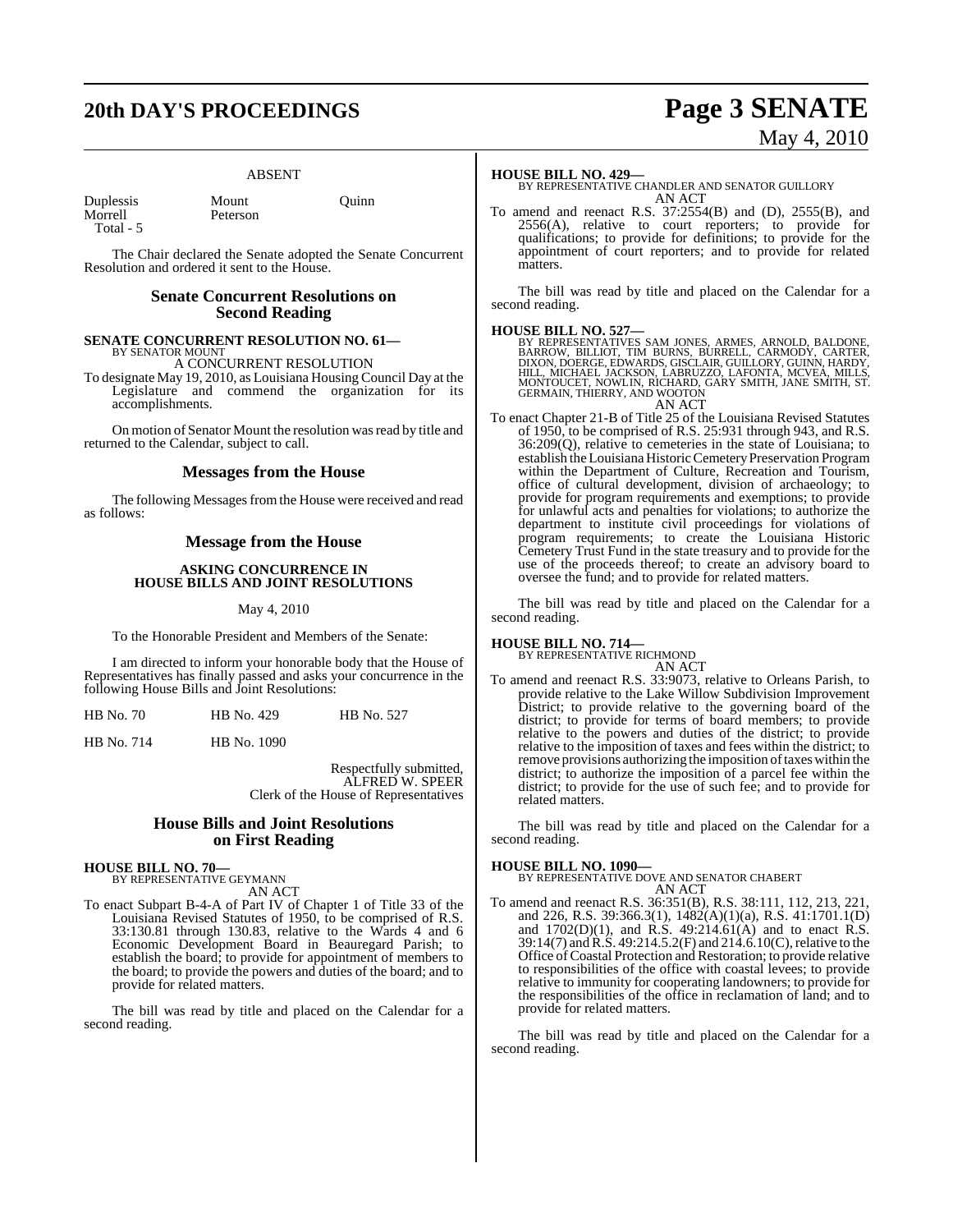ABSENT

| | | |
|---|---|---|
| Duplessis | Mount | Quinn |
| Morrell | Peterson | |
| Total - 5 | | |

The Chair declared the Senate adopted the Senate Concurrent Resolution and ordered it sent to the House.

## Senate Concurrent Resolutions on Second Reading

**SENATE CONCURRENT RESOLUTION NO. 61—**
BY SENATOR MOUNT

A CONCURRENT RESOLUTION

To designate May 19, 2010, as Louisiana Housing Council Day at the Legislature and commend the organization for its accomplishments.

On motion of Senator Mount the resolution was read by title and returned to the Calendar, subject to call.

## Messages from the House

The following Messages from the House were received and read as follows:

## Message from the House

**ASKING CONCURRENCE IN HOUSE BILLS AND JOINT RESOLUTIONS**

May 4, 2010

To the Honorable President and Members of the Senate:

I am directed to inform your honorable body that the House of Representatives has finally passed and asks your concurrence in the following House Bills and Joint Resolutions:

| | | |
|---|---|---|
| HB No. 70 | HB No. 429 | HB No. 527 |
| HB No. 714 | HB No. 1090 | |

Respectfully submitted,
ALFRED W. SPEER
Clerk of the House of Representatives

## House Bills and Joint Resolutions on First Reading

**HOUSE BILL NO. 70—**
BY REPRESENTATIVE GEYMANN

AN ACT

To enact Subpart B-4-A of Part IV of Chapter 1 of Title 33 of the Louisiana Revised Statutes of 1950, to be comprised of R.S. 33:130.81 through 130.83, relative to the Wards 4 and 6 Economic Development Board in Beauregard Parish; to establish the board; to provide for appointment of members to the board; to provide the powers and duties of the board; and to provide for related matters.

The bill was read by title and placed on the Calendar for a second reading.

**HOUSE BILL NO. 429—**
BY REPRESENTATIVE CHANDLER AND SENATOR GUILLORY

AN ACT

To amend and reenact R.S. 37:2554(B) and (D), 2555(B), and 2556(A), relative to court reporters; to provide for qualifications; to provide for definitions; to provide for the appointment of court reporters; and to provide for related matters.

The bill was read by title and placed on the Calendar for a second reading.

**HOUSE BILL NO. 527—**
BY REPRESENTATIVES SAM JONES, ARMES, ARNOLD, BALDONE, BARROW, BILLIOT, TIM BURNS, BURRELL, CARMODY, CARTER, DIXON, DOERGE, EDWARDS, GISCLAIR, GUILLORY, GUINN, HARDY, HILL, MICHAEL JACKSON, LABRUZZO, LAFONTA, MCVEA, MILLS, MONTOUCET, NOWLIN, RICHARD, GARY SMITH, JANE SMITH, ST. GERMAIN, THIERRY, AND WOOTON

AN ACT

To enact Chapter 21-B of Title 25 of the Louisiana Revised Statutes of 1950, to be comprised of R.S. 25:931 through 943, and R.S. 36:209(Q), relative to cemeteries in the state of Louisiana; to establish the Louisiana Historic Cemetery Preservation Program within the Department of Culture, Recreation and Tourism, office of cultural development, division of archaeology; to provide for program requirements and exemptions; to provide for unlawful acts and penalties for violations; to authorize the department to institute civil proceedings for violations of program requirements; to create the Louisiana Historic Cemetery Trust Fund in the state treasury and to provide for the use of the proceeds thereof; to create an advisory board to oversee the fund; and to provide for related matters.

The bill was read by title and placed on the Calendar for a second reading.

**HOUSE BILL NO. 714—**
BY REPRESENTATIVE RICHMOND

AN ACT

To amend and reenact R.S. 33:9073, relative to Orleans Parish, to provide relative to the Lake Willow Subdivision Improvement District; to provide relative to the governing board of the district; to provide for terms of board members; to provide relative to the powers and duties of the district; to provide relative to the imposition of taxes and fees within the district; to remove provisions authorizing the imposition of taxes within the district; to authorize the imposition of a parcel fee within the district; to provide for the use of such fee; and to provide for related matters.

The bill was read by title and placed on the Calendar for a second reading.

**HOUSE BILL NO. 1090—**
BY REPRESENTATIVE DOVE AND SENATOR CHABERT

AN ACT

To amend and reenact R.S. 36:351(B), R.S. 38:111, 112, 213, 221, and 226, R.S. 39:366.3(1), 1482(A)(1)(a), R.S. 41:1701.1(D) and 1702(D)(1), and R.S. 49:214.61(A) and to enact R.S. 39:14(7) and R.S. 49:214.5.2(F) and 214.6.10(C), relative to the Office of Coastal Protection and Restoration; to provide relative to responsibilities of the office with coastal levees; to provide relative to immunity for cooperating landowners; to provide for the responsibilities of the office in reclamation of land; and to provide for related matters.

The bill was read by title and placed on the Calendar for a second reading.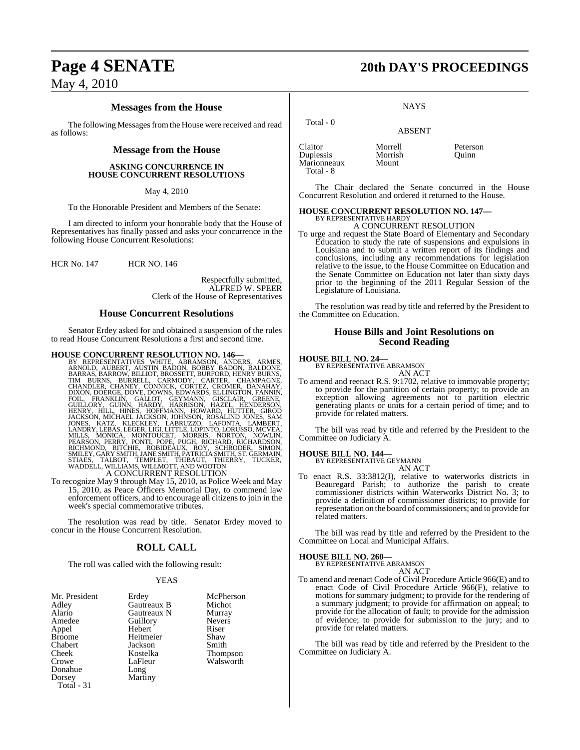## Messages from the House

The following Messages from the House were received and read as follows:

### Message from the House

**ASKING CONCURRENCE IN HOUSE CONCURRENT RESOLUTIONS**

May 4, 2010

To the Honorable President and Members of the Senate:

I am directed to inform your honorable body that the House of Representatives has finally passed and asks your concurrence in the following House Concurrent Resolutions:

HCR No. 147 HCR NO. 146

Respectfully submitted,
ALFRED W. SPEER
Clerk of the House of Representatives

## House Concurrent Resolutions

Senator Erdey asked for and obtained a suspension of the rules to read House Concurrent Resolutions a first and second time.

**HOUSE CONCURRENT RESOLUTION NO. 146—**
BY REPRESENTATIVES WHITE, ABRAMSON, ANDERS, ARMES, ARNOLD, AUBERT, AUSTIN BADON, BOBBY BADON, BALDONE, BARRAS, BARROW, BILLIOT, BROSSETT, BURFORD, HENRY BURNS, TIM BURNS, BURRELL, CARMODY, CARTER, CHAMPAGNE, CHANDLER, CHANEY, CONNICK, CORTEZ, CROMER, DANAHAY, DIXON, DOERGE, DOVE, DOWNS, EDWARDS, ELLINGTON, FANNIN, FOIL, FRANKLIN, GALLOT, GEYMANN, GISCLAIR, GREENE, GUILLORY, GUINN, HARDY, HARRISON, HAZEL, HENDERSON, HENRY, HILL, HINES, HOFFMANN, HOWARD, HUTTER, GIROD JACKSON, MICHAEL JACKSON, JOHNSON, ROSALIND JONES, SAM JONES, KATZ, KLECKLEY, LABRUZZO, LAFONTA, LAMBERT, LANDRY, LEBAS, LEGER, LIGI, LITTLE, LOPINTO, LORUSSO, MCVEA, MILLS, MONICA, MONTOUCET, MORRIS, NORTON, NOWLIN, PEARSON, PERRY, PONTI, POPE, PUGH, RICHARD, RICHARDSON, RICHMOND, RITCHIE, ROBIDEAUX, ROY, SCHRODER, SIMON, SMILEY, GARY SMITH, JANE SMITH, PATRICIA SMITH, ST. GERMAIN, STIAES, TALBOT, TEMPLET, THIBAUT, THIERRY, TUCKER, WADDELL, WILLIAMS, WILLMOTT, AND WOOTON

A CONCURRENT RESOLUTION

To recognize May 9 through May 15, 2010, as Police Week and May 15, 2010, as Peace Officers Memorial Day, to commend law enforcement officers, and to encourage all citizens to join in the week's special commemorative tributes.

The resolution was read by title. Senator Erdey moved to concur in the House Concurrent Resolution.

## ROLL CALL

The roll was called with the following result:

YEAS

| | | |
|---|---|---|
| Mr. President | Erdey | McPherson |
| Adley | Gautreaux B | Michot |
| Alario | Gautreaux N | Murray |
| Amedee | Guillory | Nevers |
| Appel | Hebert | Riser |
| Broome | Heitmeier | Shaw |
| Chabert | Jackson | Smith |
| Cheek | Kostelka | Thompson |
| Crowe | LaFleur | Walsworth |
| Donahue | Long | |
| Dorsey | Martiny | |

Total - 31

NAYS

Total - 0

ABSENT

| | | |
|---|---|---|
| Claitor | Morrell | Peterson |
| Duplessis | Morrish | Quinn |
| Marionneaux | Mount | |

Total - 8

The Chair declared the Senate concurred in the House Concurrent Resolution and ordered it returned to the House.

**HOUSE CONCURRENT RESOLUTION NO. 147—**
BY REPRESENTATIVE HARDY

A CONCURRENT RESOLUTION

To urge and request the State Board of Elementary and Secondary Education to study the rate of suspensions and expulsions in Louisiana and to submit a written report of its findings and conclusions, including any recommendations for legislation relative to the issue, to the House Committee on Education and the Senate Committee on Education not later than sixty days prior to the beginning of the 2011 Regular Session of the Legislature of Louisiana.

The resolution was read by title and referred by the President to the Committee on Education.

## House Bills and Joint Resolutions on Second Reading

**HOUSE BILL NO. 24—**
BY REPRESENTATIVE ABRAMSON

AN ACT

To amend and reenact R.S. 9:1702, relative to immovable property; to provide for the partition of certain property; to provide an exception allowing agreements not to partition electric generating plants or units for a certain period of time; and to provide for related matters.

The bill was read by title and referred by the President to the Committee on Judiciary A.

**HOUSE BILL NO. 144—**
BY REPRESENTATIVE GEYMANN

AN ACT

To enact R.S. 33:3812(I), relative to waterworks districts in Beauregard Parish; to authorize the parish to create commissioner districts within Waterworks District No. 3; to provide a definition of commissioner districts; to provide for representation on the board of commissioners; and to provide for related matters.

The bill was read by title and referred by the President to the Committee on Local and Municipal Affairs.

**HOUSE BILL NO. 260—**
BY REPRESENTATIVE ABRAMSON

AN ACT

To amend and reenact Code of Civil Procedure Article 966(E) and to enact Code of Civil Procedure Article 966(F), relative to motions for summary judgment; to provide for the rendering of a summary judgment; to provide for affirmation on appeal; to provide for the allocation of fault; to provide for the admission of evidence; to provide for submission to the jury; and to provide for related matters.

The bill was read by title and referred by the President to the Committee on Judiciary A.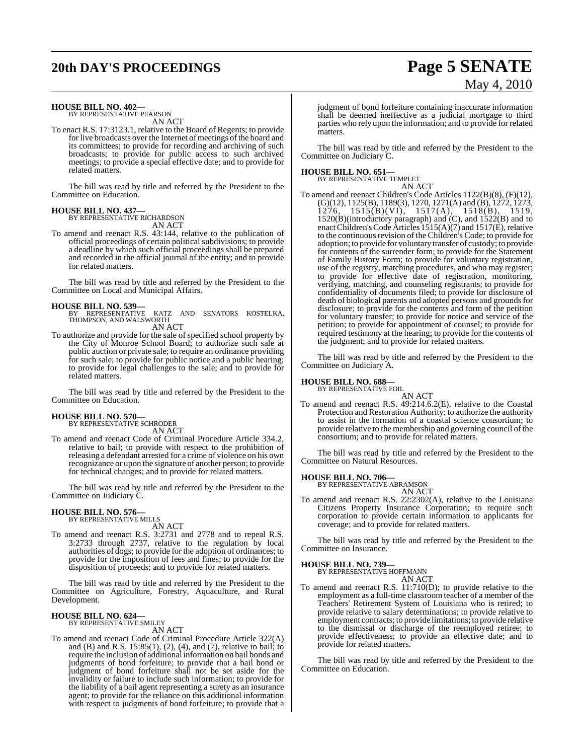**HOUSE BILL NO. 402—**
BY REPRESENTATIVE PEARSON
AN ACT

To enact R.S. 17:3123.1, relative to the Board of Regents; to provide for live broadcasts over the Internet of meetings of the board and its committees; to provide for recording and archiving of such broadcasts; to provide for public access to such archived meetings; to provide a special effective date; and to provide for related matters.

The bill was read by title and referred by the President to the Committee on Education.

**HOUSE BILL NO. 437—**
BY REPRESENTATIVE RICHARDSON
AN ACT

To amend and reenact R.S. 43:144, relative to the publication of official proceedings of certain political subdivisions; to provide a deadline by which such official proceedings shall be prepared and recorded in the official journal of the entity; and to provide for related matters.

The bill was read by title and referred by the President to the Committee on Local and Municipal Affairs.

**HOUSE BILL NO. 539—**
BY REPRESENTATIVE KATZ AND SENATORS KOSTELKA, THOMPSON, AND WALSWORTH
AN ACT

To authorize and provide for the sale of specified school property by the City of Monroe School Board; to authorize such sale at public auction or private sale; to require an ordinance providing for such sale; to provide for public notice and a public hearing; to provide for legal challenges to the sale; and to provide for related matters.

The bill was read by title and referred by the President to the Committee on Education.

**HOUSE BILL NO. 570—**
BY REPRESENTATIVE SCHRODER
AN ACT

To amend and reenact Code of Criminal Procedure Article 334.2, relative to bail; to provide with respect to the prohibition of releasing a defendant arrested for a crime of violence on his own recognizance or upon the signature of another person; to provide for technical changes; and to provide for related matters.

The bill was read by title and referred by the President to the Committee on Judiciary C.

**HOUSE BILL NO. 576—**
BY REPRESENTATIVE MILLS
AN ACT

To amend and reenact R.S. 3:2731 and 2778 and to repeal R.S. 3:2733 through 2737, relative to the regulation by local authorities of dogs; to provide for the adoption of ordinances; to provide for the imposition of fees and fines; to provide for the disposition of proceeds; and to provide for related matters.

The bill was read by title and referred by the President to the Committee on Agriculture, Forestry, Aquaculture, and Rural Development.

**HOUSE BILL NO. 624—**
BY REPRESENTATIVE SMILEY
AN ACT

To amend and reenact Code of Criminal Procedure Article 322(A) and (B) and R.S. 15:85(1), (2), (4), and (7), relative to bail; to require the inclusion of additional information on bail bonds and judgments of bond forfeiture; to provide that a bail bond or judgment of bond forfeiture shall not be set aside for the invalidity or failure to include such information; to provide for the liability of a bail agent representing a surety as an insurance agent; to provide for the reliance on this additional information with respect to judgments of bond forfeiture; to provide that a judgment of bond forfeiture containing inaccurate information shall be deemed ineffective as a judicial mortgage to third parties who rely upon the information; and to provide for related matters.

The bill was read by title and referred by the President to the Committee on Judiciary C.

**HOUSE BILL NO. 651—**
BY REPRESENTATIVE TEMPLET
AN ACT

To amend and reenact Children's Code Articles 1122(B)(8), (F)(12), (G)(12), 1125(B), 1189(3), 1270, 1271(A) and (B), 1272, 1273, 1276, 1515(B)(VI), 1517(A), 1518(B), 1519, 1520(B)(introductory paragraph) and (C), and 1522(B) and to enact Children's Code Articles 1515(A)(7) and 1517(E), relative to the continuous revision of the Children's Code; to provide for adoption; to provide for voluntary transfer of custody; to provide for contents of the surrender form; to provide for the Statement of Family History Form; to provide for voluntary registration, use of the registry, matching procedures, and who may register; to provide for effective date of registration, monitoring, verifying, matching, and counseling registrants; to provide for confidentiality of documents filed; to provide for disclosure of death of biological parents and adopted persons and grounds for disclosure; to provide for the contents and form of the petition for voluntary transfer; to provide for notice and service of the petition; to provide for appointment of counsel; to provide for required testimony at the hearing; to provide for the contents of the judgment; and to provide for related matters.

The bill was read by title and referred by the President to the Committee on Judiciary A.

**HOUSE BILL NO. 688—**
BY REPRESENTATIVE FOIL
AN ACT

To amend and reenact R.S. 49:214.6.2(E), relative to the Coastal Protection and Restoration Authority; to authorize the authority to assist in the formation of a coastal science consortium; to provide relative to the membership and governing council of the consortium; and to provide for related matters.

The bill was read by title and referred by the President to the Committee on Natural Resources.

**HOUSE BILL NO. 706—**
BY REPRESENTATIVE ABRAMSON
AN ACT

To amend and reenact R.S. 22:2302(A), relative to the Louisiana Citizens Property Insurance Corporation; to require such corporation to provide certain information to applicants for coverage; and to provide for related matters.

The bill was read by title and referred by the President to the Committee on Insurance.

**HOUSE BILL NO. 739—**
BY REPRESENTATIVE HOFFMANN
AN ACT

To amend and reenact R.S. 11:710(D); to provide relative to the employment as a full-time classroom teacher of a member of the Teachers' Retirement System of Louisiana who is retired; to provide relative to salary determinations; to provide relative to employment contracts; to provide limitations; to provide relative to the dismissal or discharge of the reemployed retiree; to provide effectiveness; to provide an effective date; and to provide for related matters.

The bill was read by title and referred by the President to the Committee on Education.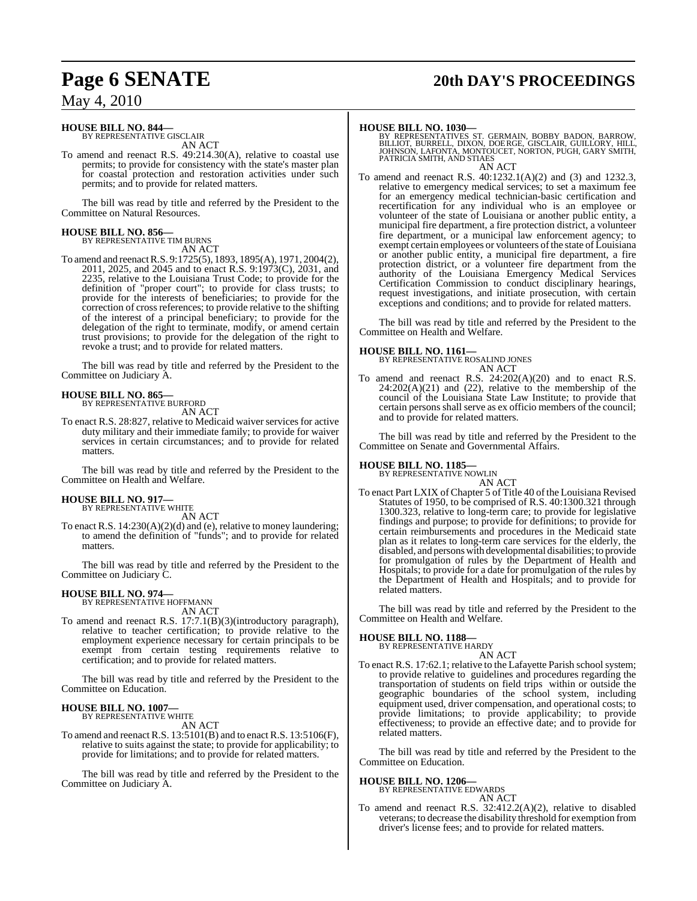**HOUSE BILL NO. 844—**
BY REPRESENTATIVE GISCLAIR

AN ACT

To amend and reenact R.S. 49:214.30(A), relative to coastal use permits; to provide for consistency with the state's master plan for coastal protection and restoration activities under such permits; and to provide for related matters.

The bill was read by title and referred by the President to the Committee on Natural Resources.

**HOUSE BILL NO. 856—**
BY REPRESENTATIVE TIM BURNS

AN ACT

To amend and reenact R.S. 9:1725(5), 1893, 1895(A), 1971, 2004(2), 2011, 2025, and 2045 and to enact R.S. 9:1973(C), 2031, and 2235, relative to the Louisiana Trust Code; to provide for the definition of "proper court"; to provide for class trusts; to provide for the interests of beneficiaries; to provide for the correction of cross references; to provide relative to the shifting of the interest of a principal beneficiary; to provide for the delegation of the right to terminate, modify, or amend certain trust provisions; to provide for the delegation of the right to revoke a trust; and to provide for related matters.

The bill was read by title and referred by the President to the Committee on Judiciary A.

**HOUSE BILL NO. 865—**
BY REPRESENTATIVE BURFORD

AN ACT

To enact R.S. 28:827, relative to Medicaid waiver services for active duty military and their immediate family; to provide for waiver services in certain circumstances; and to provide for related matters.

The bill was read by title and referred by the President to the Committee on Health and Welfare.

**HOUSE BILL NO. 917—**
BY REPRESENTATIVE WHITE

AN ACT

To enact R.S. 14:230(A)(2)(d) and (e), relative to money laundering; to amend the definition of "funds"; and to provide for related matters.

The bill was read by title and referred by the President to the Committee on Judiciary C.

**HOUSE BILL NO. 974—**
BY REPRESENTATIVE HOFFMANN

AN ACT

To amend and reenact R.S. 17:7.1(B)(3)(introductory paragraph), relative to teacher certification; to provide relative to the employment experience necessary for certain principals to be exempt from certain testing requirements relative to certification; and to provide for related matters.

The bill was read by title and referred by the President to the Committee on Education.

**HOUSE BILL NO. 1007—**
BY REPRESENTATIVE WHITE

AN ACT

To amend and reenact R.S. 13:5101(B) and to enact R.S. 13:5106(F), relative to suits against the state; to provide for applicability; to provide for limitations; and to provide for related matters.

The bill was read by title and referred by the President to the Committee on Judiciary A.

**HOUSE BILL NO. 1030—**
BY REPRESENTATIVES ST. GERMAIN, BOBBY BADON, BARROW, BILLIOT, BURRELL, DIXON, DOERGE, GISCLAIR, GUILLORY, HILL, JOHNSON, LAFONTA, MONTOUCET, NORTON, PUGH, GARY SMITH, PATRICIA SMITH, AND STIAES

AN ACT

To amend and reenact R.S. 40:1232.1(A)(2) and (3) and 1232.3, relative to emergency medical services; to set a maximum fee for an emergency medical technician-basic certification and recertification for any individual who is an employee or volunteer of the state of Louisiana or another public entity, a municipal fire department, a fire protection district, a volunteer fire department, or a municipal law enforcement agency; to exempt certain employees or volunteers of the state of Louisiana or another public entity, a municipal fire department, a fire protection district, or a volunteer fire department from the authority of the Louisiana Emergency Medical Services Certification Commission to conduct disciplinary hearings, request investigations, and initiate prosecution, with certain exceptions and conditions; and to provide for related matters.

The bill was read by title and referred by the President to the Committee on Health and Welfare.

**HOUSE BILL NO. 1161—**
BY REPRESENTATIVE ROSALIND JONES

AN ACT

To amend and reenact R.S. 24:202(A)(20) and to enact R.S. 24:202(A)(21) and (22), relative to the membership of the council of the Louisiana State Law Institute; to provide that certain persons shall serve as ex officio members of the council; and to provide for related matters.

The bill was read by title and referred by the President to the Committee on Senate and Governmental Affairs.

**HOUSE BILL NO. 1185—**
BY REPRESENTATIVE NOWLIN

AN ACT

To enact Part LXIX of Chapter 5 of Title 40 of the Louisiana Revised Statutes of 1950, to be comprised of R.S. 40:1300.321 through 1300.323, relative to long-term care; to provide for legislative findings and purpose; to provide for definitions; to provide for certain reimbursements and procedures in the Medicaid state plan as it relates to long-term care services for the elderly, the disabled, and persons with developmental disabilities; to provide for promulgation of rules by the Department of Health and Hospitals; to provide for a date for promulgation of the rules by the Department of Health and Hospitals; and to provide for related matters.

The bill was read by title and referred by the President to the Committee on Health and Welfare.

**HOUSE BILL NO. 1188—**
BY REPRESENTATIVE HARDY

AN ACT

To enact R.S. 17:62.1; relative to the Lafayette Parish school system; to provide relative to guidelines and procedures regarding the transportation of students on field trips within or outside the geographic boundaries of the school system, including equipment used, driver compensation, and operational costs; to provide limitations; to provide applicability; to provide effectiveness; to provide an effective date; and to provide for related matters.

The bill was read by title and referred by the President to the Committee on Education.

**HOUSE BILL NO. 1206—**
BY REPRESENTATIVE EDWARDS

AN ACT

To amend and reenact R.S. 32:412.2(A)(2), relative to disabled veterans; to decrease the disability threshold for exemption from driver's license fees; and to provide for related matters.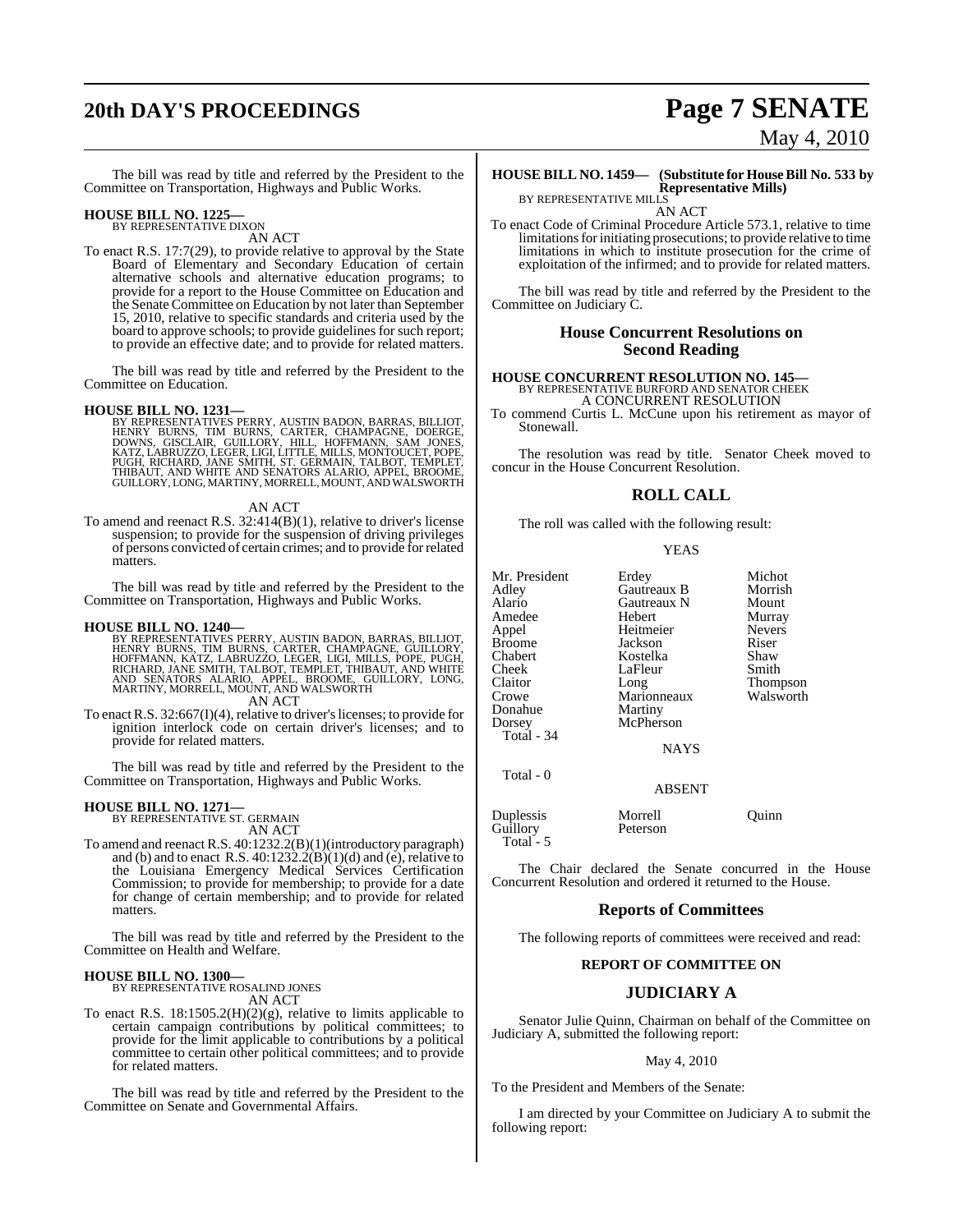The bill was read by title and referred by the President to the Committee on Transportation, Highways and Public Works.

**HOUSE BILL NO. 1225—**
BY REPRESENTATIVE DIXON
AN ACT

To enact R.S. 17:7(29), to provide relative to approval by the State Board of Elementary and Secondary Education of certain alternative schools and alternative education programs; to provide for a report to the House Committee on Education and the Senate Committee on Education by not later than September 15, 2010, relative to specific standards and criteria used by the board to approve schools; to provide guidelines for such report; to provide an effective date; and to provide for related matters.

The bill was read by title and referred by the President to the Committee on Education.

**HOUSE BILL NO. 1231—**
BY REPRESENTATIVES PERRY, AUSTIN BADON, BARRAS, BILLIOT, HENRY BURNS, TIM BURNS, CARTER, CHAMPAGNE, DOERGE, DOWNS, GISCLAIR, GUILLORY, HILL, HOFFMANN, SAM JONES, KATZ, LABRUZZO, LEGER, LIGI, LITTLE, MILLS, MONTOUCET, POPE, PUGH, RICHARD, JANE SMITH, ST. GERMAIN, TALBOT, TEMPLET, THIBAUT, AND WHITE AND SENATORS ALARIO, APPEL, BROOME, GUILLORY, LONG, MARTINY, MORRELL, MOUNT, AND WALSWORTH
AN ACT

To amend and reenact R.S. 32:414(B)(1), relative to driver's license suspension; to provide for the suspension of driving privileges of persons convicted of certain crimes; and to provide for related matters.

The bill was read by title and referred by the President to the Committee on Transportation, Highways and Public Works.

**HOUSE BILL NO. 1240—**
BY REPRESENTATIVES PERRY, AUSTIN BADON, BARRAS, BILLIOT, HENRY BURNS, TIM BURNS, CARTER, CHAMPAGNE, GUILLORY, HOFFMANN, KATZ, LABRUZZO, LEGER, LIGI, MILLS, POPE, PUGH, RICHARD, JANE SMITH, TALBOT, TEMPLET, THIBAUT, AND WHITE AND SENATORS ALARIO, APPEL, BROOME, GUILLORY, LONG, MARTINY, MORRELL, MOUNT, AND WALSWORTH
AN ACT

To enact R.S. 32:667(I)(4), relative to driver's licenses; to provide for ignition interlock code on certain driver's licenses; and to provide for related matters.

The bill was read by title and referred by the President to the Committee on Transportation, Highways and Public Works.

**HOUSE BILL NO. 1271—**
BY REPRESENTATIVE ST. GERMAIN
AN ACT

To amend and reenact R.S. 40:1232.2(B)(1)(introductory paragraph) and (b) and to enact R.S. 40:1232.2(B)(1)(d) and (e), relative to the Louisiana Emergency Medical Services Certification Commission; to provide for membership; to provide for a date for change of certain membership; and to provide for related matters.

The bill was read by title and referred by the President to the Committee on Health and Welfare.

**HOUSE BILL NO. 1300—**
BY REPRESENTATIVE ROSALIND JONES
AN ACT

To enact R.S. 18:1505.2(H)(2)(g), relative to limits applicable to certain campaign contributions by political committees; to provide for the limit applicable to contributions by a political committee to certain other political committees; and to provide for related matters.

The bill was read by title and referred by the President to the Committee on Senate and Governmental Affairs.

**HOUSE BILL NO. 1459— (Substitute for House Bill No. 533 by Representative Mills)**
BY REPRESENTATIVE MILLS
AN ACT

To enact Code of Criminal Procedure Article 573.1, relative to time limitations for initiating prosecutions; to provide relative to time limitations in which to institute prosecution for the crime of exploitation of the infirmed; and to provide for related matters.

The bill was read by title and referred by the President to the Committee on Judiciary C.

## House Concurrent Resolutions on Second Reading

**HOUSE CONCURRENT RESOLUTION NO. 145—**
BY REPRESENTATIVE BURFORD AND SENATOR CHEEK
A CONCURRENT RESOLUTION

To commend Curtis L. McCune upon his retirement as mayor of Stonewall.

The resolution was read by title. Senator Cheek moved to concur in the House Concurrent Resolution.

## ROLL CALL

The roll was called with the following result:

YEAS

| | | |
|---|---|---|
| Mr. President | Erdey | Michot |
| Adley | Gautreaux B | Morrish |
| Alario | Gautreaux N | Mount |
| Amedee | Hebert | Murray |
| Appel | Heitmeier | Nevers |
| Broome | Jackson | Riser |
| Chabert | Kostelka | Shaw |
| Cheek | LaFleur | Smith |
| Claitor | Long | Thompson |
| Crowe | Marionneaux | Walsworth |
| Donahue | Martiny | |
| Dorsey | McPherson | |

Total - 34

NAYS

Total - 0

ABSENT

| | | |
|---|---|---|
| Duplessis | Morrell | Quinn |
| Guillory | Peterson | |

Total - 5

The Chair declared the Senate concurred in the House Concurrent Resolution and ordered it returned to the House.

## Reports of Committees

The following reports of committees were received and read:

### REPORT OF COMMITTEE ON

### JUDICIARY A

Senator Julie Quinn, Chairman on behalf of the Committee on Judiciary A, submitted the following report:

May 4, 2010

To the President and Members of the Senate:

I am directed by your Committee on Judiciary A to submit the following report: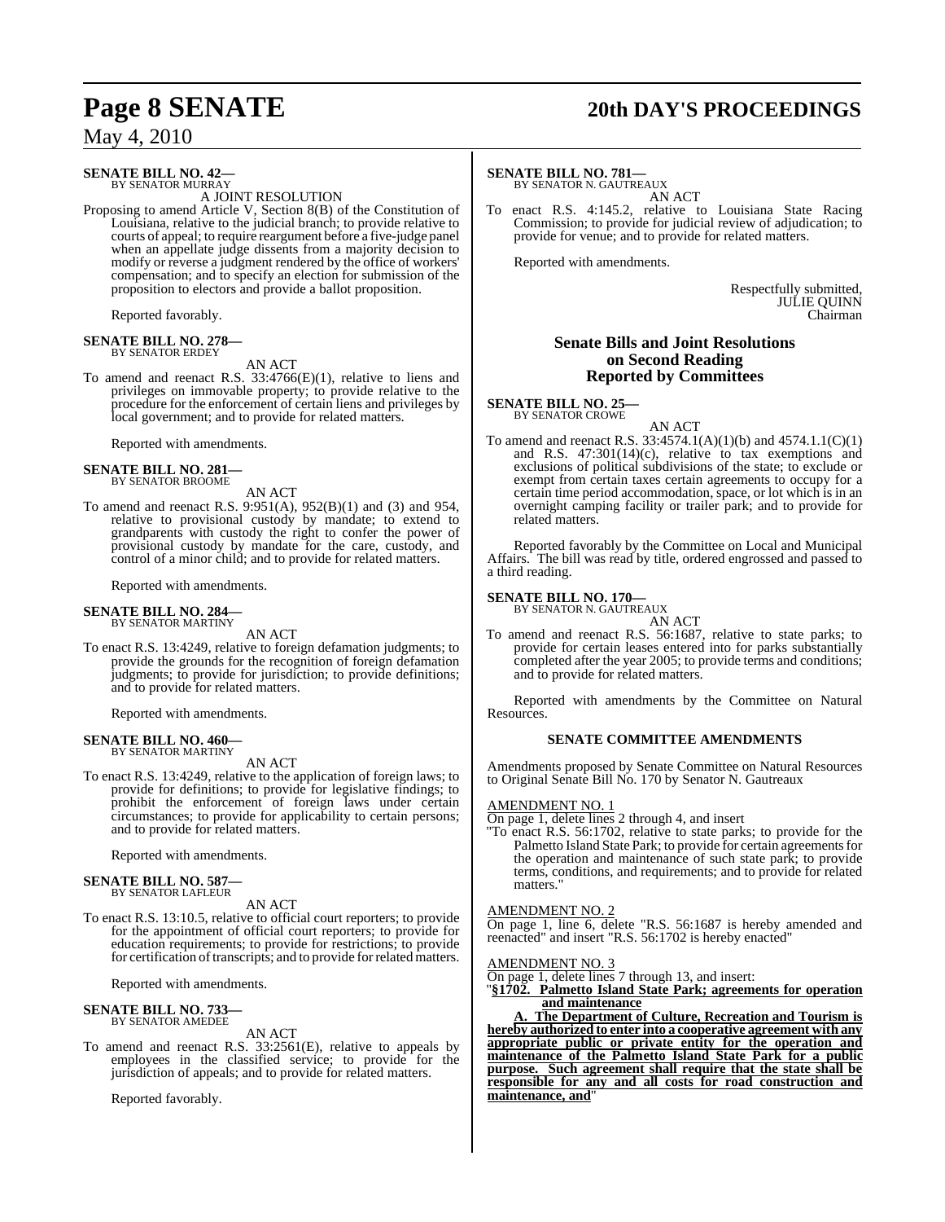**SENATE BILL NO. 42—**
BY SENATOR MURRAY

A JOINT RESOLUTION

Proposing to amend Article V, Section 8(B) of the Constitution of Louisiana, relative to the judicial branch; to provide relative to courts of appeal; to require reargument before a five-judge panel when an appellate judge dissents from a majority decision to modify or reverse a judgment rendered by the office of workers' compensation; and to specify an election for submission of the proposition to electors and provide a ballot proposition.

Reported favorably.

**SENATE BILL NO. 278—**
BY SENATOR ERDEY

AN ACT

To amend and reenact R.S. 33:4766(E)(1), relative to liens and privileges on immovable property; to provide relative to the procedure for the enforcement of certain liens and privileges by local government; and to provide for related matters.

Reported with amendments.

**SENATE BILL NO. 281—**
BY SENATOR BROOME

AN ACT

To amend and reenact R.S. 9:951(A), 952(B)(1) and (3) and 954, relative to provisional custody by mandate; to extend to grandparents with custody the right to confer the power of provisional custody by mandate for the care, custody, and control of a minor child; and to provide for related matters.

Reported with amendments.

**SENATE BILL NO. 284—**
BY SENATOR MARTINY

AN ACT

To enact R.S. 13:4249, relative to foreign defamation judgments; to provide the grounds for the recognition of foreign defamation judgments; to provide for jurisdiction; to provide definitions; and to provide for related matters.

Reported with amendments.

**SENATE BILL NO. 460—**
BY SENATOR MARTINY

AN ACT

To enact R.S. 13:4249, relative to the application of foreign laws; to provide for definitions; to provide for legislative findings; to prohibit the enforcement of foreign laws under certain circumstances; to provide for applicability to certain persons; and to provide for related matters.

Reported with amendments.

**SENATE BILL NO. 587—**
BY SENATOR LAFLEUR

AN ACT

To enact R.S. 13:10.5, relative to official court reporters; to provide for the appointment of official court reporters; to provide for education requirements; to provide for restrictions; to provide for certification of transcripts; and to provide for related matters.

Reported with amendments.

**SENATE BILL NO. 733—**
BY SENATOR AMEDEE

AN ACT

To amend and reenact R.S. 33:2561(E), relative to appeals by employees in the classified service; to provide for the jurisdiction of appeals; and to provide for related matters.

Reported favorably.

**SENATE BILL NO. 781—**
BY SENATOR N. GAUTREAUX

AN ACT

To enact R.S. 4:145.2, relative to Louisiana State Racing Commission; to provide for judicial review of adjudication; to provide for venue; and to provide for related matters.

Reported with amendments.

Respectfully submitted,
JULIE QUINN
Chairman

## Senate Bills and Joint Resolutions on Second Reading Reported by Committees

**SENATE BILL NO. 25—**
BY SENATOR CROWE

AN ACT

To amend and reenact R.S. 33:4574.1(A)(1)(b) and 4574.1.1(C)(1) and R.S. 47:301(14)(c), relative to tax exemptions and exclusions of political subdivisions of the state; to exclude or exempt from certain taxes certain agreements to occupy for a certain time period accommodation, space, or lot which is in an overnight camping facility or trailer park; and to provide for related matters.

Reported favorably by the Committee on Local and Municipal Affairs. The bill was read by title, ordered engrossed and passed to a third reading.

**SENATE BILL NO. 170—**
BY SENATOR N. GAUTREAUX

AN ACT

To amend and reenact R.S. 56:1687, relative to state parks; to provide for certain leases entered into for parks substantially completed after the year 2005; to provide terms and conditions; and to provide for related matters.

Reported with amendments by the Committee on Natural Resources.

### SENATE COMMITTEE AMENDMENTS

Amendments proposed by Senate Committee on Natural Resources to Original Senate Bill No. 170 by Senator N. Gautreaux

AMENDMENT NO. 1

On page 1, delete lines 2 through 4, and insert

"To enact R.S. 56:1702, relative to state parks; to provide for the Palmetto Island State Park; to provide for certain agreements for the operation and maintenance of such state park; to provide terms, conditions, and requirements; and to provide for related matters."

AMENDMENT NO. 2

On page 1, line 6, delete "R.S. 56:1687 is hereby amended and reenacted" and insert "R.S. 56:1702 is hereby enacted"

AMENDMENT NO. 3

On page 1, delete lines 7 through 13, and insert:

"**§1702. Palmetto Island State Park; agreements for operation and maintenance**

**A. The Department of Culture, Recreation and Tourism is hereby authorized to enter into a cooperative agreement with any appropriate public or private entity for the operation and maintenance of the Palmetto Island State Park for a public purpose. Such agreement shall require that the state shall be responsible for any and all costs for road construction and maintenance, and**"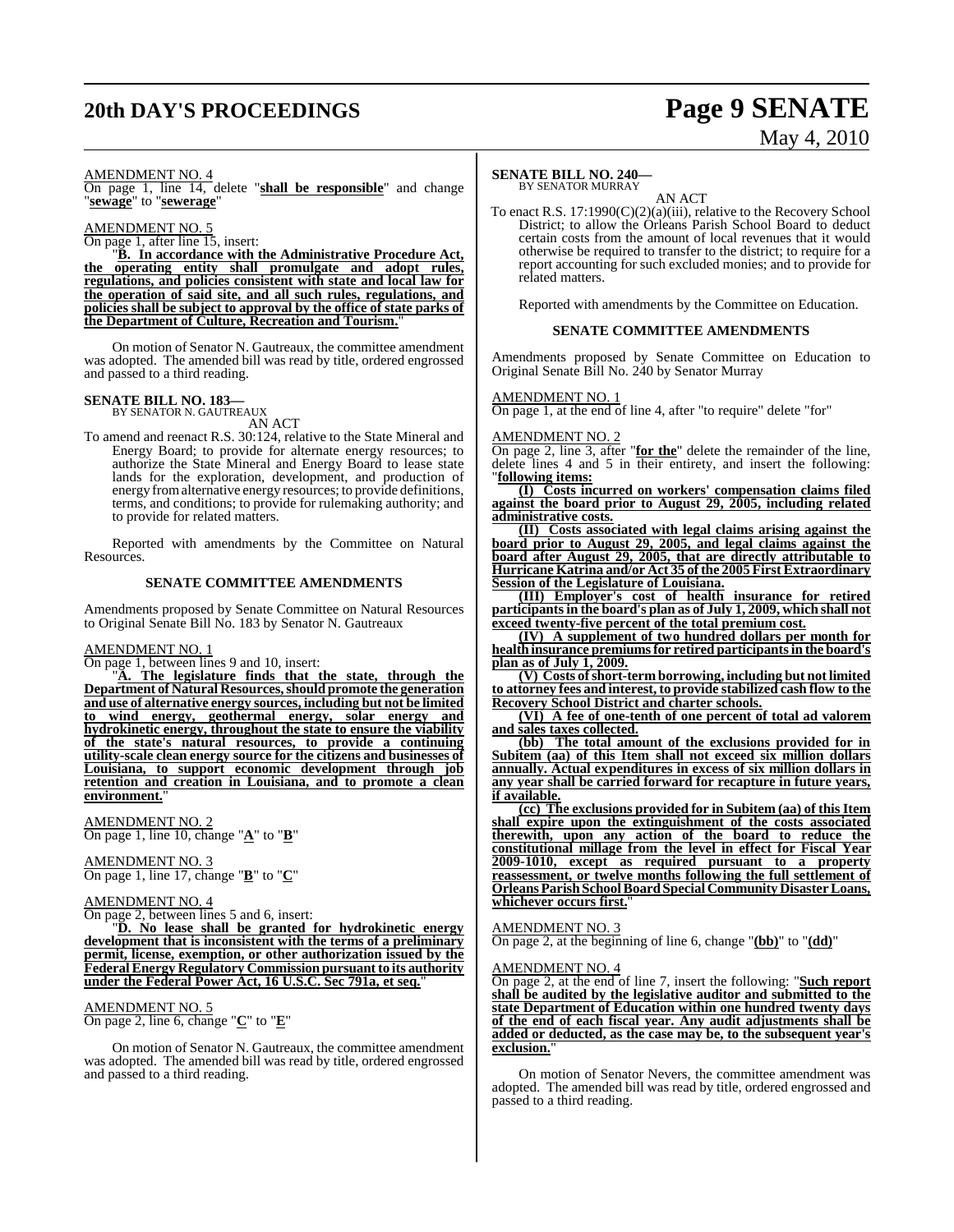AMENDMENT NO. 4

On page 1, line 14, delete "**shall be responsible**" and change "**sewage**" to "**sewerage**"

AMENDMENT NO. 5

On page 1, after line 15, insert:

"**B. In accordance with the Administrative Procedure Act, the operating entity shall promulgate and adopt rules, regulations, and policies consistent with state and local law for the operation of said site, and all such rules, regulations, and policies shall be subject to approval by the office of state parks of the Department of Culture, Recreation and Tourism.**"

On motion of Senator N. Gautreaux, the committee amendment was adopted. The amended bill was read by title, ordered engrossed and passed to a third reading.

**SENATE BILL NO. 183—**
BY SENATOR N. GAUTREAUX

AN ACT

To amend and reenact R.S. 30:124, relative to the State Mineral and Energy Board; to provide for alternate energy resources; to authorize the State Mineral and Energy Board to lease state lands for the exploration, development, and production of energy from alternative energy resources; to provide definitions, terms, and conditions; to provide for rulemaking authority; and to provide for related matters.

Reported with amendments by the Committee on Natural Resources.

**SENATE COMMITTEE AMENDMENTS**

Amendments proposed by Senate Committee on Natural Resources to Original Senate Bill No. 183 by Senator N. Gautreaux

AMENDMENT NO. 1

On page 1, between lines 9 and 10, insert:

"**A. The legislature finds that the state, through the Department of Natural Resources, should promote the generation and use of alternative energy sources, including but not be limited to wind energy, geothermal energy, solar energy and hydrokinetic energy, throughout the state to ensure the viability of the state's natural resources, to provide a continuing utility-scale clean energy source for the citizens and businesses of Louisiana, to support economic development through job retention and creation in Louisiana, and to promote a clean environment.**"

AMENDMENT NO. 2

On page 1, line 10, change "**A**" to "**B**"

AMENDMENT NO. 3

On page 1, line 17, change "**B**" to "**C**"

AMENDMENT NO. 4

On page 2, between lines 5 and 6, insert:

"**D. No lease shall be granted for hydrokinetic energy development that is inconsistent with the terms of a preliminary permit, license, exemption, or other authorization issued by the Federal Energy Regulatory Commission pursuant to its authority under the Federal Power Act, 16 U.S.C. Sec 791a, et seq.**"

AMENDMENT NO. 5

On page 2, line 6, change "**C**" to "**E**"

On motion of Senator N. Gautreaux, the committee amendment was adopted. The amended bill was read by title, ordered engrossed and passed to a third reading.

**SENATE BILL NO. 240—**
BY SENATOR MURRAY

AN ACT

To enact R.S. 17:1990(C)(2)(a)(iii), relative to the Recovery School District; to allow the Orleans Parish School Board to deduct certain costs from the amount of local revenues that it would otherwise be required to transfer to the district; to require for a report accounting for such excluded monies; and to provide for related matters.

Reported with amendments by the Committee on Education.

**SENATE COMMITTEE AMENDMENTS**

Amendments proposed by Senate Committee on Education to Original Senate Bill No. 240 by Senator Murray

AMENDMENT NO. 1

On page 1, at the end of line 4, after "to require" delete "for"

AMENDMENT NO. 2

On page 2, line 3, after "**for the**" delete the remainder of the line, delete lines 4 and 5 in their entirety, and insert the following: "**following items:**

**(I) Costs incurred on workers' compensation claims filed against the board prior to August 29, 2005, including related administrative costs.**

**(II) Costs associated with legal claims arising against the board prior to August 29, 2005, and legal claims against the board after August 29, 2005, that are directly attributable to Hurricane Katrina and/or Act 35 of the 2005 First Extraordinary Session of the Legislature of Louisiana.**

**(III) Employer's cost of health insurance for retired participants in the board's plan as of July 1, 2009, which shall not exceed twenty-five percent of the total premium cost.**

**(IV) A supplement of two hundred dollars per month for health insurance premiums for retired participants in the board's plan as of July 1, 2009.**

**(V) Costs of short-term borrowing, including but not limited to attorney fees and interest, to provide stabilized cash flow to the Recovery School District and charter schools.**

**(VI) A fee of one-tenth of one percent of total ad valorem and sales taxes collected.**

**(bb) The total amount of the exclusions provided for in Subitem (aa) of this Item shall not exceed six million dollars annually. Actual expenditures in excess of six million dollars in any year shall be carried forward for recapture in future years, if available.**

**(cc) The exclusions provided for in Subitem (aa) of this Item shall expire upon the extinguishment of the costs associated therewith, upon any action of the board to reduce the constitutional millage from the level in effect for Fiscal Year 2009-1010, except as required pursuant to a property reassessment, or twelve months following the full settlement of Orleans Parish School Board Special Community Disaster Loans, whichever occurs first.**"

AMENDMENT NO. 3

On page 2, at the beginning of line 6, change "**(bb)**" to "**(dd)**"

AMENDMENT NO. 4

On page 2, at the end of line 7, insert the following: "**Such report shall be audited by the legislative auditor and submitted to the state Department of Education within one hundred twenty days of the end of each fiscal year. Any audit adjustments shall be added or deducted, as the case may be, to the subsequent year's exclusion.**"

On motion of Senator Nevers, the committee amendment was adopted. The amended bill was read by title, ordered engrossed and passed to a third reading.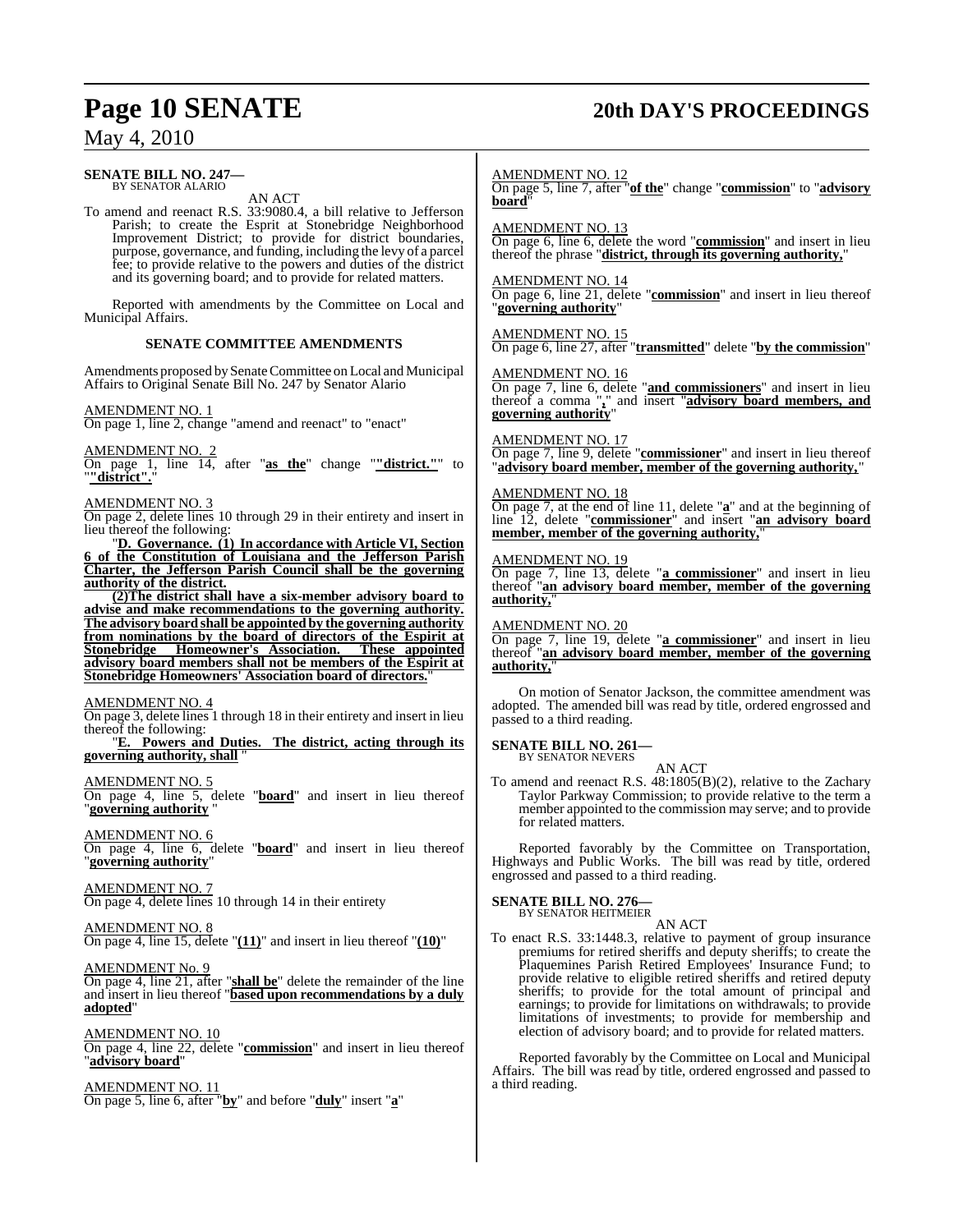**SENATE BILL NO. 247—**
BY SENATOR ALARIO

AN ACT

To amend and reenact R.S. 33:9080.4, a bill relative to Jefferson Parish; to create the Esprit at Stonebridge Neighborhood Improvement District; to provide for district boundaries, purpose, governance, and funding, including the levy of a parcel fee; to provide relative to the powers and duties of the district and its governing board; and to provide for related matters.

Reported with amendments by the Committee on Local and Municipal Affairs.

### SENATE COMMITTEE AMENDMENTS

Amendments proposed by Senate Committee on Local and Municipal Affairs to Original Senate Bill No. 247 by Senator Alario

AMENDMENT NO. 1
On page 1, line 2, change "amend and reenact" to "enact"

AMENDMENT NO. 2
On page 1, line 14, after "**as the**" change "**"district."**" to "**"district".**"

AMENDMENT NO. 3
On page 2, delete lines 10 through 29 in their entirety and insert in lieu thereof the following:

"**D. Governance. (1) In accordance with Article VI, Section 6 of the Constitution of Louisiana and the Jefferson Parish Charter, the Jefferson Parish Council shall be the governing authority of the district.**

**(2)The district shall have a six-member advisory board to advise and make recommendations to the governing authority. The advisory board shall be appointed by the governing authority from nominations by the board of directors of the Espirit at Stonebridge Homeowner's Association. These appointed advisory board members shall not be members of the Espirit at Stonebridge Homeowners' Association board of directors.**"

AMENDMENT NO. 4
On page 3, delete lines 1 through 18 in their entirety and insert in lieu thereof the following:

"**E. Powers and Duties. The district, acting through its governing authority, shall** "

AMENDMENT NO. 5
On page 4, line 5, delete "**board**" and insert in lieu thereof "**governing authority** "

AMENDMENT NO. 6
On page 4, line 6, delete "**board**" and insert in lieu thereof "**governing authority**"

AMENDMENT NO. 7
On page 4, delete lines 10 through 14 in their entirety

AMENDMENT NO. 8
On page 4, line 15, delete "**(11)**" and insert in lieu thereof "**(10)**"

AMENDMENT No. 9
On page 4, line 21, after "**shall be**" delete the remainder of the line and insert in lieu thereof "**based upon recommendations by a duly adopted**"

AMENDMENT NO. 10
On page 4, line 22, delete "**commission**" and insert in lieu thereof "**advisory board**"

AMENDMENT NO. 11
On page 5, line 6, after "**by**" and before "**duly**" insert "**a**"

AMENDMENT NO. 12
On page 5, line 7, after "**of the**" change "**commission**" to "**advisory board**"

AMENDMENT NO. 13
On page 6, line 6, delete the word "**commission**" and insert in lieu thereof the phrase "**district, through its governing authority,**"

AMENDMENT NO. 14
On page 6, line 21, delete "**commission**" and insert in lieu thereof "**governing authority**"

AMENDMENT NO. 15
On page 6, line 27, after "**transmitted**" delete "**by the commission**"

AMENDMENT NO. 16
On page 7, line 6, delete "**and commissioners**" and insert in lieu thereof a comma "**,**" and insert "**advisory board members, and governing authority**"

AMENDMENT NO. 17
On page 7, line 9, delete "**commissioner**" and insert in lieu thereof "**advisory board member, member of the governing authority,**"

AMENDMENT NO. 18
On page 7, at the end of line 11, delete "**a**" and at the beginning of line 12, delete "**commissioner**" and insert "**an advisory board member, member of the governing authority,**"

AMENDMENT NO. 19
On page 7, line 13, delete "**a commissioner**" and insert in lieu thereof "**an advisory board member, member of the governing authority,**"

AMENDMENT NO. 20
On page 7, line 19, delete "**a commissioner**" and insert in lieu thereof "**an advisory board member, member of the governing authority,**"

On motion of Senator Jackson, the committee amendment was adopted. The amended bill was read by title, ordered engrossed and passed to a third reading.

**SENATE BILL NO. 261—**
BY SENATOR NEVERS

AN ACT

To amend and reenact R.S. 48:1805(B)(2), relative to the Zachary Taylor Parkway Commission; to provide relative to the term a member appointed to the commission may serve; and to provide for related matters.

Reported favorably by the Committee on Transportation, Highways and Public Works. The bill was read by title, ordered engrossed and passed to a third reading.

**SENATE BILL NO. 276—**
BY SENATOR HEITMEIER

AN ACT

To enact R.S. 33:1448.3, relative to payment of group insurance premiums for retired sheriffs and deputy sheriffs; to create the Plaquemines Parish Retired Employees' Insurance Fund; to provide relative to eligible retired sheriffs and retired deputy sheriffs; to provide for the total amount of principal and earnings; to provide for limitations on withdrawals; to provide limitations of investments; to provide for membership and election of advisory board; and to provide for related matters.

Reported favorably by the Committee on Local and Municipal Affairs. The bill was read by title, ordered engrossed and passed to a third reading.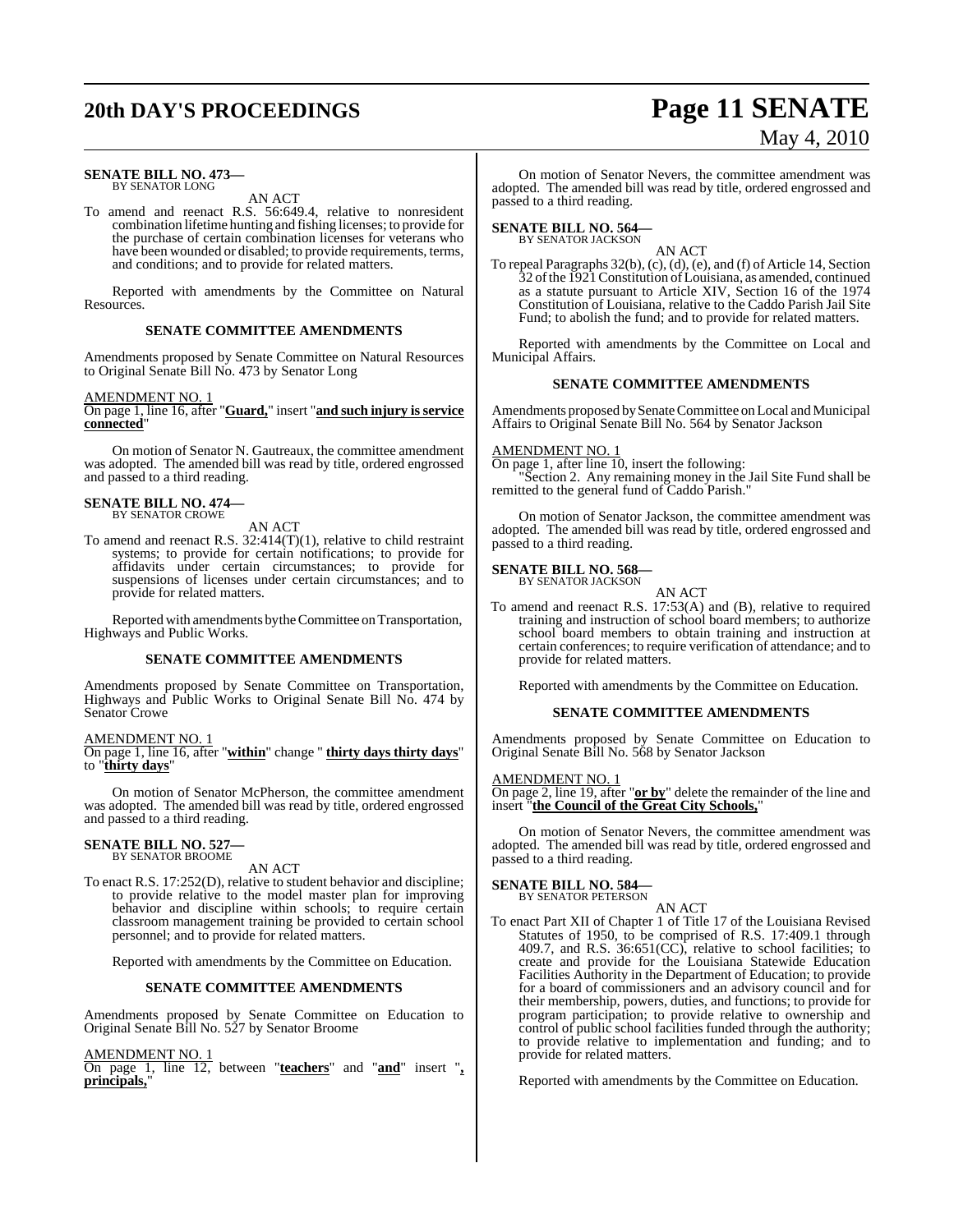**SENATE BILL NO. 473—**
BY SENATOR LONG

AN ACT

To amend and reenact R.S. 56:649.4, relative to nonresident combination lifetime hunting and fishing licenses; to provide for the purchase of certain combination licenses for veterans who have been wounded or disabled; to provide requirements, terms, and conditions; and to provide for related matters.

Reported with amendments by the Committee on Natural Resources.

**SENATE COMMITTEE AMENDMENTS**

Amendments proposed by Senate Committee on Natural Resources to Original Senate Bill No. 473 by Senator Long

AMENDMENT NO. 1
On page 1, line 16, after "**Guard,**" insert "**and such injury is service connected**"

On motion of Senator N. Gautreaux, the committee amendment was adopted. The amended bill was read by title, ordered engrossed and passed to a third reading.

**SENATE BILL NO. 474—**
BY SENATOR CROWE

AN ACT

To amend and reenact R.S. 32:414(T)(1), relative to child restraint systems; to provide for certain notifications; to provide for affidavits under certain circumstances; to provide for suspensions of licenses under certain circumstances; and to provide for related matters.

Reported with amendments by the Committee on Transportation, Highways and Public Works.

**SENATE COMMITTEE AMENDMENTS**

Amendments proposed by Senate Committee on Transportation, Highways and Public Works to Original Senate Bill No. 474 by Senator Crowe

AMENDMENT NO. 1
On page 1, line 16, after "**within**" change " **thirty days thirty days**" to "**thirty days**"

On motion of Senator McPherson, the committee amendment was adopted. The amended bill was read by title, ordered engrossed and passed to a third reading.

**SENATE BILL NO. 527—**
BY SENATOR BROOME

AN ACT

To enact R.S. 17:252(D), relative to student behavior and discipline; to provide relative to the model master plan for improving behavior and discipline within schools; to require certain classroom management training be provided to certain school personnel; and to provide for related matters.

Reported with amendments by the Committee on Education.

**SENATE COMMITTEE AMENDMENTS**

Amendments proposed by Senate Committee on Education to Original Senate Bill No. 527 by Senator Broome

AMENDMENT NO. 1
On page 1, line 12, between "**teachers**" and "**and**" insert "**, principals,**"

On motion of Senator Nevers, the committee amendment was adopted. The amended bill was read by title, ordered engrossed and passed to a third reading.

**SENATE BILL NO. 564—**
BY SENATOR JACKSON

AN ACT

To repeal Paragraphs 32(b), (c), (d), (e), and (f) of Article 14, Section 32 of the 1921 Constitution of Louisiana, as amended, continued as a statute pursuant to Article XIV, Section 16 of the 1974 Constitution of Louisiana, relative to the Caddo Parish Jail Site Fund; to abolish the fund; and to provide for related matters.

Reported with amendments by the Committee on Local and Municipal Affairs.

**SENATE COMMITTEE AMENDMENTS**

Amendments proposed by Senate Committee on Local and Municipal Affairs to Original Senate Bill No. 564 by Senator Jackson

AMENDMENT NO. 1
On page 1, after line 10, insert the following:
"Section 2. Any remaining money in the Jail Site Fund shall be remitted to the general fund of Caddo Parish."

On motion of Senator Jackson, the committee amendment was adopted. The amended bill was read by title, ordered engrossed and passed to a third reading.

**SENATE BILL NO. 568—**
BY SENATOR JACKSON

AN ACT

To amend and reenact R.S. 17:53(A) and (B), relative to required training and instruction of school board members; to authorize school board members to obtain training and instruction at certain conferences; to require verification of attendance; and to provide for related matters.

Reported with amendments by the Committee on Education.

**SENATE COMMITTEE AMENDMENTS**

Amendments proposed by Senate Committee on Education to Original Senate Bill No. 568 by Senator Jackson

AMENDMENT NO. 1
On page 2, line 19, after "**or by**" delete the remainder of the line and insert "**the Council of the Great City Schools,**"

On motion of Senator Nevers, the committee amendment was adopted. The amended bill was read by title, ordered engrossed and passed to a third reading.

**SENATE BILL NO. 584—**
BY SENATOR PETERSON

AN ACT

To enact Part XII of Chapter 1 of Title 17 of the Louisiana Revised Statutes of 1950, to be comprised of R.S. 17:409.1 through 409.7, and R.S. 36:651(CC), relative to school facilities; to create and provide for the Louisiana Statewide Education Facilities Authority in the Department of Education; to provide for a board of commissioners and an advisory council and for their membership, powers, duties, and functions; to provide for program participation; to provide relative to ownership and control of public school facilities funded through the authority; to provide relative to implementation and funding; and to provide for related matters.

Reported with amendments by the Committee on Education.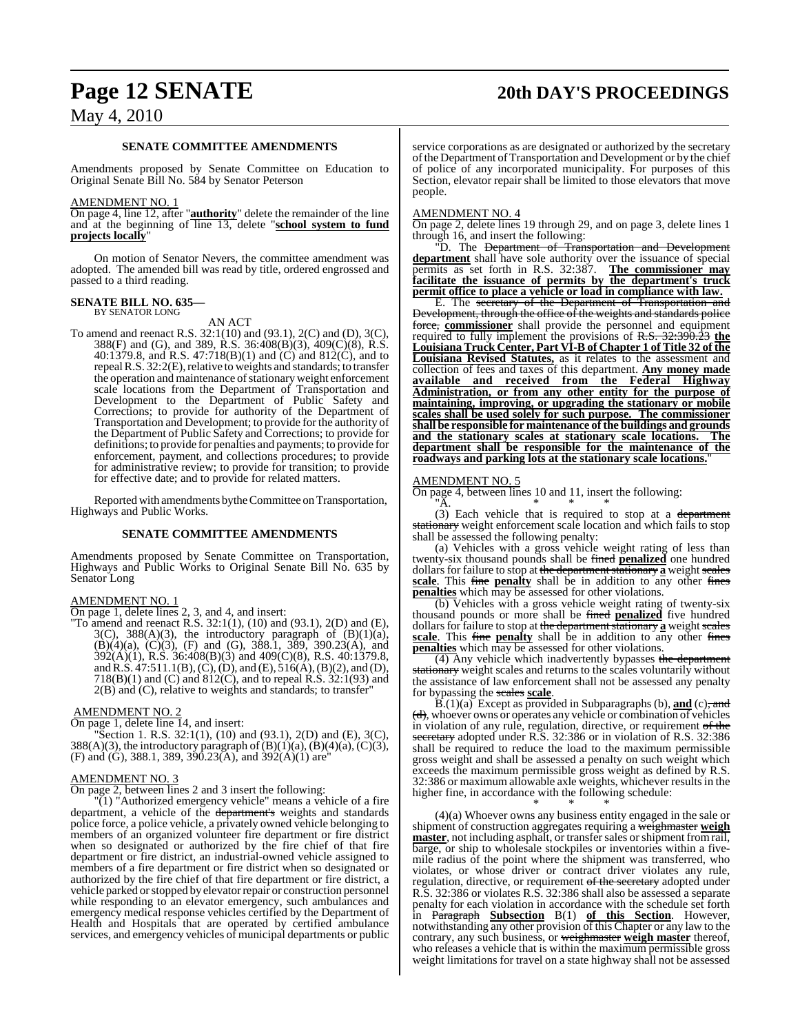### SENATE COMMITTEE AMENDMENTS

Amendments proposed by Senate Committee on Education to Original Senate Bill No. 584 by Senator Peterson

AMENDMENT NO. 1

On page 4, line 12, after "**authority**" delete the remainder of the line and at the beginning of line 13, delete "**school system to fund projects locally**"

On motion of Senator Nevers, the committee amendment was adopted. The amended bill was read by title, ordered engrossed and passed to a third reading.

**SENATE BILL NO. 635—**
BY SENATOR LONG

AN ACT

To amend and reenact R.S. 32:1(10) and (93.1), 2(C) and (D), 3(C), 388(F) and (G), and 389, R.S. 36:408(B)(3), 409(C)(8), R.S. 40:1379.8, and R.S. 47:718(B)(1) and (C) and 812(C), and to repeal R.S. 32:2(E), relative to weights and standards; to transfer the operation and maintenance of stationary weight enforcement scale locations from the Department of Transportation and Development to the Department of Public Safety and Corrections; to provide for authority of the Department of Transportation and Development; to provide for the authority of the Department of Public Safety and Corrections; to provide for definitions; to provide for penalties and payments; to provide for enforcement, payment, and collections procedures; to provide for administrative review; to provide for transition; to provide for effective date; and to provide for related matters.

Reported with amendments by the Committee on Transportation, Highways and Public Works.

### SENATE COMMITTEE AMENDMENTS

Amendments proposed by Senate Committee on Transportation, Highways and Public Works to Original Senate Bill No. 635 by Senator Long

AMENDMENT NO. 1

On page 1, delete lines 2, 3, and 4, and insert:

"To amend and reenact R.S. 32:1(1), (10) and (93.1), 2(D) and (E), 3(C), 388(A)(3), the introductory paragraph of (B)(1)(a), (B)(4)(a), (C)(3), (F) and (G), 388.1, 389, 390.23(A), and 392(A)(1), R.S. 36:408(B)(3) and 409(C)(8), R.S. 40:1379.8, and R.S. 47:511.1(B), (C), (D), and (E), 516(A), (B)(2), and (D), 718(B)(1) and (C) and 812(C), and to repeal R.S. 32:1(93) and 2(B) and (C), relative to weights and standards; to transfer"

AMENDMENT NO. 2

On page 1, delete line 14, and insert:

"Section 1. R.S. 32:1(1), (10) and (93.1), 2(D) and (E), 3(C), 388(A)(3), the introductory paragraph of (B)(1)(a), (B)(4)(a), (C)(3), (F) and (G), 388.1, 389, 390.23(A), and 392(A)(1) are"

AMENDMENT NO. 3

On page 2, between lines 2 and 3 insert the following:

"(1) "Authorized emergency vehicle" means a vehicle of a fire department, a vehicle of the ~~department's~~ weights and standards police force, a police vehicle, a privately owned vehicle belonging to members of an organized volunteer fire department or fire district when so designated or authorized by the fire chief of that fire department or fire district, an industrial-owned vehicle assigned to members of a fire department or fire district when so designated or authorized by the fire chief of that fire department or fire district, a vehicle parked or stopped by elevator repair or construction personnel while responding to an elevator emergency, such ambulances and emergency medical response vehicles certified by the Department of Health and Hospitals that are operated by certified ambulance services, and emergency vehicles of municipal departments or public service corporations as are designated or authorized by the secretary of the Department of Transportation and Development or by the chief of police of any incorporated municipality. For purposes of this Section, elevator repair shall be limited to those elevators that move people.

AMENDMENT NO. 4

On page 2, delete lines 19 through 29, and on page 3, delete lines 1 through 16, and insert the following:

"D. The ~~Department of Transportation and Development~~ **department** shall have sole authority over the issuance of special permits as set forth in R.S. 32:387. **The commissioner may facilitate the issuance of permits by the department's truck permit office to place a vehicle or load in compliance with law.**

E. The ~~secretary of the Department of Transportation and Development, through the office of the weights and standards police force,~~ **commissioner** shall provide the personnel and equipment required to fully implement the provisions of ~~R.S. 32:390.23~~ **the Louisiana Truck Center, Part VI-B of Chapter 1 of Title 32 of the Louisiana Revised Statutes,** as it relates to the assessment and collection of fees and taxes of this department. **Any money made available and received from the Federal Highway Administration, or from any other entity for the purpose of maintaining, improving, or upgrading the stationary or mobile scales shall be used solely for such purpose. The commissioner shall be responsible for maintenance of the buildings and grounds and the stationary scales at stationary scale locations. The department shall be responsible for the maintenance of the roadways and parking lots at the stationary scale locations.**"

AMENDMENT NO. 5

On page 4, between lines 10 and 11, insert the following:

"A. * * *

(3) Each vehicle that is required to stop at a ~~department~~ stationary weight enforcement scale location and which fails to stop shall be assessed the following penalty:

(a) Vehicles with a gross vehicle weight rating of less than twenty-six thousand pounds shall be ~~fined~~ **penalized** one hundred dollars for failure to stop at ~~the department stationary~~ **a** weight ~~scales~~ **scale**. This ~~fine~~ **penalty** shall be in addition to any other ~~fines~~ **penalties** which may be assessed for other violations.

(b) Vehicles with a gross vehicle weight rating of twenty-six thousand pounds or more shall be ~~fined~~ **penalized** five hundred dollars for failure to stop at ~~the department stationary~~ **a** weight ~~scales~~ **scale**. This ~~fine~~ **penalty** shall be in addition to any other ~~fines~~ **penalties** which may be assessed for other violations.

(4) Any vehicle which inadvertently bypasses ~~the department~~ stationary weight scales and returns to the scales voluntarily without the assistance of law enforcement shall not be assessed any penalty for bypassing the ~~scales~~ **scale**.

B.(1)(a) Except as provided in Subparagraphs (b), **and** (c)~~, and (d)~~, whoever owns or operates any vehicle or combination of vehicles in violation of any rule, regulation, directive, or requirement ~~of the secretary~~ adopted under R.S. 32:386 or in violation of R.S. 32:386 shall be required to reduce the load to the maximum permissible gross weight and shall be assessed a penalty on such weight which exceeds the maximum permissible gross weight as defined by R.S. 32:386 or maximum allowable axle weights, whichever results in the higher fine, in accordance with the following schedule:

\* \* \*

(4)(a) Whoever owns any business entity engaged in the sale or shipment of construction aggregates requiring a ~~weighmaster~~ **weigh master**, not including asphalt, or transfer sales or shipment from rail, barge, or ship to wholesale stockpiles or inventories within a five-mile radius of the point where the shipment was transferred, who violates, or whose driver or contract driver violates any rule, regulation, directive, or requirement ~~of the secretary~~ adopted under R.S. 32:386 or violates R.S. 32:386 shall also be assessed a separate penalty for each violation in accordance with the schedule set forth in ~~Paragraph~~ **Subsection** B(1) **of this Section**. However, notwithstanding any other provision of this Chapter or any law to the contrary, any such business, or ~~weighmaster~~ **weigh master** thereof, who releases a vehicle that is within the maximum permissible gross weight limitations for travel on a state highway shall not be assessed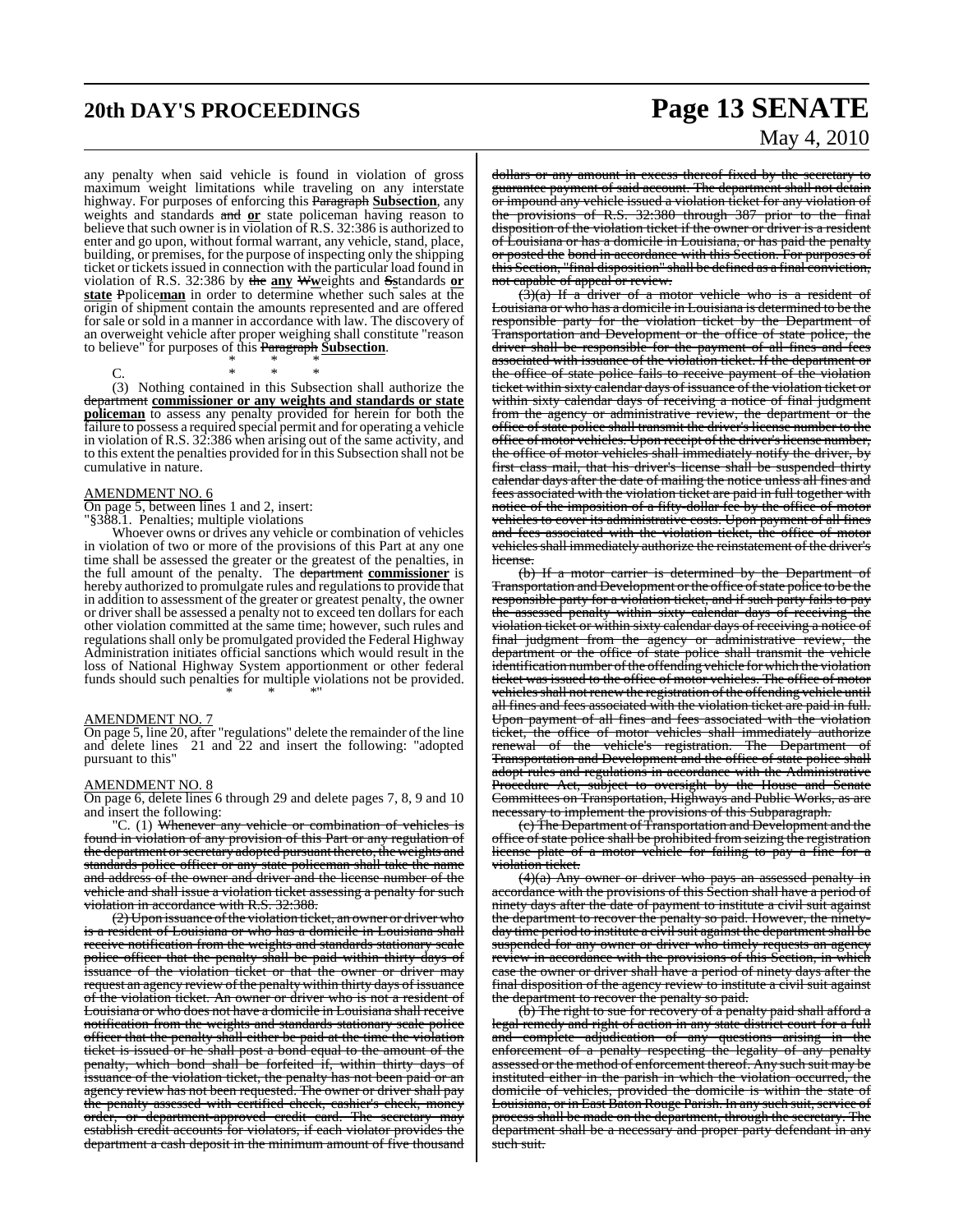any penalty when said vehicle is found in violation of gross maximum weight limitations while traveling on any interstate highway. For purposes of enforcing this ~~Paragraph~~ **Subsection**, any weights and standards ~~and~~ **or** state policeman having reason to believe that such owner is in violation of R.S. 32:386 is authorized to enter and go upon, without formal warrant, any vehicle, stand, place, building, or premises, for the purpose of inspecting only the shipping ticket or tickets issued in connection with the particular load found in violation of R.S. 32:386 by ~~the~~ **any** ~~W~~**w**eights and ~~S~~**s**tandards **or state** ~~P~~police**man** in order to determine whether such sales at the origin of shipment contain the amounts represented and are offered for sale or sold in a manner in accordance with law. The discovery of an overweight vehicle after proper weighing shall constitute "reason to believe" for purposes of this ~~Paragraph~~ **Subsection**.

\* \* \*

C. \* \* \*

(3) Nothing contained in this Subsection shall authorize the ~~department~~ **commissioner or any weights and standards or state policeman** to assess any penalty provided for herein for both the failure to possess a required special permit and for operating a vehicle in violation of R.S. 32:386 when arising out of the same activity, and to this extent the penalties provided for in this Subsection shall not be cumulative in nature.

AMENDMENT NO. 6

On page 5, between lines 1 and 2, insert:

"§388.1. Penalties; multiple violations

Whoever owns or drives any vehicle or combination of vehicles in violation of two or more of the provisions of this Part at any one time shall be assessed the greater or the greatest of the penalties, in the full amount of the penalty. The ~~department~~ **commissioner** is hereby authorized to promulgate rules and regulations to provide that in addition to assessment of the greater or greatest penalty, the owner or driver shall be assessed a penalty not to exceed ten dollars for each other violation committed at the same time; however, such rules and regulations shall only be promulgated provided the Federal Highway Administration initiates official sanctions which would result in the loss of National Highway System apportionment or other federal funds should such penalties for multiple violations not be provided.

\* \* \*"

AMENDMENT NO. 7

On page 5, line 20, after "regulations" delete the remainder of the line and delete lines 21 and 22 and insert the following: "adopted pursuant to this"

AMENDMENT NO. 8

On page 6, delete lines 6 through 29 and delete pages 7, 8, 9 and 10 and insert the following:

"C. (1) ~~Whenever any vehicle or combination of vehicles is found in violation of any provision of this Part or any regulation of the department or secretary adopted pursuant thereto, the weights and standards police officer or any state policeman shall take the name and address of the owner and driver and the license number of the vehicle and shall issue a violation ticket assessing a penalty for such violation in accordance with R.S. 32:388.~~

~~(2) Upon issuance of the violation ticket, an owner or driver who is a resident of Louisiana or who has a domicile in Louisiana shall receive notification from the weights and standards stationary scale police officer that the penalty shall be paid within thirty days of issuance of the violation ticket or that the owner or driver may request an agency review of the penalty within thirty days of issuance of the violation ticket. An owner or driver who is not a resident of Louisiana or who does not have a domicile in Louisiana shall receive notification from the weights and standards stationary scale police officer that the penalty shall either be paid at the time the violation ticket is issued or he shall post a bond equal to the amount of the penalty, which bond shall be forfeited if, within thirty days of issuance of the violation ticket, the penalty has not been paid or an agency review has not been requested. The owner or driver shall pay the penalty assessed with certified check, cashier's check, money order, or department-approved credit card. The secretary may establish credit accounts for violators, if each violator provides the department a cash deposit in the minimum amount of five thousand dollars or any amount in excess thereof fixed by the secretary to guarantee payment of said account. The department shall not detain or impound any vehicle issued a violation ticket for any violation of the provisions of R.S. 32:380 through 387 prior to the final disposition of the violation ticket if the owner or driver is a resident of Louisiana or has a domicile in Louisiana, or has paid the penalty or posted the bond in accordance with this Section. For purposes of this Section, "final disposition" shall be defined as a final conviction, not capable of appeal or review.~~

~~(3)(a) If a driver of a motor vehicle who is a resident of Louisiana or who has a domicile in Louisiana is determined to be the responsible party for the violation ticket by the Department of Transportation and Development or the office of state police, the driver shall be responsible for the payment of all fines and fees associated with issuance of the violation ticket. If the department or the office of state police fails to receive payment of the violation ticket within sixty calendar days of issuance of the violation ticket or within sixty calendar days of receiving a notice of final judgment from the agency or administrative review, the department or the office of state police shall transmit the driver's license number to the office of motor vehicles. Upon receipt of the driver's license number, the office of motor vehicles shall immediately notify the driver, by first class mail, that his driver's license shall be suspended thirty calendar days after the date of mailing the notice unless all fines and fees associated with the violation ticket are paid in full together with notice of the imposition of a fifty-dollar fee by the office of motor vehicles to cover its administrative costs. Upon payment of all fines and fees associated with the violation ticket, the office of motor vehicles shall immediately authorize the reinstatement of the driver's license.~~

~~(b) If a motor carrier is determined by the Department of Transportation and Development or the office of state police to be the responsible party for a violation ticket, and if such party fails to pay the assessed penalty within sixty calendar days of receiving the violation ticket or within sixty calendar days of receiving a notice of final judgment from the agency or administrative review, the department or the office of state police shall transmit the vehicle identification number of the offending vehicle for which the violation ticket was issued to the office of motor vehicles. The office of motor vehicles shall not renew the registration of the offending vehicle until all fines and fees associated with the violation ticket are paid in full. Upon payment of all fines and fees associated with the violation ticket, the office of motor vehicles shall immediately authorize renewal of the vehicle's registration. The Department of Transportation and Development and the office of state police shall adopt rules and regulations in accordance with the Administrative Procedure Act, subject to oversight by the House and Senate Committees on Transportation, Highways and Public Works, as are necessary to implement the provisions of this Subparagraph.~~

~~(c) The Department of Transportation and Development and the office of state police shall be prohibited from seizing the registration license plate of a motor vehicle for failing to pay a fine for a violation ticket.~~

~~(4)(a) Any owner or driver who pays an assessed penalty in accordance with the provisions of this Section shall have a period of ninety days after the date of payment to institute a civil suit against the department to recover the penalty so paid. However, the ninety-day time period to institute a civil suit against the department shall be suspended for any owner or driver who timely requests an agency review in accordance with the provisions of this Section, in which case the owner or driver shall have a period of ninety days after the final disposition of the agency review to institute a civil suit against the department to recover the penalty so paid.~~

~~(b) The right to sue for recovery of a penalty paid shall afford a legal remedy and right of action in any state district court for a full and complete adjudication of any questions arising in the enforcement of a penalty respecting the legality of any penalty assessed or the method of enforcement thereof. Any such suit may be instituted either in the parish in which the violation occurred, the domicile of vehicles, provided the domicile is within the state of Louisiana, or in East Baton Rouge Parish. In any such suit, service of process shall be made on the department, through the secretary. The department shall be a necessary and proper party defendant in any such suit.~~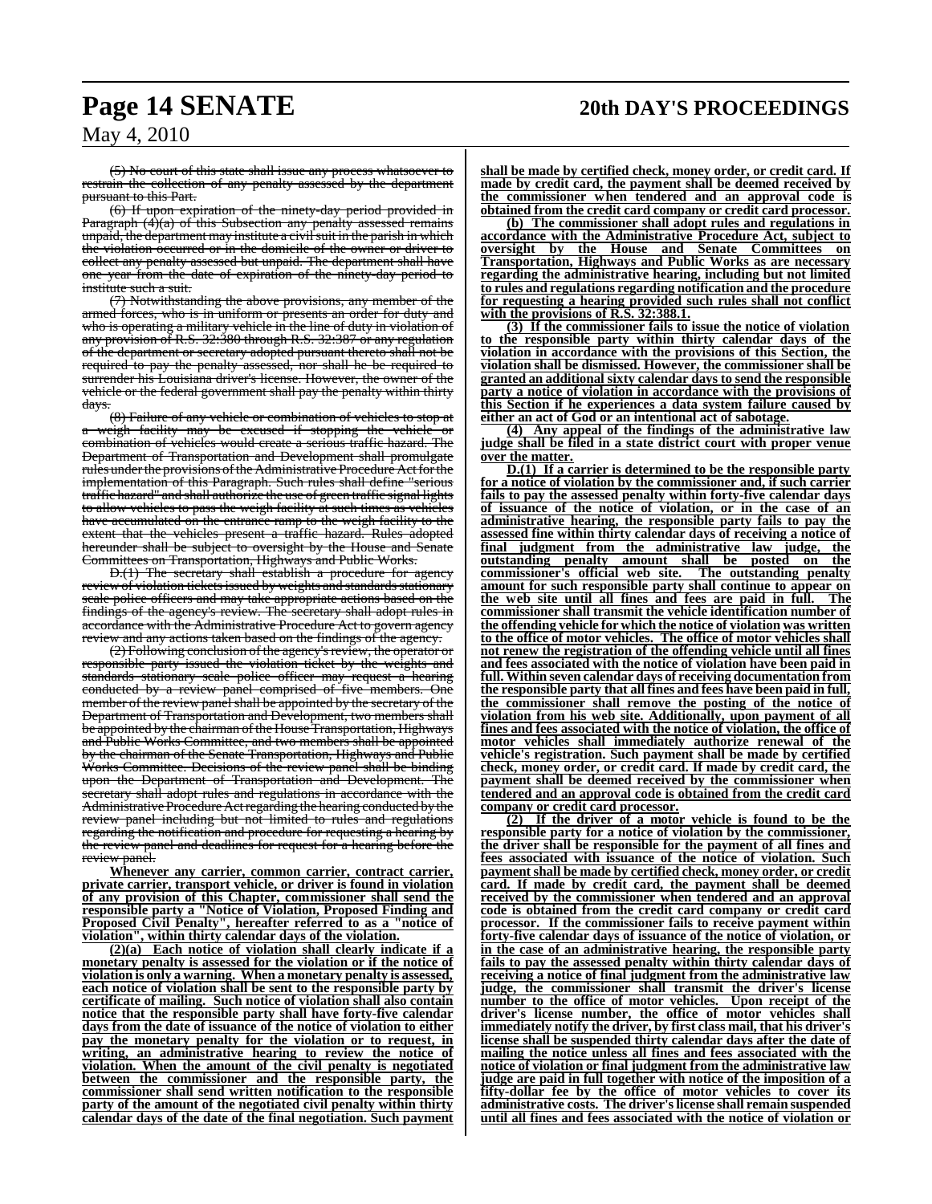~~(5) No court of this state shall issue any process whatsoever to restrain the collection of any penalty assessed by the department pursuant to this Part.~~

~~(6) If upon expiration of the ninety-day period provided in Paragraph (4)(a) of this Subsection any penalty assessed remains unpaid, the department may institute a civil suit in the parish in which the violation occurred or in the domicile of the owner or driver to collect any penalty assessed but unpaid. The department shall have one year from the date of expiration of the ninety-day period to institute such a suit.~~

~~(7) Notwithstanding the above provisions, any member of the armed forces, who is in uniform or presents an order for duty and who is operating a military vehicle in the line of duty in violation of any provision of R.S. 32:380 through R.S. 32:387 or any regulation of the department or secretary adopted pursuant thereto shall not be required to pay the penalty assessed, nor shall he be required to surrender his Louisiana driver's license. However, the owner of the vehicle or the federal government shall pay the penalty within thirty days.~~

~~(8) Failure of any vehicle or combination of vehicles to stop at a weigh facility may be excused if stopping the vehicle or combination of vehicles would create a serious traffic hazard. The Department of Transportation and Development shall promulgate rules under the provisions of the Administrative Procedure Act for the implementation of this Paragraph. Such rules shall define "serious traffic hazard" and shall authorize the use of green traffic signal lights to allow vehicles to pass the weigh facility at such times as vehicles have accumulated on the entrance ramp to the weigh facility to the extent that the vehicles present a traffic hazard. Rules adopted hereunder shall be subject to oversight by the House and Senate Committees on Transportation, Highways and Public Works.~~

~~D.(1) The secretary shall establish a procedure for agency review of violation tickets issued by weights and standards stationary scale police officers and may take appropriate actions based on the findings of the agency's review. The secretary shall adopt rules in accordance with the Administrative Procedure Act to govern agency review and any actions taken based on the findings of the agency.~~

~~(2) Following conclusion of the agency's review, the operator or responsible party issued the violation ticket by the weights and standards stationary scale police officer may request a hearing conducted by a review panel comprised of five members. One member of the review panel shall be appointed by the secretary of the Department of Transportation and Development, two members shall be appointed by the chairman of the House Transportation, Highways and Public Works Committee, and two members shall be appointed by the chairman of the Senate Transportation, Highways and Public Works Committee. Decisions of the review panel shall be binding upon the Department of Transportation and Development. The secretary shall adopt rules and regulations in accordance with the Administrative Procedure Act regarding the hearing conducted by the review panel including but not limited to rules and regulations regarding the notification and procedure for requesting a hearing by the review panel and deadlines for request for a hearing before the review panel.~~

**Whenever any carrier, common carrier, contract carrier, private carrier, transport vehicle, or driver is found in violation of any provision of this Chapter, commissioner shall send the responsible party a "Notice of Violation, Proposed Finding and Proposed Civil Penalty", hereafter referred to as a "notice of violation", within thirty calendar days of the violation.**

**(2)(a) Each notice of violation shall clearly indicate if a monetary penalty is assessed for the violation or if the notice of violation is only a warning. When a monetary penalty is assessed, each notice of violation shall be sent to the responsible party by certificate of mailing. Such notice of violation shall also contain notice that the responsible party shall have forty-five calendar days from the date of issuance of the notice of violation to either pay the monetary penalty for the violation or to request, in writing, an administrative hearing to review the notice of violation. When the amount of the civil penalty is negotiated between the commissioner and the responsible party, the commissioner shall send written notification to the responsible party of the amount of the negotiated civil penalty within thirty calendar days of the date of the final negotiation. Such payment shall be made by certified check, money order, or credit card. If made by credit card, the payment shall be deemed received by the commissioner when tendered and an approval code is obtained from the credit card company or credit card processor.**

**(b) The commissioner shall adopt rules and regulations in accordance with the Administrative Procedure Act, subject to oversight by the House and Senate Committees on Transportation, Highways and Public Works as are necessary regarding the administrative hearing, including but not limited to rules and regulations regarding notification and the procedure for requesting a hearing provided such rules shall not conflict with the provisions of R.S. 32:388.1.**

**(3) If the commissioner fails to issue the notice of violation to the responsible party within thirty calendar days of the violation in accordance with the provisions of this Section, the violation shall be dismissed. However, the commissioner shall be granted an additional sixty calendar days to send the responsible party a notice of violation in accordance with the provisions of this Section if he experiences a data system failure caused by either an act of God or an intentional act of sabotage.**

**(4) Any appeal of the findings of the administrative law judge shall be filed in a state district court with proper venue over the matter.**

**D.(1) If a carrier is determined to be the responsible party for a notice of violation by the commissioner and, if such carrier fails to pay the assessed penalty within forty-five calendar days of issuance of the notice of violation, or in the case of an administrative hearing, the responsible party fails to pay the assessed fine within thirty calendar days of receiving a notice of final judgment from the administrative law judge, the outstanding penalty amount shall be posted on the commissioner's official web site. The outstanding penalty amount for such responsible party shall continue to appear on the web site until all fines and fees are paid in full. The commissioner shall transmit the vehicle identification number of the offending vehicle for which the notice of violation was written to the office of motor vehicles. The office of motor vehicles shall not renew the registration of the offending vehicle until all fines and fees associated with the notice of violation have been paid in full. Within seven calendar days of receiving documentation from the responsible party that all fines and fees have been paid in full, the commissioner shall remove the posting of the notice of violation from his web site. Additionally, upon payment of all fines and fees associated with the notice of violation, the office of motor vehicles shall immediately authorize renewal of the vehicle's registration. Such payment shall be made by certified check, money order, or credit card. If made by credit card, the payment shall be deemed received by the commissioner when tendered and an approval code is obtained from the credit card company or credit card processor.**

**(2) If the driver of a motor vehicle is found to be the responsible party for a notice of violation by the commissioner, the driver shall be responsible for the payment of all fines and fees associated with issuance of the notice of violation. Such payment shall be made by certified check, money order, or credit card. If made by credit card, the payment shall be deemed received by the commissioner when tendered and an approval code is obtained from the credit card company or credit card processor. If the commissioner fails to receive payment within forty-five calendar days of issuance of the notice of violation, or in the case of an administrative hearing, the responsible party fails to pay the assessed penalty within thirty calendar days of receiving a notice of final judgment from the administrative law judge, the commissioner shall transmit the driver's license number to the office of motor vehicles. Upon receipt of the driver's license number, the office of motor vehicles shall immediately notify the driver, by first class mail, that his driver's license shall be suspended thirty calendar days after the date of mailing the notice unless all fines and fees associated with the notice of violation or final judgment from the administrative law judge are paid in full together with notice of the imposition of a fifty-dollar fee by the office of motor vehicles to cover its administrative costs. The driver's license shall remain suspended until all fines and fees associated with the notice of violation or**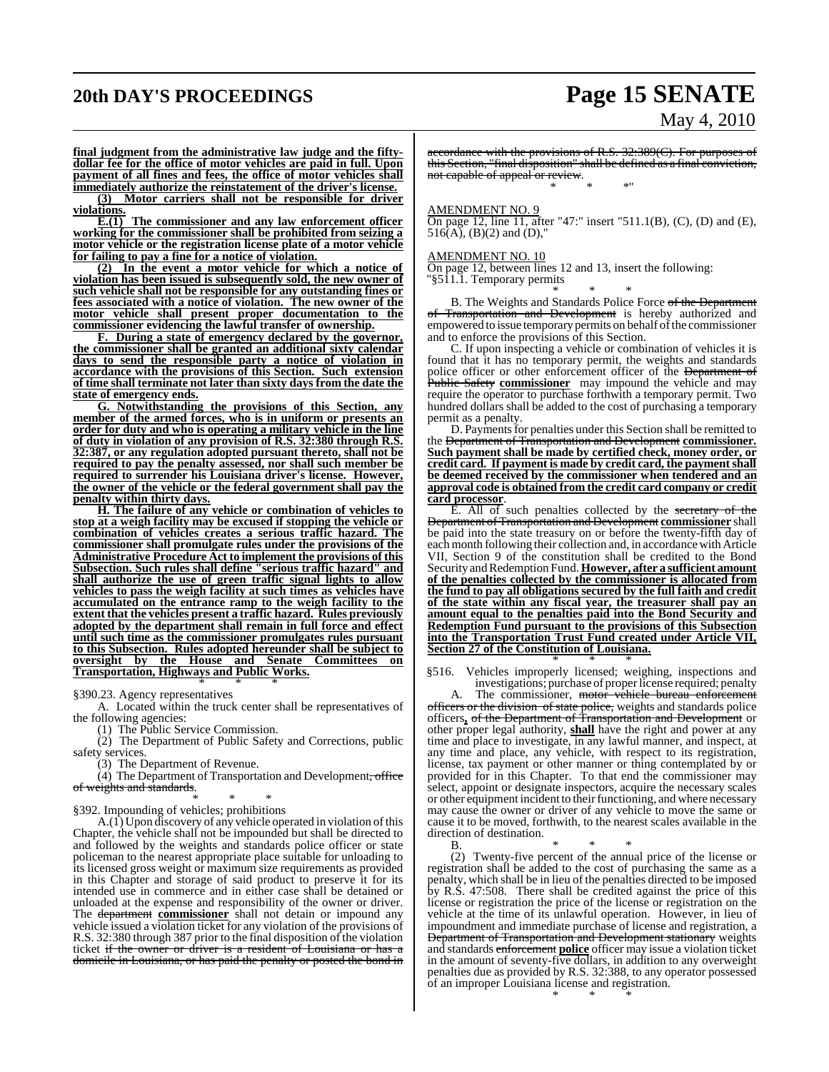**final judgment from the administrative law judge and the fifty-dollar fee for the office of motor vehicles are paid in full. Upon payment of all fines and fees, the office of motor vehicles shall immediately authorize the reinstatement of the driver's license.**

**(3) Motor carriers shall not be responsible for driver violations.**

**E.(1) The commissioner and any law enforcement officer working for the commissioner shall be prohibited from seizing a motor vehicle or the registration license plate of a motor vehicle for failing to pay a fine for a notice of violation.**

**(2) In the event a motor vehicle for which a notice of violation has been issued is subsequently sold, the new owner of such vehicle shall not be responsible for any outstanding fines or fees associated with a notice of violation. The new owner of the motor vehicle shall present proper documentation to the commissioner evidencing the lawful transfer of ownership.**

**F. During a state of emergency declared by the governor, the commissioner shall be granted an additional sixty calendar days to send the responsible party a notice of violation in accordance with the provisions of this Section. Such extension of time shall terminate not later than sixty days from the date the state of emergency ends.**

**G. Notwithstanding the provisions of this Section, any member of the armed forces, who is in uniform or presents an order for duty and who is operating a military vehicle in the line of duty in violation of any provision of R.S. 32:380 through R.S. 32:387, or any regulation adopted pursuant thereto, shall not be required to pay the penalty assessed, nor shall such member be required to surrender his Louisiana driver's license. However, the owner of the vehicle or the federal government shall pay the penalty within thirty days.**

**H. The failure of any vehicle or combination of vehicles to stop at a weigh facility may be excused if stopping the vehicle or combination of vehicles creates a serious traffic hazard. The commissioner shall promulgate rules under the provisions of the Administrative Procedure Act to implement the provisions of this Subsection. Such rules shall define "serious traffic hazard" and shall authorize the use of green traffic signal lights to allow vehicles to pass the weigh facility at such times as vehicles have accumulated on the entrance ramp to the weigh facility to the extent that the vehicles present a traffic hazard. Rules previously adopted by the department shall remain in full force and effect until such time as the commissioner promulgates rules pursuant to this Subsection. Rules adopted hereunder shall be subject to oversight by the House and Senate Committees on Transportation, Highways and Public Works.**

\* \* \*

§390.23. Agency representatives

A. Located within the truck center shall be representatives of the following agencies:

(1) The Public Service Commission.

(2) The Department of Public Safety and Corrections, public safety services.

(3) The Department of Revenue.

(4) The Department of Transportation and Development~~, office of weights and standards~~.

\* \* \*

§392. Impounding of vehicles; prohibitions

A.(1) Upon discovery of any vehicle operated in violation of this Chapter, the vehicle shall not be impounded but shall be directed to and followed by the weights and standards police officer or state policeman to the nearest appropriate place suitable for unloading to its licensed gross weight or maximum size requirements as provided in this Chapter and storage of said product to preserve it for its intended use in commerce and in either case shall be detained or unloaded at the expense and responsibility of the owner or driver. The ~~department~~ **commissioner** shall not detain or impound any vehicle issued a violation ticket for any violation of the provisions of R.S. 32:380 through 387 prior to the final disposition of the violation ticket ~~if the owner or driver is a resident of Louisiana or has a domicile in Louisiana, or has paid the penalty or posted the bond in accordance with the provisions of R.S. 32:389(C). For purposes of this Section, "final disposition" shall be defined as a final conviction, not capable of appeal or review~~.

\* \* \*"

AMENDMENT NO. 9

On page 12, line 11, after "47:" insert "511.1(B), (C), (D) and (E), 516(A), (B)(2) and (D),"

AMENDMENT NO. 10

On page 12, between lines 12 and 13, insert the following:

"§511.1. Temporary permits

\* \* \*

B. The Weights and Standards Police Force ~~of the Department of Transportation and Development~~ is hereby authorized and empowered to issue temporary permits on behalf of the commissioner and to enforce the provisions of this Section.

C. If upon inspecting a vehicle or combination of vehicles it is found that it has no temporary permit, the weights and standards police officer or other enforcement officer of the ~~Department of Public Safety~~ **commissioner** may impound the vehicle and may require the operator to purchase forthwith a temporary permit. Two hundred dollars shall be added to the cost of purchasing a temporary permit as a penalty.

D. Payments for penalties under this Section shall be remitted to the ~~Department of Transportation and Development~~ **commissioner. Such payment shall be made by certified check, money order, or credit card. If payment is made by credit card, the payment shall be deemed received by the commissioner when tendered and an approval code is obtained from the credit card company or credit card processor**.

E. All of such penalties collected by the ~~secretary of the Department of Transportation and Development~~ **commissioner** shall be paid into the state treasury on or before the twenty-fifth day of each month following their collection and, in accordance with Article VII, Section 9 of the constitution shall be credited to the Bond Security and Redemption Fund. **However, after a sufficient amount of the penalties collected by the commissioner is allocated from the fund to pay all obligations secured by the full faith and credit of the state within any fiscal year, the treasurer shall pay an amount equal to the penalties paid into the Bond Security and Redemption Fund pursuant to the provisions of this Subsection into the Transportation Trust Fund created under Article VII, Section 27 of the Constitution of Louisiana.**

\* \* \*

§516. Vehicles improperly licensed; weighing, inspections and investigations; purchase of proper license required; penalty

A. The commissioner, ~~motor vehicle bureau enforcement officers or the division of state police,~~ weights and standards police officers**,** ~~of the Department of Transportation and Development~~ or other proper legal authority, **shall** have the right and power at any time and place to investigate, in any lawful manner, and inspect, at any time and place, any vehicle, with respect to its registration, license, tax payment or other manner or thing contemplated by or provided for in this Chapter. To that end the commissioner may select, appoint or designate inspectors, acquire the necessary scales or other equipment incident to their functioning, and where necessary may cause the owner or driver of any vehicle to move the same or cause it to be moved, forthwith, to the nearest scales available in the direction of destination.

B. \* \* \*

(2) Twenty-five percent of the annual price of the license or registration shall be added to the cost of purchasing the same as a penalty, which shall be in lieu of the penalties directed to be imposed by R.S. 47:508. There shall be credited against the price of this license or registration the price of the license or registration on the vehicle at the time of its unlawful operation. However, in lieu of impoundment and immediate purchase of license and registration, a ~~Department of Transportation and Development stationary~~ weights and standards ~~enforcement~~ **police** officer may issue a violation ticket in the amount of seventy-five dollars, in addition to any overweight penalties due as provided by R.S. 32:388, to any operator possessed of an improper Louisiana license and registration.

\* \* \*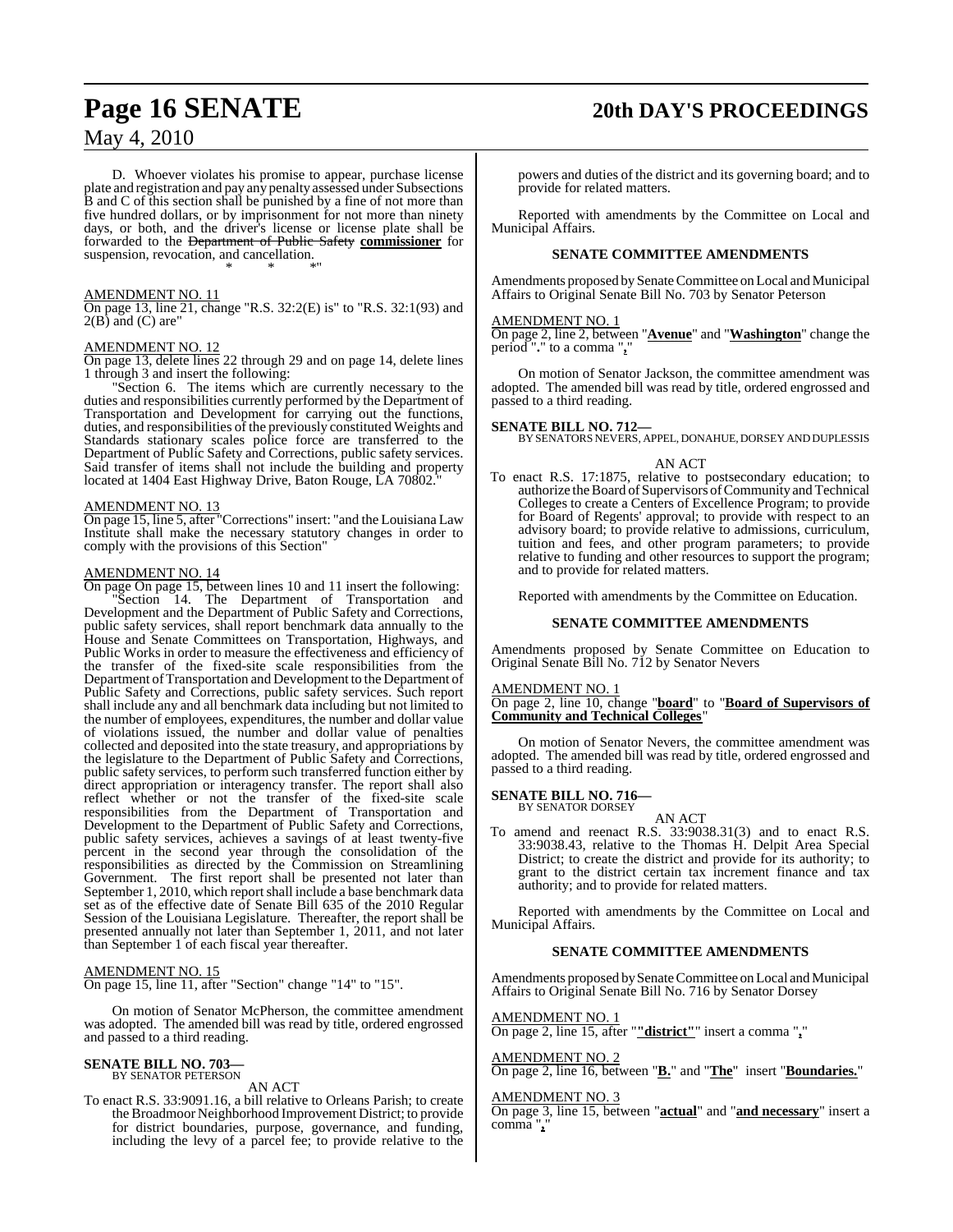D. Whoever violates his promise to appear, purchase license plate and registration and pay any penalty assessed under Subsections B and C of this section shall be punished by a fine of not more than five hundred dollars, or by imprisonment for not more than ninety days, or both, and the driver's license or license plate shall be forwarded to the ~~Department of Public Safety~~ **commissioner** for suspension, revocation, and cancellation.

\* \* \*"

AMENDMENT NO. 11

On page 13, line 21, change "R.S. 32:2(E) is" to "R.S. 32:1(93) and 2(B) and (C) are"

AMENDMENT NO. 12

On page 13, delete lines 22 through 29 and on page 14, delete lines 1 through 3 and insert the following:

"Section 6. The items which are currently necessary to the duties and responsibilities currently performed by the Department of Transportation and Development for carrying out the functions, duties, and responsibilities of the previously constituted Weights and Standards stationary scales police force are transferred to the Department of Public Safety and Corrections, public safety services. Said transfer of items shall not include the building and property located at 1404 East Highway Drive, Baton Rouge, LA 70802."

AMENDMENT NO. 13

On page 15, line 5, after "Corrections" insert: "and the Louisiana Law Institute shall make the necessary statutory changes in order to comply with the provisions of this Section"

AMENDMENT NO. 14

On page On page 15, between lines 10 and 11 insert the following:

"Section 14. The Department of Transportation and Development and the Department of Public Safety and Corrections, public safety services, shall report benchmark data annually to the House and Senate Committees on Transportation, Highways, and Public Works in order to measure the effectiveness and efficiency of the transfer of the fixed-site scale responsibilities from the Department of Transportation and Development to the Department of Public Safety and Corrections, public safety services. Such report shall include any and all benchmark data including but not limited to the number of employees, expenditures, the number and dollar value of violations issued, the number and dollar value of penalties collected and deposited into the state treasury, and appropriations by the legislature to the Department of Public Safety and Corrections, public safety services, to perform such transferred function either by direct appropriation or interagency transfer. The report shall also reflect whether or not the transfer of the fixed-site scale responsibilities from the Department of Transportation and Development to the Department of Public Safety and Corrections, public safety services, achieves a savings of at least twenty-five percent in the second year through the consolidation of the responsibilities as directed by the Commission on Streamlining Government. The first report shall be presented not later than September 1, 2010, which report shall include a base benchmark data set as of the effective date of Senate Bill 635 of the 2010 Regular Session of the Louisiana Legislature. Thereafter, the report shall be presented annually not later than September 1, 2011, and not later than September 1 of each fiscal year thereafter.

AMENDMENT NO. 15

On page 15, line 11, after "Section" change "14" to "15".

On motion of Senator McPherson, the committee amendment was adopted. The amended bill was read by title, ordered engrossed and passed to a third reading.

**SENATE BILL NO. 703—**
BY SENATOR PETERSON

AN ACT

To enact R.S. 33:9091.16, a bill relative to Orleans Parish; to create the Broadmoor Neighborhood Improvement District; to provide for district boundaries, purpose, governance, and funding, including the levy of a parcel fee; to provide relative to the powers and duties of the district and its governing board; and to provide for related matters.

Reported with amendments by the Committee on Local and Municipal Affairs.

**SENATE COMMITTEE AMENDMENTS**

Amendments proposed by Senate Committee on Local and Municipal Affairs to Original Senate Bill No. 703 by Senator Peterson

AMENDMENT NO. 1

On page 2, line 2, between "**Avenue**" and "**Washington**" change the period "**.**" to a comma "**,**"

On motion of Senator Jackson, the committee amendment was adopted. The amended bill was read by title, ordered engrossed and passed to a third reading.

**SENATE BILL NO. 712—**
BY SENATORS NEVERS, APPEL, DONAHUE, DORSEY AND DUPLESSIS

AN ACT

To enact R.S. 17:1875, relative to postsecondary education; to authorize the Board of Supervisors of Community and Technical Colleges to create a Centers of Excellence Program; to provide for Board of Regents' approval; to provide with respect to an advisory board; to provide relative to admissions, curriculum, tuition and fees, and other program parameters; to provide relative to funding and other resources to support the program; and to provide for related matters.

Reported with amendments by the Committee on Education.

**SENATE COMMITTEE AMENDMENTS**

Amendments proposed by Senate Committee on Education to Original Senate Bill No. 712 by Senator Nevers

AMENDMENT NO. 1

On page 2, line 10, change "**board**" to "**Board of Supervisors of Community and Technical Colleges**"

On motion of Senator Nevers, the committee amendment was adopted. The amended bill was read by title, ordered engrossed and passed to a third reading.

**SENATE BILL NO. 716—**
BY SENATOR DORSEY

AN ACT

To amend and reenact R.S. 33:9038.31(3) and to enact R.S. 33:9038.43, relative to the Thomas H. Delpit Area Special District; to create the district and provide for its authority; to grant to the district certain tax increment finance and tax authority; and to provide for related matters.

Reported with amendments by the Committee on Local and Municipal Affairs.

**SENATE COMMITTEE AMENDMENTS**

Amendments proposed by Senate Committee on Local and Municipal Affairs to Original Senate Bill No. 716 by Senator Dorsey

AMENDMENT NO. 1

On page 2, line 15, after "**"district"**" insert a comma "**,**"

AMENDMENT NO. 2

On page 2, line 16, between "**B.**" and "**The**" insert "**Boundaries.**"

AMENDMENT NO. 3

On page 3, line 15, between "**actual**" and "**and necessary**" insert a comma "**,**"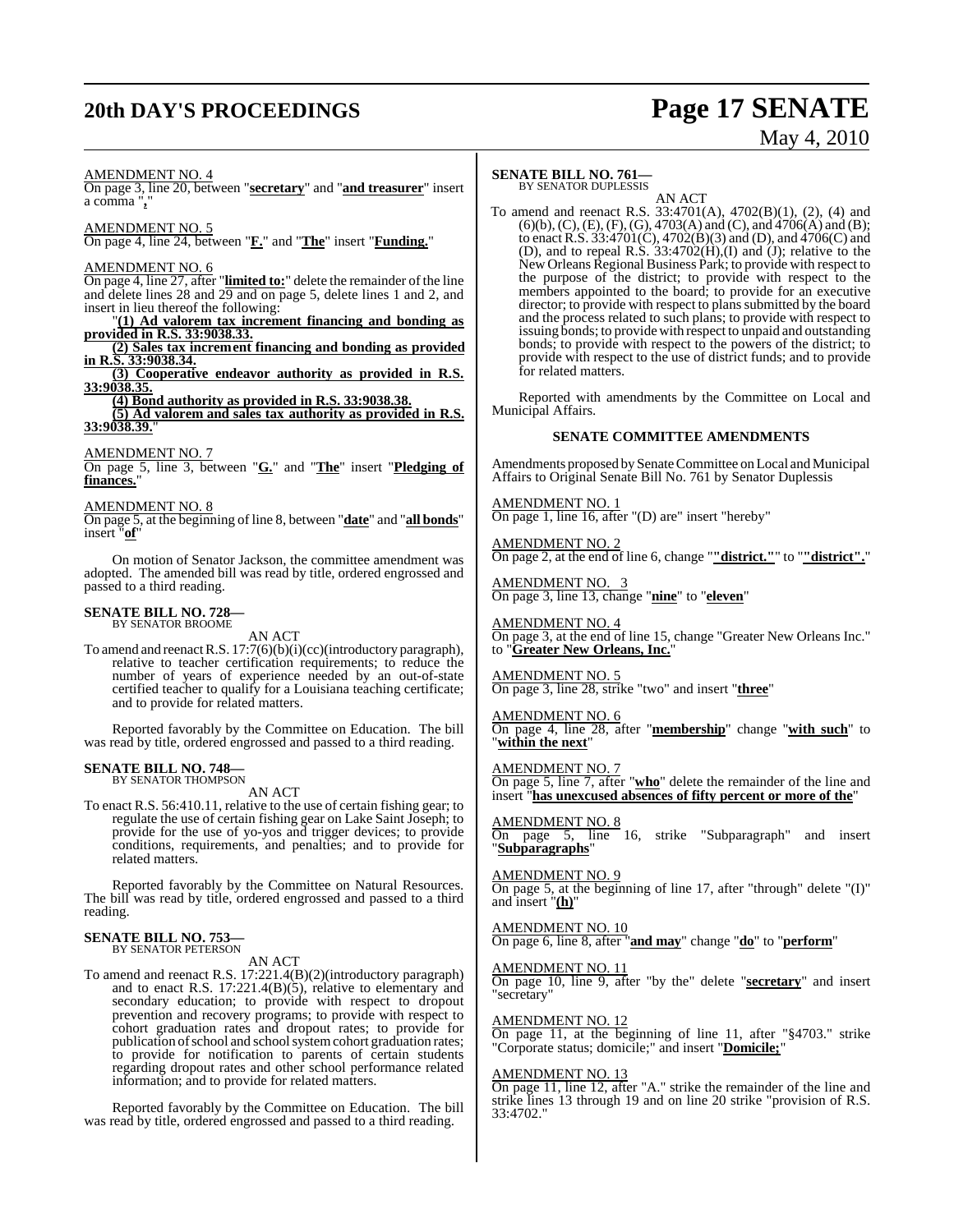AMENDMENT NO. 4
On page 3, line 20, between "**secretary**" and "**and treasurer**" insert a comma "**,**"

AMENDMENT NO. 5
On page 4, line 24, between "**F.**" and "**The**" insert "**Funding.**"

AMENDMENT NO. 6
On page 4, line 27, after "**limited to:**" delete the remainder of the line and delete lines 28 and 29 and on page 5, delete lines 1 and 2, and insert in lieu thereof the following:

"**(1) Ad valorem tax increment financing and bonding as provided in R.S. 33:9038.33.**

**(2) Sales tax increment financing and bonding as provided in R.S. 33:9038.34.**

**(3) Cooperative endeavor authority as provided in R.S. 33:9038.35.**

**(4) Bond authority as provided in R.S. 33:9038.38.**

**(5) Ad valorem and sales tax authority as provided in R.S. 33:9038.39.**"

AMENDMENT NO. 7
On page 5, line 3, between "**G.**" and "**The**" insert "**Pledging of finances.**"

AMENDMENT NO. 8
On page 5, at the beginning of line 8, between "**date**" and "**all bonds**" insert "**of**"

On motion of Senator Jackson, the committee amendment was adopted. The amended bill was read by title, ordered engrossed and passed to a third reading.

**SENATE BILL NO. 728—**
BY SENATOR BROOME

AN ACT

To amend and reenact R.S. 17:7(6)(b)(i)(cc)(introductory paragraph), relative to teacher certification requirements; to reduce the number of years of experience needed by an out-of-state certified teacher to qualify for a Louisiana teaching certificate; and to provide for related matters.

Reported favorably by the Committee on Education. The bill was read by title, ordered engrossed and passed to a third reading.

**SENATE BILL NO. 748—**
BY SENATOR THOMPSON

AN ACT

To enact R.S. 56:410.11, relative to the use of certain fishing gear; to regulate the use of certain fishing gear on Lake Saint Joseph; to provide for the use of yo-yos and trigger devices; to provide conditions, requirements, and penalties; and to provide for related matters.

Reported favorably by the Committee on Natural Resources. The bill was read by title, ordered engrossed and passed to a third reading.

**SENATE BILL NO. 753—**
BY SENATOR PETERSON

AN ACT

To amend and reenact R.S. 17:221.4(B)(2)(introductory paragraph) and to enact R.S. 17:221.4(B)(5), relative to elementary and secondary education; to provide with respect to dropout prevention and recovery programs; to provide with respect to cohort graduation rates and dropout rates; to provide for publication of school and school system cohort graduation rates; to provide for notification to parents of certain students regarding dropout rates and other school performance related information; and to provide for related matters.

Reported favorably by the Committee on Education. The bill was read by title, ordered engrossed and passed to a third reading.

**SENATE BILL NO. 761—**
BY SENATOR DUPLESSIS

AN ACT

To amend and reenact R.S. 33:4701(A), 4702(B)(1), (2), (4) and (6)(b), (C), (E), (F), (G), 4703(A) and (C), and 4706(A) and (B); to enact R.S. 33:4701(C), 4702(B)(3) and (D), and 4706(C) and (D), and to repeal R.S. 33:4702(H),(I) and (J); relative to the New Orleans Regional Business Park; to provide with respect to the purpose of the district; to provide with respect to the members appointed to the board; to provide for an executive director; to provide with respect to plans submitted by the board and the process related to such plans; to provide with respect to issuing bonds; to provide with respect to unpaid and outstanding bonds; to provide with respect to the powers of the district; to provide with respect to the use of district funds; and to provide for related matters.

Reported with amendments by the Committee on Local and Municipal Affairs.

**SENATE COMMITTEE AMENDMENTS**

Amendments proposed by Senate Committee on Local and Municipal Affairs to Original Senate Bill No. 761 by Senator Duplessis

AMENDMENT NO. 1
On page 1, line 16, after "(D) are" insert "hereby"

AMENDMENT NO. 2
On page 2, at the end of line 6, change "**"district."**" to "**"district".**"

AMENDMENT NO. 3
On page 3, line 13, change "**nine**" to "**eleven**"

AMENDMENT NO. 4
On page 3, at the end of line 15, change "Greater New Orleans Inc." to "**Greater New Orleans, Inc.**"

AMENDMENT NO. 5
On page 3, line 28, strike "two" and insert "**three**"

AMENDMENT NO. 6
On page 4, line 28, after "**membership**" change "**with such**" to "**within the next**"

AMENDMENT NO. 7
On page 5, line 7, after "**who**" delete the remainder of the line and insert "**has unexcused absences of fifty percent or more of the**"

AMENDMENT NO. 8
On page 5, line 16, strike "Subparagraph" and insert "**Subparagraphs**"

AMENDMENT NO. 9
On page 5, at the beginning of line 17, after "through" delete "(I)" and insert "**(h)**"

AMENDMENT NO. 10
On page 6, line 8, after "**and may**" change "**do**" to "**perform**"

AMENDMENT NO. 11
On page 10, line 9, after "by the" delete "**secretary**" and insert "secretary"

AMENDMENT NO. 12
On page 11, at the beginning of line 11, after "§4703." strike "Corporate status; domicile;" and insert "**Domicile;**"

AMENDMENT NO. 13
On page 11, line 12, after "A." strike the remainder of the line and strike lines 13 through 19 and on line 20 strike "provision of R.S. 33:4702."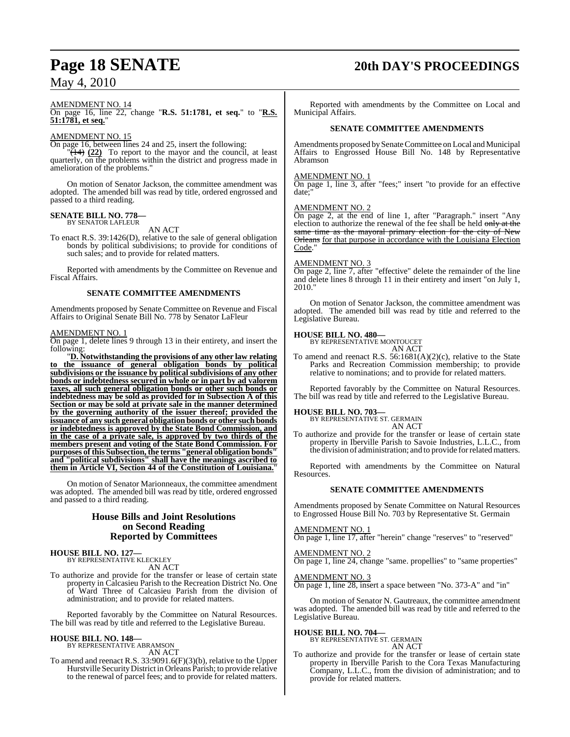AMENDMENT NO. 14

On page 16, line 22, change "**R.S. 51:1781, et seq.**" to "**R.S. 51:1781, et seq.**"

AMENDMENT NO. 15

On page 16, between lines 24 and 25, insert the following:

"~~(14)~~ **(22)** To report to the mayor and the council, at least quarterly, on the problems within the district and progress made in amelioration of the problems."

On motion of Senator Jackson, the committee amendment was adopted. The amended bill was read by title, ordered engrossed and passed to a third reading.

**SENATE BILL NO. 778—**
BY SENATOR LAFLEUR

AN ACT

To enact R.S. 39:1426(D), relative to the sale of general obligation bonds by political subdivisions; to provide for conditions of such sales; and to provide for related matters.

Reported with amendments by the Committee on Revenue and Fiscal Affairs.

**SENATE COMMITTEE AMENDMENTS**

Amendments proposed by Senate Committee on Revenue and Fiscal Affairs to Original Senate Bill No. 778 by Senator LaFleur

AMENDMENT NO. 1

On page 1, delete lines 9 through 13 in their entirety, and insert the following:

"**D. Notwithstanding the provisions of any other law relating to the issuance of general obligation bonds by political subdivisions or the issuance by political subdivisions of any other bonds or indebtedness secured in whole or in part by ad valorem taxes, all such general obligation bonds or other such bonds or indebtedness may be sold as provided for in Subsection A of this Section or may be sold at private sale in the manner determined by the governing authority of the issuer thereof; provided the issuance of any such general obligation bonds or other such bonds or indebtedness is approved by the State Bond Commission, and in the case of a private sale, is approved by two thirds of the members present and voting of the State Bond Commission. For purposes of this Subsection, the terms "general obligation bonds" and "political subdivisions" shall have the meanings ascribed to them in Article VI, Section 44 of the Constitution of Louisiana.**"

On motion of Senator Marionneaux, the committee amendment was adopted. The amended bill was read by title, ordered engrossed and passed to a third reading.

## House Bills and Joint Resolutions on Second Reading Reported by Committees

**HOUSE BILL NO. 127—**
BY REPRESENTATIVE KLECKLEY

AN ACT

To authorize and provide for the transfer or lease of certain state property in Calcasieu Parish to the Recreation District No. One of Ward Three of Calcasieu Parish from the division of administration; and to provide for related matters.

Reported favorably by the Committee on Natural Resources. The bill was read by title and referred to the Legislative Bureau.

**HOUSE BILL NO. 148—**
BY REPRESENTATIVE ABRAMSON

AN ACT

To amend and reenact R.S. 33:9091.6(F)(3)(b), relative to the Upper Hurstville Security District in Orleans Parish; to provide relative to the renewal of parcel fees; and to provide for related matters.

Reported with amendments by the Committee on Local and Municipal Affairs.

**SENATE COMMITTEE AMENDMENTS**

Amendments proposed by Senate Committee on Local and Municipal Affairs to Engrossed House Bill No. 148 by Representative Abramson

AMENDMENT NO. 1

On page 1, line 3, after "fees;" insert "to provide for an effective date;"

AMENDMENT NO. 2

On page 2, at the end of line 1, after "Paragraph." insert "Any election to authorize the renewal of the fee shall be held ~~only at the same time as the mayoral primary election for the city of New Orleans~~ for that purpose in accordance with the Louisiana Election Code."

AMENDMENT NO. 3

On page 2, line 7, after "effective" delete the remainder of the line and delete lines 8 through 11 in their entirety and insert "on July 1, 2010."

On motion of Senator Jackson, the committee amendment was adopted. The amended bill was read by title and referred to the Legislative Bureau.

**HOUSE BILL NO. 480—**
BY REPRESENTATIVE MONTOUCET

AN ACT

To amend and reenact R.S. 56:1681(A)(2)(c), relative to the State Parks and Recreation Commission membership; to provide relative to nominations; and to provide for related matters.

Reported favorably by the Committee on Natural Resources. The bill was read by title and referred to the Legislative Bureau.

**HOUSE BILL NO. 703—**
BY REPRESENTATIVE ST. GERMAIN

AN ACT

To authorize and provide for the transfer or lease of certain state property in Iberville Parish to Savoie Industries, L.L.C., from the division of administration; and to provide for related matters.

Reported with amendments by the Committee on Natural Resources.

**SENATE COMMITTEE AMENDMENTS**

Amendments proposed by Senate Committee on Natural Resources to Engrossed House Bill No. 703 by Representative St. Germain

AMENDMENT NO. 1

On page 1, line 17, after "herein" change "reserves" to "reserved"

AMENDMENT NO. 2

On page 1, line 24, change "same. propellies" to "same properties"

AMENDMENT NO. 3

On page 1, line 28, insert a space between "No. 373-A" and "in"

On motion of Senator N. Gautreaux, the committee amendment was adopted. The amended bill was read by title and referred to the Legislative Bureau.

**HOUSE BILL NO. 704—**
BY REPRESENTATIVE ST. GERMAIN

AN ACT

To authorize and provide for the transfer or lease of certain state property in Iberville Parish to the Cora Texas Manufacturing Company, L.L.C., from the division of administration; and to provide for related matters.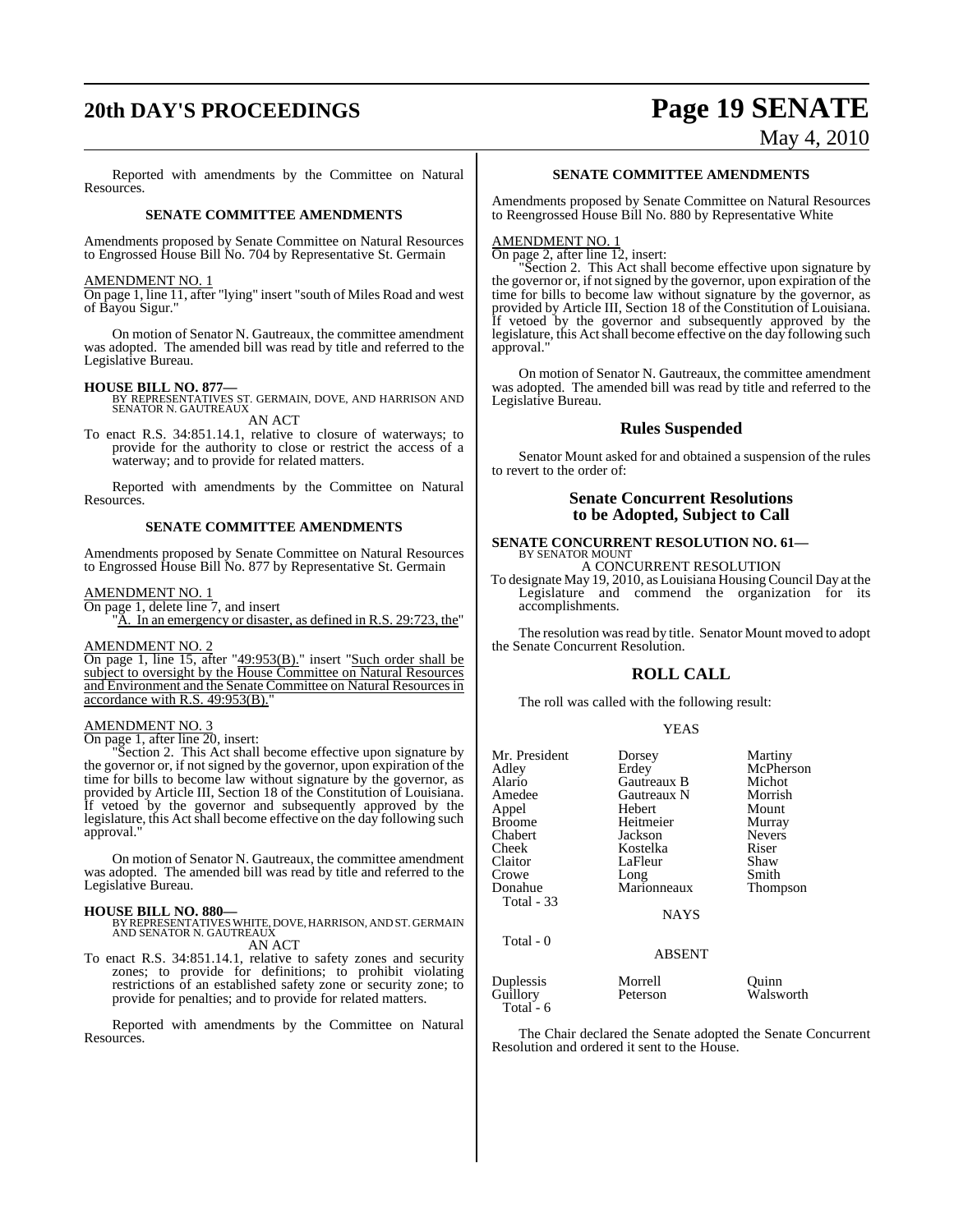Reported with amendments by the Committee on Natural Resources.

### SENATE COMMITTEE AMENDMENTS

Amendments proposed by Senate Committee on Natural Resources to Engrossed House Bill No. 704 by Representative St. Germain

AMENDMENT NO. 1

On page 1, line 11, after "lying" insert "south of Miles Road and west of Bayou Sigur."

On motion of Senator N. Gautreaux, the committee amendment was adopted. The amended bill was read by title and referred to the Legislative Bureau.

**HOUSE BILL NO. 877—**
BY REPRESENTATIVES ST. GERMAIN, DOVE, AND HARRISON AND SENATOR N. GAUTREAUX

AN ACT

To enact R.S. 34:851.14.1, relative to closure of waterways; to provide for the authority to close or restrict the access of a waterway; and to provide for related matters.

Reported with amendments by the Committee on Natural Resources.

### SENATE COMMITTEE AMENDMENTS

Amendments proposed by Senate Committee on Natural Resources to Engrossed House Bill No. 877 by Representative St. Germain

AMENDMENT NO. 1

On page 1, delete line 7, and insert

"A. In an emergency or disaster, as defined in R.S. 29:723, the"

AMENDMENT NO. 2

On page 1, line 15, after "49:953(B)." insert "Such order shall be subject to oversight by the House Committee on Natural Resources and Environment and the Senate Committee on Natural Resources in accordance with R.S. 49:953(B)."

AMENDMENT NO. 3

On page 1, after line 20, insert:

"Section 2. This Act shall become effective upon signature by the governor or, if not signed by the governor, upon expiration of the time for bills to become law without signature by the governor, as provided by Article III, Section 18 of the Constitution of Louisiana. If vetoed by the governor and subsequently approved by the legislature, this Act shall become effective on the day following such approval."

On motion of Senator N. Gautreaux, the committee amendment was adopted. The amended bill was read by title and referred to the Legislative Bureau.

**HOUSE BILL NO. 880—**
BY REPRESENTATIVES WHITE, DOVE, HARRISON, AND ST. GERMAIN AND SENATOR N. GAUTREAUX

AN ACT

To enact R.S. 34:851.14.1, relative to safety zones and security zones; to provide for definitions; to prohibit violating restrictions of an established safety zone or security zone; to provide for penalties; and to provide for related matters.

Reported with amendments by the Committee on Natural Resources.

### SENATE COMMITTEE AMENDMENTS

Amendments proposed by Senate Committee on Natural Resources to Reengrossed House Bill No. 880 by Representative White

AMENDMENT NO. 1

On page 2, after line 12, insert:

"Section 2. This Act shall become effective upon signature by the governor or, if not signed by the governor, upon expiration of the time for bills to become law without signature by the governor, as provided by Article III, Section 18 of the Constitution of Louisiana. If vetoed by the governor and subsequently approved by the legislature, this Act shall become effective on the day following such approval."

On motion of Senator N. Gautreaux, the committee amendment was adopted. The amended bill was read by title and referred to the Legislative Bureau.

## Rules Suspended

Senator Mount asked for and obtained a suspension of the rules to revert to the order of:

## Senate Concurrent Resolutions to be Adopted, Subject to Call

**SENATE CONCURRENT RESOLUTION NO. 61—**
BY SENATOR MOUNT

A CONCURRENT RESOLUTION

To designate May 19, 2010, as Louisiana Housing Council Day at the Legislature and commend the organization for its accomplishments.

The resolution was read by title. Senator Mount moved to adopt the Senate Concurrent Resolution.

## ROLL CALL

The roll was called with the following result:

YEAS

| | | |
|---|---|---|
| Mr. President | Dorsey | Martiny |
| Adley | Erdey | McPherson |
| Alario | Gautreaux B | Michot |
| Amedee | Gautreaux N | Morrish |
| Appel | Hebert | Mount |
| Broome | Heitmeier | Murray |
| Chabert | Jackson | Nevers |
| Cheek | Kostelka | Riser |
| Claitor | LaFleur | Shaw |
| Crowe | Long | Smith |
| Donahue | Marionneaux | Thompson |
| Total - 33 | | |

NAYS

Total - 0

ABSENT

| | | |
|---|---|---|
| Duplessis | Morrell | Quinn |
| Guillory | Peterson | Walsworth |
| Total - 6 | | |

The Chair declared the Senate adopted the Senate Concurrent Resolution and ordered it sent to the House.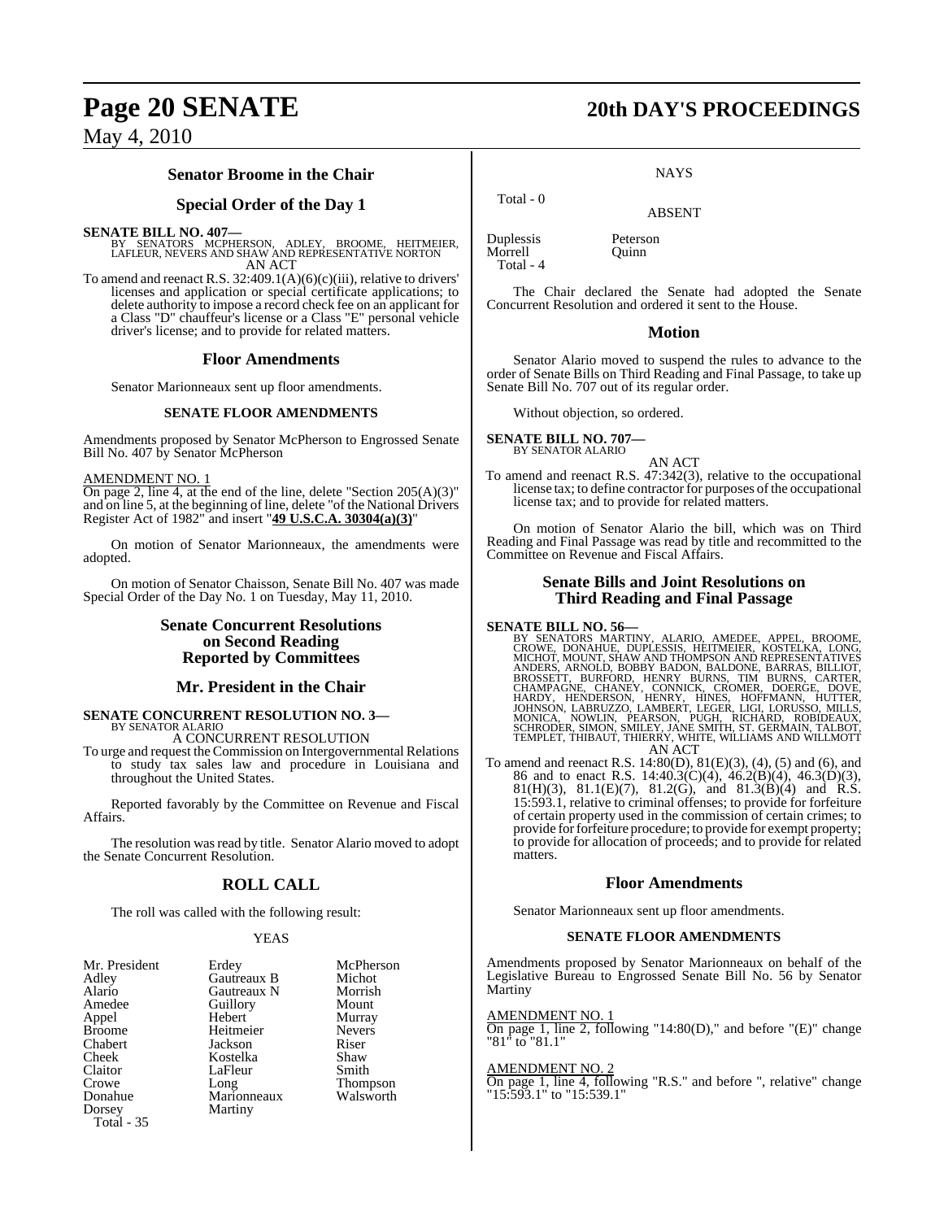## Senator Broome in the Chair

## Special Order of the Day 1

**SENATE BILL NO. 407—**
BY SENATORS MCPHERSON, ADLEY, BROOME, HEITMEIER, LAFLEUR, NEVERS AND SHAW AND REPRESENTATIVE NORTON
AN ACT

To amend and reenact R.S. 32:409.1(A)(6)(c)(iii), relative to drivers' licenses and application or special certificate applications; to delete authority to impose a record check fee on an applicant for a Class "D" chauffeur's license or a Class "E" personal vehicle driver's license; and to provide for related matters.

### Floor Amendments

Senator Marionneaux sent up floor amendments.

#### SENATE FLOOR AMENDMENTS

Amendments proposed by Senator McPherson to Engrossed Senate Bill No. 407 by Senator McPherson

AMENDMENT NO. 1
On page 2, line 4, at the end of the line, delete "Section 205(A)(3)" and on line 5, at the beginning of line, delete "of the National Drivers Register Act of 1982" and insert "**49 U.S.C.A. 30304(a)(3)**"

On motion of Senator Marionneaux, the amendments were adopted.

On motion of Senator Chaisson, Senate Bill No. 407 was made Special Order of the Day No. 1 on Tuesday, May 11, 2010.

## Senate Concurrent Resolutions on Second Reading Reported by Committees

## Mr. President in the Chair

**SENATE CONCURRENT RESOLUTION NO. 3—**
BY SENATOR ALARIO
A CONCURRENT RESOLUTION

To urge and request the Commission on Intergovernmental Relations to study tax sales law and procedure in Louisiana and throughout the United States.

Reported favorably by the Committee on Revenue and Fiscal Affairs.

The resolution was read by title. Senator Alario moved to adopt the Senate Concurrent Resolution.

### ROLL CALL

The roll was called with the following result:

YEAS

| | | |
|---|---|---|
| Mr. President | Erdey | McPherson |
| Adley | Gautreaux B | Michot |
| Alario | Gautreaux N | Morrish |
| Amedee | Guillory | Mount |
| Appel | Hebert | Murray |
| Broome | Heitmeier | Nevers |
| Chabert | Jackson | Riser |
| Cheek | Kostelka | Shaw |
| Claitor | LaFleur | Smith |
| Crowe | Long | Thompson |
| Donahue | Marionneaux | Walsworth |
| Dorsey | Martiny | |

Total - 35

NAYS

Total - 0

ABSENT

| | |
|---|---|
| Duplessis | Peterson |
| Morrell | Quinn |

Total - 4

The Chair declared the Senate had adopted the Senate Concurrent Resolution and ordered it sent to the House.

### Motion

Senator Alario moved to suspend the rules to advance to the order of Senate Bills on Third Reading and Final Passage, to take up Senate Bill No. 707 out of its regular order.

Without objection, so ordered.

**SENATE BILL NO. 707—**
BY SENATOR ALARIO
AN ACT

To amend and reenact R.S. 47:342(3), relative to the occupational license tax; to define contractor for purposes of the occupational license tax; and to provide for related matters.

On motion of Senator Alario the bill, which was on Third Reading and Final Passage was read by title and recommitted to the Committee on Revenue and Fiscal Affairs.

## Senate Bills and Joint Resolutions on Third Reading and Final Passage

**SENATE BILL NO. 56—**
BY SENATORS MARTINY, ALARIO, AMEDEE, APPEL, BROOME, CROWE, DONAHUE, DUPLESSIS, HEITMEIER, KOSTELKA, LONG, MICHOT, MOUNT, SHAW AND THOMPSON AND REPRESENTATIVES ANDERS, ARNOLD, BOBBY BADON, BALDONE, BARRAS, BILLIOT, BROSSETT, BURFORD, HENRY BURNS, TIM BURNS, CARTER, CHAMPAGNE, CHANEY, CONNICK, CROMER, DOERGE, DOVE, HARDY, HENDERSON, HENRY, HINES, HOFFMANN, HUTTER, JOHNSON, LABRUZZO, LAMBERT, LEGER, LIGI, LORUSSO, MILLS, MONICA, NOWLIN, PEARSON, PUGH, RICHARD, ROBIDEAUX, SCHRODER, SIMON, SMILEY, JANE SMITH, ST. GERMAIN, TALBOT, TEMPLET, THIBAUT, THIERRY, WHITE, WILLIAMS AND WILLMOTT
AN ACT

To amend and reenact R.S. 14:80(D), 81(E)(3), (4), (5) and (6), and 86 and to enact R.S. 14:40.3(C)(4), 46.2(B)(4), 46.3(D)(3), 81(H)(3), 81.1(E)(7), 81.2(G), and 81.3(B)(4) and R.S. 15:593.1, relative to criminal offenses; to provide for forfeiture of certain property used in the commission of certain crimes; to provide for forfeiture procedure; to provide for exempt property; to provide for allocation of proceeds; and to provide for related matters.

### Floor Amendments

Senator Marionneaux sent up floor amendments.

#### SENATE FLOOR AMENDMENTS

Amendments proposed by Senator Marionneaux on behalf of the Legislative Bureau to Engrossed Senate Bill No. 56 by Senator Martiny

AMENDMENT NO. 1
On page 1, line 2, following "14:80(D)," and before "(E)" change "81" to "81.1"

AMENDMENT NO. 2
On page 1, line 4, following "R.S." and before ", relative" change "15:593.1" to "15:539.1"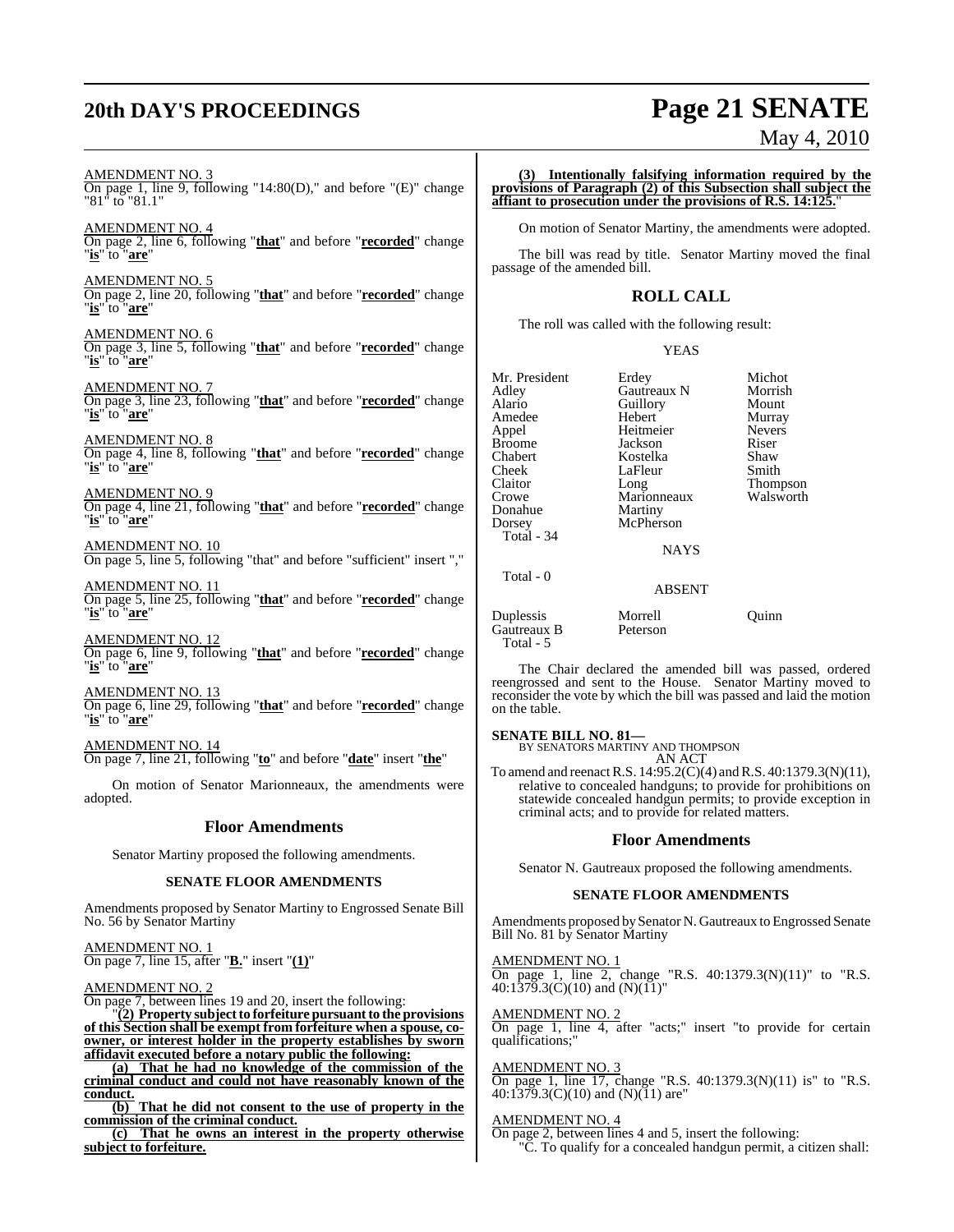AMENDMENT NO. 3

On page 1, line 9, following "14:80(D)," and before "(E)" change "81" to "81.1"

AMENDMENT NO. 4

On page 2, line 6, following "**that**" and before "**recorded**" change "**is**" to "**are**"

AMENDMENT NO. 5

On page 2, line 20, following "**that**" and before "**recorded**" change "**is**" to "**are**"

AMENDMENT NO. 6

On page 3, line 5, following "**that**" and before "**recorded**" change "**is**" to "**are**"

AMENDMENT NO. 7

On page 3, line 23, following "**that**" and before "**recorded**" change "**is**" to "**are**"

AMENDMENT NO. 8

On page 4, line 8, following "**that**" and before "**recorded**" change "**is**" to "**are**"

AMENDMENT NO. 9

On page 4, line 21, following "**that**" and before "**recorded**" change "**is**" to "**are**"

AMENDMENT NO. 10

On page 5, line 5, following "that" and before "sufficient" insert ","

AMENDMENT NO. 11

On page 5, line 25, following "**that**" and before "**recorded**" change "**is**" to "**are**"

AMENDMENT NO. 12

On page 6, line 9, following "**that**" and before "**recorded**" change "**is**" to "**are**"

AMENDMENT NO. 13

On page 6, line 29, following "**that**" and before "**recorded**" change "**is**" to "**are**"

AMENDMENT NO. 14

On page 7, line 21, following "**to**" and before "**date**" insert "**the**"

On motion of Senator Marionneaux, the amendments were adopted.

## Floor Amendments

Senator Martiny proposed the following amendments.

### SENATE FLOOR AMENDMENTS

Amendments proposed by Senator Martiny to Engrossed Senate Bill No. 56 by Senator Martiny

AMENDMENT NO. 1

On page 7, line 15, after "**B.**" insert "**(1)**"

AMENDMENT NO. 2

On page 7, between lines 19 and 20, insert the following:

"**(2) Property subject to forfeiture pursuant to the provisions of this Section shall be exempt from forfeiture when a spouse, co-owner, or interest holder in the property establishes by sworn affidavit executed before a notary public the following:**

**(a) That he had no knowledge of the commission of the criminal conduct and could not have reasonably known of the conduct.**

**(b) That he did not consent to the use of property in the commission of the criminal conduct.**

**(c) That he owns an interest in the property otherwise subject to forfeiture.**

**(3) Intentionally falsifying information required by the provisions of Paragraph (2) of this Subsection shall subject the affiant to prosecution under the provisions of R.S. 14:125.**"

On motion of Senator Martiny, the amendments were adopted.

The bill was read by title. Senator Martiny moved the final passage of the amended bill.

## ROLL CALL

The roll was called with the following result:

YEAS

| | | |
|---|---|---|
| Mr. President | Erdey | Michot |
| Adley | Gautreaux N | Morrish |
| Alario | Guillory | Mount |
| Amedee | Hebert | Murray |
| Appel | Heitmeier | Nevers |
| Broome | Jackson | Riser |
| Chabert | Kostelka | Shaw |
| Cheek | LaFleur | Smith |
| Claitor | Long | Thompson |
| Crowe | Marionneaux | Walsworth |
| Donahue | Martiny | |
| Dorsey | McPherson | |

Total - 34

NAYS

Total - 0

ABSENT

| | | |
|---|---|---|
| Duplessis | Morrell | Quinn |
| Gautreaux B | Peterson | |

Total - 5

The Chair declared the amended bill was passed, ordered reengrossed and sent to the House. Senator Martiny moved to reconsider the vote by which the bill was passed and laid the motion on the table.

**SENATE BILL NO. 81—**
BY SENATORS MARTINY AND THOMPSON
AN ACT

To amend and reenact R.S. 14:95.2(C)(4) and R.S. 40:1379.3(N)(11), relative to concealed handguns; to provide for prohibitions on statewide concealed handgun permits; to provide exception in criminal acts; and to provide for related matters.

## Floor Amendments

Senator N. Gautreaux proposed the following amendments.

### SENATE FLOOR AMENDMENTS

Amendments proposed by Senator N. Gautreaux to Engrossed Senate Bill No. 81 by Senator Martiny

AMENDMENT NO. 1

On page 1, line 2, change "R.S. 40:1379.3(N)(11)" to "R.S. 40:1379.3(C)(10) and (N)(11)"

AMENDMENT NO. 2

On page 1, line 4, after "acts;" insert "to provide for certain qualifications;"

AMENDMENT NO. 3

On page 1, line 17, change "R.S. 40:1379.3(N)(11) is" to "R.S. 40:1379.3(C)(10) and (N)(11) are"

AMENDMENT NO. 4

On page 2, between lines 4 and 5, insert the following:

"C. To qualify for a concealed handgun permit, a citizen shall: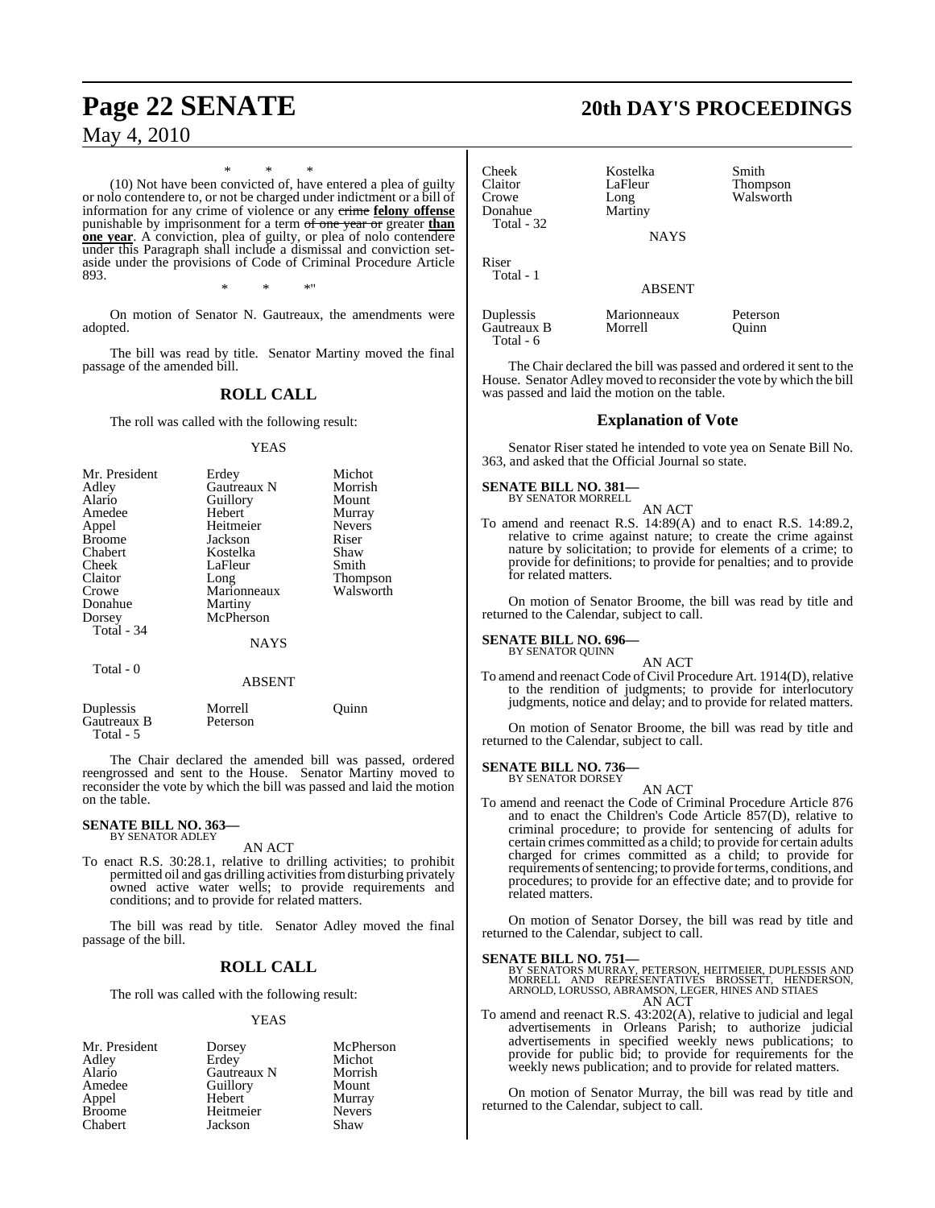\* \* \*

(10) Not have been convicted of, have entered a plea of guilty or nolo contendere to, or not be charged under indictment or a bill of information for any crime of violence or any ~~crime~~ **felony offense** punishable by imprisonment for a term ~~of one year or~~ greater **than one year**. A conviction, plea of guilty, or plea of nolo contendere under this Paragraph shall include a dismissal and conviction set-aside under the provisions of Code of Criminal Procedure Article 893.

\* \* \*"

On motion of Senator N. Gautreaux, the amendments were adopted.

The bill was read by title. Senator Martiny moved the final passage of the amended bill.

## ROLL CALL

The roll was called with the following result:

YEAS

| | | |
|---|---|---|
| Mr. President | Erdey | Michot |
| Adley | Gautreaux N | Morrish |
| Alario | Guillory | Mount |
| Amedee | Hebert | Murray |
| Appel | Heitmeier | Nevers |
| Broome | Jackson | Riser |
| Chabert | Kostelka | Shaw |
| Cheek | LaFleur | Smith |
| Claitor | Long | Thompson |
| Crowe | Marionneaux | Walsworth |
| Donahue | Martiny | |
| Dorsey | McPherson | |

Total - 34

NAYS

Total - 0

ABSENT

| | | |
|---|---|---|
| Duplessis | Morrell | Quinn |
| Gautreaux B | Peterson | |

Total - 5

The Chair declared the amended bill was passed, ordered reengrossed and sent to the House. Senator Martiny moved to reconsider the vote by which the bill was passed and laid the motion on the table.

**SENATE BILL NO. 363—**
BY SENATOR ADLEY

AN ACT

To enact R.S. 30:28.1, relative to drilling activities; to prohibit permitted oil and gas drilling activities from disturbing privately owned active water wells; to provide requirements and conditions; and to provide for related matters.

The bill was read by title. Senator Adley moved the final passage of the bill.

## ROLL CALL

The roll was called with the following result:

YEAS

| | | |
|---|---|---|
| Mr. President | Dorsey | McPherson |
| Adley | Erdey | Michot |
| Alario | Gautreaux N | Morrish |
| Amedee | Guillory | Mount |
| Appel | Hebert | Murray |
| Broome | Heitmeier | Nevers |
| Chabert | Jackson | Shaw |
| Cheek | Kostelka | Smith |
| Claitor | LaFleur | Thompson |
| Crowe | Long | Walsworth |
| Donahue | Martiny | |

Total - 32

NAYS

Riser

Total - 1

ABSENT

| | | |
|---|---|---|
| Duplessis | Marionneaux | Peterson |
| Gautreaux B | Morrell | Quinn |

Total - 6

The Chair declared the bill was passed and ordered it sent to the House. Senator Adley moved to reconsider the vote by which the bill was passed and laid the motion on the table.

## Explanation of Vote

Senator Riser stated he intended to vote yea on Senate Bill No. 363, and asked that the Official Journal so state.

**SENATE BILL NO. 381—**
BY SENATOR MORRELL

AN ACT

To amend and reenact R.S. 14:89(A) and to enact R.S. 14:89.2, relative to crime against nature; to create the crime against nature by solicitation; to provide for elements of a crime; to provide for definitions; to provide for penalties; and to provide for related matters.

On motion of Senator Broome, the bill was read by title and returned to the Calendar, subject to call.

**SENATE BILL NO. 696—**
BY SENATOR QUINN

AN ACT

To amend and reenact Code of Civil Procedure Art. 1914(D), relative to the rendition of judgments; to provide for interlocutory judgments, notice and delay; and to provide for related matters.

On motion of Senator Broome, the bill was read by title and returned to the Calendar, subject to call.

**SENATE BILL NO. 736—**
BY SENATOR DORSEY

AN ACT

To amend and reenact the Code of Criminal Procedure Article 876 and to enact the Children's Code Article 857(D), relative to criminal procedure; to provide for sentencing of adults for certain crimes committed as a child; to provide for certain adults charged for crimes committed as a child; to provide for requirements of sentencing; to provide for terms, conditions, and procedures; to provide for an effective date; and to provide for related matters.

On motion of Senator Dorsey, the bill was read by title and returned to the Calendar, subject to call.

**SENATE BILL NO. 751—**
BY SENATORS MURRAY, PETERSON, HEITMEIER, DUPLESSIS AND MORRELL AND REPRESENTATIVES BROSSETT, HENDERSON, ARNOLD, LORUSSO, ABRAMSON, LEGER, HINES AND STIAES

AN ACT

To amend and reenact R.S. 43:202(A), relative to judicial and legal advertisements in Orleans Parish; to authorize judicial advertisements in specified weekly news publications; to provide for public bid; to provide for requirements for the weekly news publication; and to provide for related matters.

On motion of Senator Murray, the bill was read by title and returned to the Calendar, subject to call.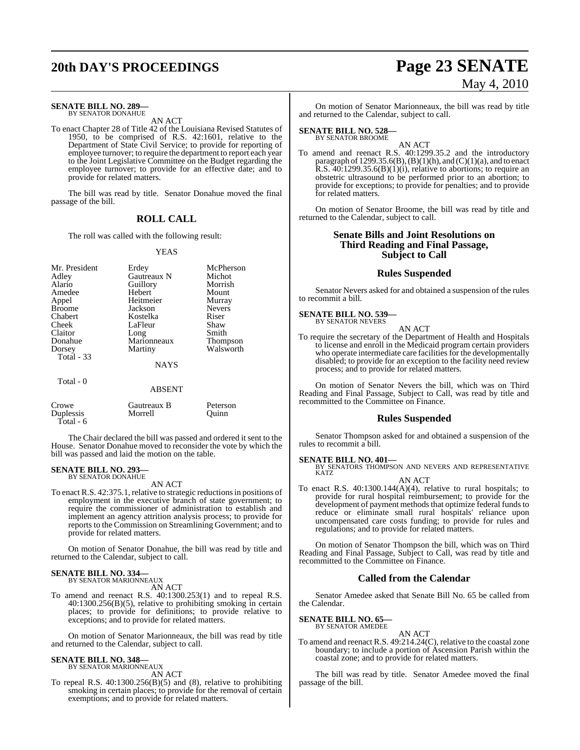**SENATE BILL NO. 289—**
BY SENATOR DONAHUE

AN ACT

To enact Chapter 28 of Title 42 of the Louisiana Revised Statutes of 1950, to be comprised of R.S. 42:1601, relative to the Department of State Civil Service; to provide for reporting of employee turnover; to require the department to report each year to the Joint Legislative Committee on the Budget regarding the employee turnover; to provide for an effective date; and to provide for related matters.

The bill was read by title. Senator Donahue moved the final passage of the bill.

## ROLL CALL

The roll was called with the following result:

YEAS

| | | |
|---|---|---|
| Mr. President | Erdey | McPherson |
| Adley | Gautreaux N | Michot |
| Alario | Guillory | Morrish |
| Amedee | Hebert | Mount |
| Appel | Heitmeier | Murray |
| Broome | Jackson | Nevers |
| Chabert | Kostelka | Riser |
| Cheek | LaFleur | Shaw |
| Claitor | Long | Smith |
| Donahue | Marionneaux | Thompson |
| Dorsey | Martiny | Walsworth |
| Total - 33 | | |

NAYS

Total - 0

ABSENT

| | | |
|---|---|---|
| Crowe | Gautreaux B | Peterson |
| Duplessis | Morrell | Quinn |
| Total - 6 | | |

The Chair declared the bill was passed and ordered it sent to the House. Senator Donahue moved to reconsider the vote by which the bill was passed and laid the motion on the table.

**SENATE BILL NO. 293—**
BY SENATOR DONAHUE

AN ACT

To enact R.S. 42:375.1, relative to strategic reductions in positions of employment in the executive branch of state government; to require the commissioner of administration to establish and implement an agency attrition analysis process; to provide for reports to the Commission on Streamlining Government; and to provide for related matters.

On motion of Senator Donahue, the bill was read by title and returned to the Calendar, subject to call.

**SENATE BILL NO. 334—**
BY SENATOR MARIONNEAUX

AN ACT

To amend and reenact R.S. 40:1300.253(1) and to repeal R.S. 40:1300.256(B)(5), relative to prohibiting smoking in certain places; to provide for definitions; to provide relative to exceptions; and to provide for related matters.

On motion of Senator Marionneaux, the bill was read by title and returned to the Calendar, subject to call.

**SENATE BILL NO. 348—**
BY SENATOR MARIONNEAUX

AN ACT

To repeal R.S. 40:1300.256(B)(5) and (8), relative to prohibiting smoking in certain places; to provide for the removal of certain exemptions; and to provide for related matters.

On motion of Senator Marionneaux, the bill was read by title and returned to the Calendar, subject to call.

**SENATE BILL NO. 528—**
BY SENATOR BROOME

AN ACT

To amend and reenact R.S. 40:1299.35.2 and the introductory paragraph of 1299.35.6(B), (B)(1)(h), and (C)(1)(a), and to enact R.S. 40:1299.35.6(B)(1)(i), relative to abortions; to require an obstetric ultrasound to be performed prior to an abortion; to provide for exceptions; to provide for penalties; and to provide for related matters.

On motion of Senator Broome, the bill was read by title and returned to the Calendar, subject to call.

## Senate Bills and Joint Resolutions on Third Reading and Final Passage, Subject to Call

## Rules Suspended

Senator Nevers asked for and obtained a suspension of the rules to recommit a bill.

**SENATE BILL NO. 539—**
BY SENATOR NEVERS

AN ACT

To require the secretary of the Department of Health and Hospitals to license and enroll in the Medicaid program certain providers who operate intermediate care facilities for the developmentally disabled; to provide for an exception to the facility need review process; and to provide for related matters.

On motion of Senator Nevers the bill, which was on Third Reading and Final Passage, Subject to Call, was read by title and recommitted to the Committee on Finance.

## Rules Suspended

Senator Thompson asked for and obtained a suspension of the rules to recommit a bill.

**SENATE BILL NO. 401—**
BY SENATORS THOMPSON AND NEVERS AND REPRESENTATIVE KATZ

AN ACT

To enact R.S. 40:1300.144(A)(4), relative to rural hospitals; to provide for rural hospital reimbursement; to provide for the development of payment methods that optimize federal funds to reduce or eliminate small rural hospitals' reliance upon uncompensated care costs funding; to provide for rules and regulations; and to provide for related matters.

On motion of Senator Thompson the bill, which was on Third Reading and Final Passage, Subject to Call, was read by title and recommitted to the Committee on Finance.

## Called from the Calendar

Senator Amedee asked that Senate Bill No. 65 be called from the Calendar.

**SENATE BILL NO. 65—**
BY SENATOR AMEDEE

AN ACT

To amend and reenact R.S. 49:214.24(C), relative to the coastal zone boundary; to include a portion of Ascension Parish within the coastal zone; and to provide for related matters.

The bill was read by title. Senator Amedee moved the final passage of the bill.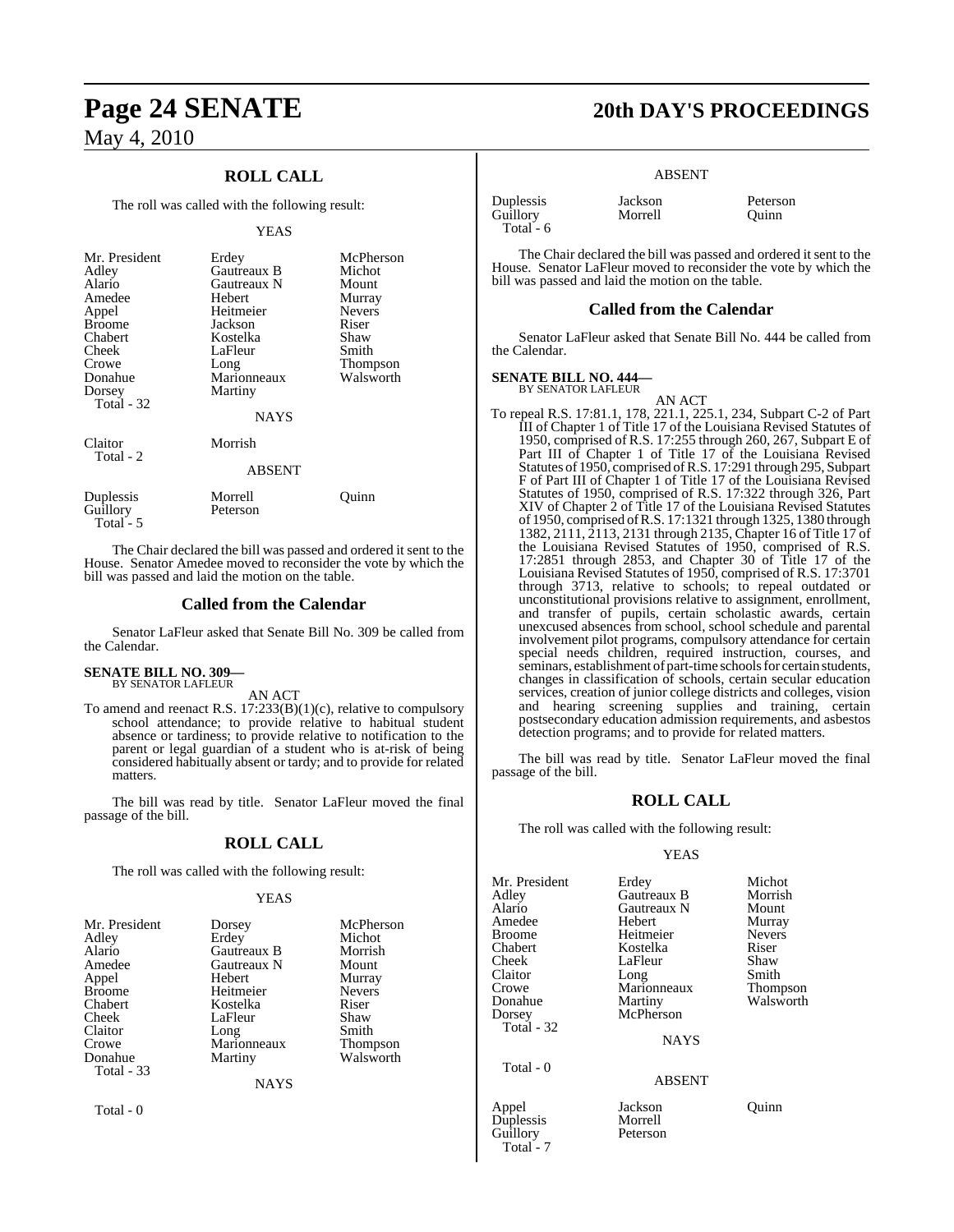## ROLL CALL

The roll was called with the following result:

YEAS

| | | |
|---|---|---|
| Mr. President | Erdey | McPherson |
| Adley | Gautreaux B | Michot |
| Alario | Gautreaux N | Mount |
| Amedee | Hebert | Murray |
| Appel | Heitmeier | Nevers |
| Broome | Jackson | Riser |
| Chabert | Kostelka | Shaw |
| Cheek | LaFleur | Smith |
| Crowe | Long | Thompson |
| Donahue | Marionneaux | Walsworth |
| Dorsey | Martiny | |
| Total - 32 | | |

NAYS

| | |
|---|---|
| Claitor | Morrish |
| Total - 2 | |

ABSENT

| | | |
|---|---|---|
| Duplessis | Morrell | Quinn |
| Guillory | Peterson | |
| Total - 5 | | |

The Chair declared the bill was passed and ordered it sent to the House. Senator Amedee moved to reconsider the vote by which the bill was passed and laid the motion on the table.

## Called from the Calendar

Senator LaFleur asked that Senate Bill No. 309 be called from the Calendar.

**SENATE BILL NO. 309—**
BY SENATOR LAFLEUR

AN ACT

To amend and reenact R.S. 17:233(B)(1)(c), relative to compulsory school attendance; to provide relative to habitual student absence or tardiness; to provide relative to notification to the parent or legal guardian of a student who is at-risk of being considered habitually absent or tardy; and to provide for related matters.

The bill was read by title. Senator LaFleur moved the final passage of the bill.

## ROLL CALL

The roll was called with the following result:

YEAS

| | | |
|---|---|---|
| Mr. President | Dorsey | McPherson |
| Adley | Erdey | Michot |
| Alario | Gautreaux B | Morrish |
| Amedee | Gautreaux N | Mount |
| Appel | Hebert | Murray |
| Broome | Heitmeier | Nevers |
| Chabert | Kostelka | Riser |
| Cheek | LaFleur | Shaw |
| Claitor | Long | Smith |
| Crowe | Marionneaux | Thompson |
| Donahue | Martiny | Walsworth |
| Total - 33 | | |

NAYS

Total - 0

ABSENT

| | | |
|---|---|---|
| Duplessis | Jackson | Peterson |
| Guillory | Morrell | Quinn |
| Total - 6 | | |

The Chair declared the bill was passed and ordered it sent to the House. Senator LaFleur moved to reconsider the vote by which the bill was passed and laid the motion on the table.

## Called from the Calendar

Senator LaFleur asked that Senate Bill No. 444 be called from the Calendar.

**SENATE BILL NO. 444—**
BY SENATOR LAFLEUR

AN ACT

To repeal R.S. 17:81.1, 178, 221.1, 225.1, 234, Subpart C-2 of Part III of Chapter 1 of Title 17 of the Louisiana Revised Statutes of 1950, comprised of R.S. 17:255 through 260, 267, Subpart E of Part III of Chapter 1 of Title 17 of the Louisiana Revised Statutes of 1950, comprised of R.S. 17:291 through 295, Subpart F of Part III of Chapter 1 of Title 17 of the Louisiana Revised Statutes of 1950, comprised of R.S. 17:322 through 326, Part XIV of Chapter 2 of Title 17 of the Louisiana Revised Statutes of 1950, comprised of R.S. 17:1321 through 1325, 1380 through 1382, 2111, 2113, 2131 through 2135, Chapter 16 of Title 17 of the Louisiana Revised Statutes of 1950, comprised of R.S. 17:2851 through 2853, and Chapter 30 of Title 17 of the Louisiana Revised Statutes of 1950, comprised of R.S. 17:3701 through 3713, relative to schools; to repeal outdated or unconstitutional provisions relative to assignment, enrollment, and transfer of pupils, certain scholastic awards, certain unexcused absences from school, school schedule and parental involvement pilot programs, compulsory attendance for certain special needs children, required instruction, courses, and seminars, establishment of part-time schools for certain students, changes in classification of schools, certain secular education services, creation of junior college districts and colleges, vision and hearing screening supplies and training, certain postsecondary education admission requirements, and asbestos detection programs; and to provide for related matters.

The bill was read by title. Senator LaFleur moved the final passage of the bill.

## ROLL CALL

The roll was called with the following result:

YEAS

| | | |
|---|---|---|
| Mr. President | Erdey | Michot |
| Adley | Gautreaux B | Morrish |
| Alario | Gautreaux N | Mount |
| Amedee | Hebert | Murray |
| Broome | Heitmeier | Nevers |
| Chabert | Kostelka | Riser |
| Cheek | LaFleur | Shaw |
| Claitor | Long | Smith |
| Crowe | Marionneaux | Thompson |
| Donahue | Martiny | Walsworth |
| Dorsey | McPherson | |
| Total - 32 | | |

NAYS

Total - 0

ABSENT

| | | |
|---|---|---|
| Appel | Jackson | Quinn |
| Duplessis | Morrell | |
| Guillory | Peterson | |
| Total - 7 | | |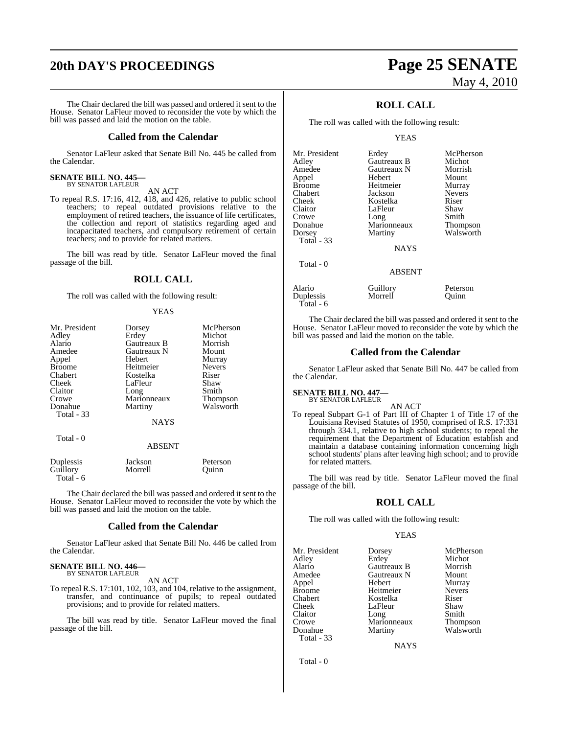The Chair declared the bill was passed and ordered it sent to the House. Senator LaFleur moved to reconsider the vote by which the bill was passed and laid the motion on the table.

## Called from the Calendar

Senator LaFleur asked that Senate Bill No. 445 be called from the Calendar.

**SENATE BILL NO. 445—**
BY SENATOR LAFLEUR

AN ACT

To repeal R.S. 17:16, 412, 418, and 426, relative to public school teachers; to repeal outdated provisions relative to the employment of retired teachers, the issuance of life certificates, the collection and report of statistics regarding aged and incapacitated teachers, and compulsory retirement of certain teachers; and to provide for related matters.

The bill was read by title. Senator LaFleur moved the final passage of the bill.

## ROLL CALL

The roll was called with the following result:

YEAS

| | | |
|---|---|---|
| Mr. President | Dorsey | McPherson |
| Adley | Erdey | Michot |
| Alario | Gautreaux B | Morrish |
| Amedee | Gautreaux N | Mount |
| Appel | Hebert | Murray |
| Broome | Heitmeier | Nevers |
| Chabert | Kostelka | Riser |
| Cheek | LaFleur | Shaw |
| Claitor | Long | Smith |
| Crowe | Marionneaux | Thompson |
| Donahue | Martiny | Walsworth |
| Total - 33 | | |

NAYS

Total - 0

ABSENT

| | | |
|---|---|---|
| Duplessis | Jackson | Peterson |
| Guillory | Morrell | Quinn |
| Total - 6 | | |

The Chair declared the bill was passed and ordered it sent to the House. Senator LaFleur moved to reconsider the vote by which the bill was passed and laid the motion on the table.

## Called from the Calendar

Senator LaFleur asked that Senate Bill No. 446 be called from the Calendar.

**SENATE BILL NO. 446—**
BY SENATOR LAFLEUR

AN ACT

To repeal R.S. 17:101, 102, 103, and 104, relative to the assignment, transfer, and continuance of pupils; to repeal outdated provisions; and to provide for related matters.

The bill was read by title. Senator LaFleur moved the final passage of the bill.

## ROLL CALL

The roll was called with the following result:

YEAS

| | | |
|---|---|---|
| Mr. President | Erdey | McPherson |
| Adley | Gautreaux B | Michot |
| Amedee | Gautreaux N | Morrish |
| Appel | Hebert | Mount |
| Broome | Heitmeier | Murray |
| Chabert | Jackson | Nevers |
| Cheek | Kostelka | Riser |
| Claitor | LaFleur | Shaw |
| Crowe | Long | Smith |
| Donahue | Marionneaux | Thompson |
| Dorsey | Martiny | Walsworth |
| Total - 33 | | |

NAYS

Total - 0

ABSENT

| | | |
|---|---|---|
| Alario | Guillory | Peterson |
| Duplessis | Morrell | Quinn |
| Total - 6 | | |

The Chair declared the bill was passed and ordered it sent to the House. Senator LaFleur moved to reconsider the vote by which the bill was passed and laid the motion on the table.

## Called from the Calendar

Senator LaFleur asked that Senate Bill No. 447 be called from the Calendar.

**SENATE BILL NO. 447—**
BY SENATOR LAFLEUR

AN ACT

To repeal Subpart G-1 of Part III of Chapter 1 of Title 17 of the Louisiana Revised Statutes of 1950, comprised of R.S. 17:331 through 334.1, relative to high school students; to repeal the requirement that the Department of Education establish and maintain a database containing information concerning high school students' plans after leaving high school; and to provide for related matters.

The bill was read by title. Senator LaFleur moved the final passage of the bill.

## ROLL CALL

The roll was called with the following result:

YEAS

| | | |
|---|---|---|
| Mr. President | Dorsey | McPherson |
| Adley | Erdey | Michot |
| Alario | Gautreaux B | Morrish |
| Amedee | Gautreaux N | Mount |
| Appel | Hebert | Murray |
| Broome | Heitmeier | Nevers |
| Chabert | Kostelka | Riser |
| Cheek | LaFleur | Shaw |
| Claitor | Long | Smith |
| Crowe | Marionneaux | Thompson |
| Donahue | Martiny | Walsworth |
| Total - 33 | | |

NAYS

Total - 0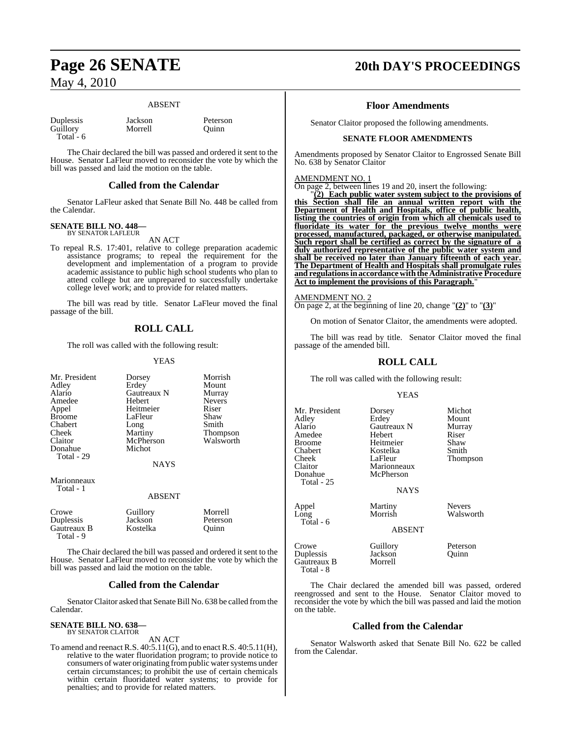ABSENT

| | | |
|---|---|---|
| Duplessis | Jackson | Peterson |
| Guillory | Morrell | Quinn |
| Total - 6 | | |

The Chair declared the bill was passed and ordered it sent to the House. Senator LaFleur moved to reconsider the vote by which the bill was passed and laid the motion on the table.

## Called from the Calendar

Senator LaFleur asked that Senate Bill No. 448 be called from the Calendar.

**SENATE BILL NO. 448—**
BY SENATOR LAFLEUR

AN ACT

To repeal R.S. 17:401, relative to college preparation academic assistance programs; to repeal the requirement for the development and implementation of a program to provide academic assistance to public high school students who plan to attend college but are unprepared to successfully undertake college level work; and to provide for related matters.

The bill was read by title. Senator LaFleur moved the final passage of the bill.

## ROLL CALL

The roll was called with the following result:

YEAS

| | | |
|---|---|---|
| Mr. President | Dorsey | Morrish |
| Adley | Erdey | Mount |
| Alario | Gautreaux N | Murray |
| Amedee | Hebert | Nevers |
| Appel | Heitmeier | Riser |
| Broome | LaFleur | Shaw |
| Chabert | Long | Smith |
| Cheek | Martiny | Thompson |
| Claitor | McPherson | Walsworth |
| Donahue | Michot | |
| Total - 29 | | |

NAYS

Marionneaux
Total - 1

ABSENT

| | | |
|---|---|---|
| Crowe | Guillory | Morrell |
| Duplessis | Jackson | Peterson |
| Gautreaux B | Kostelka | Quinn |
| Total - 9 | | |

The Chair declared the bill was passed and ordered it sent to the House. Senator LaFleur moved to reconsider the vote by which the bill was passed and laid the motion on the table.

## Called from the Calendar

Senator Claitor asked that Senate Bill No. 638 be called from the Calendar.

**SENATE BILL NO. 638—**
BY SENATOR CLAITOR

AN ACT

To amend and reenact R.S. 40:5.11(G), and to enact R.S. 40:5.11(H), relative to the water fluoridation program; to provide notice to consumers of water originating from public water systems under certain circumstances; to prohibit the use of certain chemicals within certain fluoridated water systems; to provide for penalties; and to provide for related matters.

## Floor Amendments

Senator Claitor proposed the following amendments.

### SENATE FLOOR AMENDMENTS

Amendments proposed by Senator Claitor to Engrossed Senate Bill No. 638 by Senator Claitor

AMENDMENT NO. 1

On page 2, between lines 19 and 20, insert the following:

"**(2) Each public water system subject to the provisions of this Section shall file an annual written report with the Department of Health and Hospitals, office of public health, listing the countries of origin from which all chemicals used to fluoridate its water for the previous twelve months were processed, manufactured, packaged, or otherwise manipulated. Such report shall be certified as correct by the signature of a duly authorized representative of the public water system and shall be received no later than January fifteenth of each year. The Department of Health and Hospitals shall promulgate rules and regulations in accordance with the Administrative Procedure Act to implement the provisions of this Paragraph.**"

AMENDMENT NO. 2

On page 2, at the beginning of line 20, change "**(2)**" to "**(3)**"

On motion of Senator Claitor, the amendments were adopted.

The bill was read by title. Senator Claitor moved the final passage of the amended bill.

## ROLL CALL

The roll was called with the following result:

YEAS

| | | |
|---|---|---|
| Mr. President | Dorsey | Michot |
| Adley | Erdey | Mount |
| Alario | Gautreaux N | Murray |
| Amedee | Hebert | Riser |
| Broome | Heitmeier | Shaw |
| Chabert | Kostelka | Smith |
| Cheek | LaFleur | Thompson |
| Claitor | Marionneaux | |
| Donahue | McPherson | |
| Total - 25 | | |

NAYS

| | | |
|---|---|---|
| Appel | Martiny | Nevers |
| Long | Morrish | Walsworth |
| Total - 6 | | |

ABSENT

| | | |
|---|---|---|
| Crowe | Guillory | Peterson |
| Duplessis | Jackson | Quinn |
| Gautreaux B | Morrell | |
| Total - 8 | | |

The Chair declared the amended bill was passed, ordered reengrossed and sent to the House. Senator Claitor moved to reconsider the vote by which the bill was passed and laid the motion on the table.

## Called from the Calendar

Senator Walsworth asked that Senate Bill No. 622 be called from the Calendar.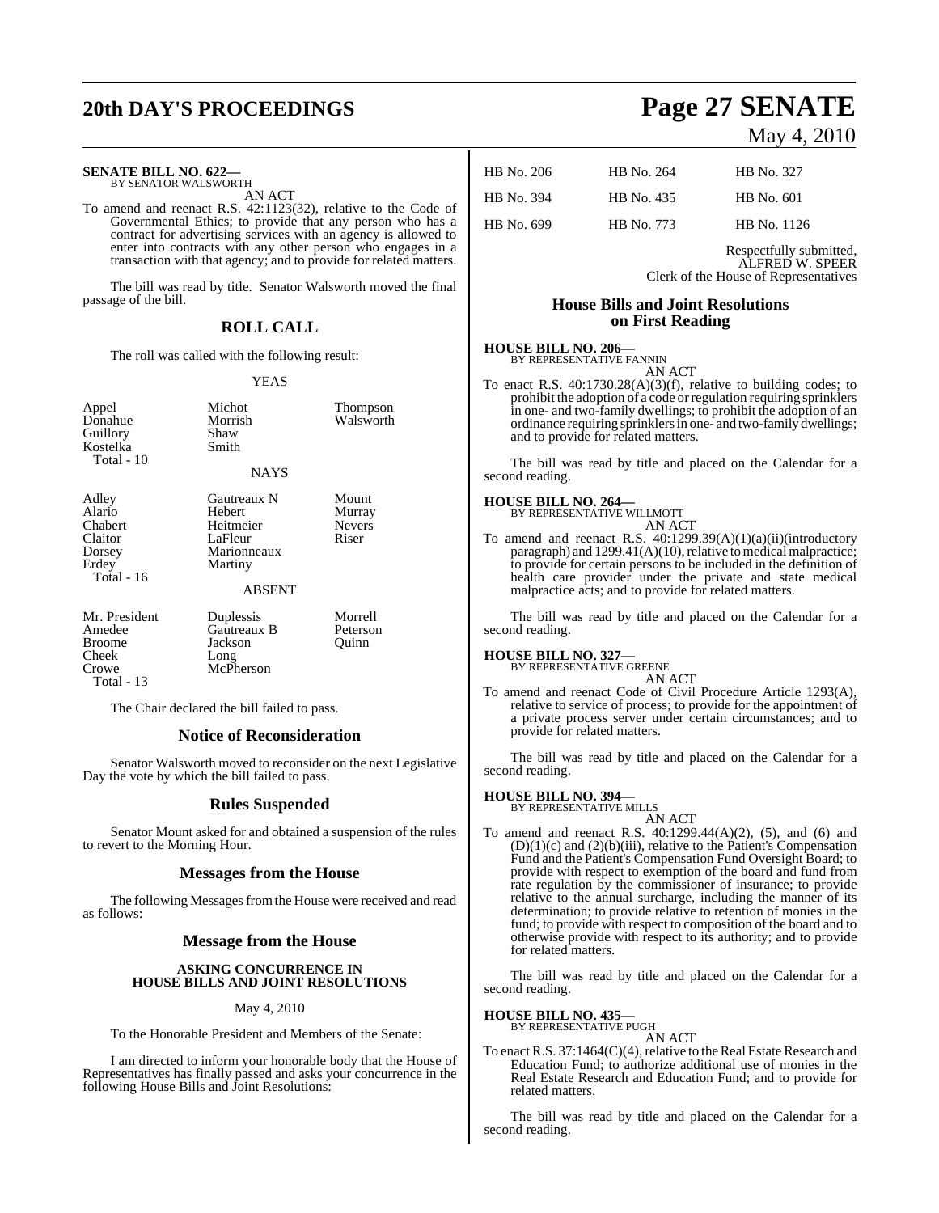**SENATE BILL NO. 622—**
BY SENATOR WALSWORTH

AN ACT

To amend and reenact R.S. 42:1123(32), relative to the Code of Governmental Ethics; to provide that any person who has a contract for advertising services with an agency is allowed to enter into contracts with any other person who engages in a transaction with that agency; and to provide for related matters.

The bill was read by title. Senator Walsworth moved the final passage of the bill.

## ROLL CALL

The roll was called with the following result:

YEAS

| | | |
|---|---|---|
| Appel | Michot | Thompson |
| Donahue | Morrish | Walsworth |
| Guillory | Shaw | |
| Kostelka | Smith | |
| Total - 10 | | |

NAYS

| | | |
|---|---|---|
| Adley | Gautreaux N | Mount |
| Alario | Hebert | Murray |
| Chabert | Heitmeier | Nevers |
| Claitor | LaFleur | Riser |
| Dorsey | Marionneaux | |
| Erdey | Martiny | |
| Total - 16 | | |

ABSENT

| | | |
|---|---|---|
| Mr. President | Duplessis | Morrell |
| Amedee | Gautreaux B | Peterson |
| Broome | Jackson | Quinn |
| Cheek | Long | |
| Crowe | McPherson | |
| Total - 13 | | |

The Chair declared the bill failed to pass.

## Notice of Reconsideration

Senator Walsworth moved to reconsider on the next Legislative Day the vote by which the bill failed to pass.

## Rules Suspended

Senator Mount asked for and obtained a suspension of the rules to revert to the Morning Hour.

## Messages from the House

The following Messages from the House were received and read as follows:

## Message from the House

### ASKING CONCURRENCE IN HOUSE BILLS AND JOINT RESOLUTIONS

May 4, 2010

To the Honorable President and Members of the Senate:

I am directed to inform your honorable body that the House of Representatives has finally passed and asks your concurrence in the following House Bills and Joint Resolutions:

| | | |
|---|---|---|
| HB No. 206 | HB No. 264 | HB No. 327 |
| HB No. 394 | HB No. 435 | HB No. 601 |
| HB No. 699 | HB No. 773 | HB No. 1126 |

Respectfully submitted,
ALFRED W. SPEER
Clerk of the House of Representatives

## House Bills and Joint Resolutions on First Reading

**HOUSE BILL NO. 206—**
BY REPRESENTATIVE FANNIN

AN ACT

To enact R.S. 40:1730.28(A)(3)(f), relative to building codes; to prohibit the adoption of a code or regulation requiring sprinklers in one- and two-family dwellings; to prohibit the adoption of an ordinance requiring sprinklers in one- and two-family dwellings; and to provide for related matters.

The bill was read by title and placed on the Calendar for a second reading.

**HOUSE BILL NO. 264—**
BY REPRESENTATIVE WILLMOTT

AN ACT

To amend and reenact R.S. 40:1299.39(A)(1)(a)(ii)(introductory paragraph) and 1299.41(A)(10), relative to medical malpractice; to provide for certain persons to be included in the definition of health care provider under the private and state medical malpractice acts; and to provide for related matters.

The bill was read by title and placed on the Calendar for a second reading.

**HOUSE BILL NO. 327—**
BY REPRESENTATIVE GREENE

AN ACT

To amend and reenact Code of Civil Procedure Article 1293(A), relative to service of process; to provide for the appointment of a private process server under certain circumstances; and to provide for related matters.

The bill was read by title and placed on the Calendar for a second reading.

**HOUSE BILL NO. 394—**
BY REPRESENTATIVE MILLS

AN ACT

To amend and reenact R.S. 40:1299.44(A)(2), (5), and (6) and (D)(1)(c) and (2)(b)(iii), relative to the Patient's Compensation Fund and the Patient's Compensation Fund Oversight Board; to provide with respect to exemption of the board and fund from rate regulation by the commissioner of insurance; to provide relative to the annual surcharge, including the manner of its determination; to provide relative to retention of monies in the fund; to provide with respect to composition of the board and to otherwise provide with respect to its authority; and to provide for related matters.

The bill was read by title and placed on the Calendar for a second reading.

**HOUSE BILL NO. 435—**
BY REPRESENTATIVE PUGH

AN ACT

To enact R.S. 37:1464(C)(4), relative to the Real Estate Research and Education Fund; to authorize additional use of monies in the Real Estate Research and Education Fund; and to provide for related matters.

The bill was read by title and placed on the Calendar for a second reading.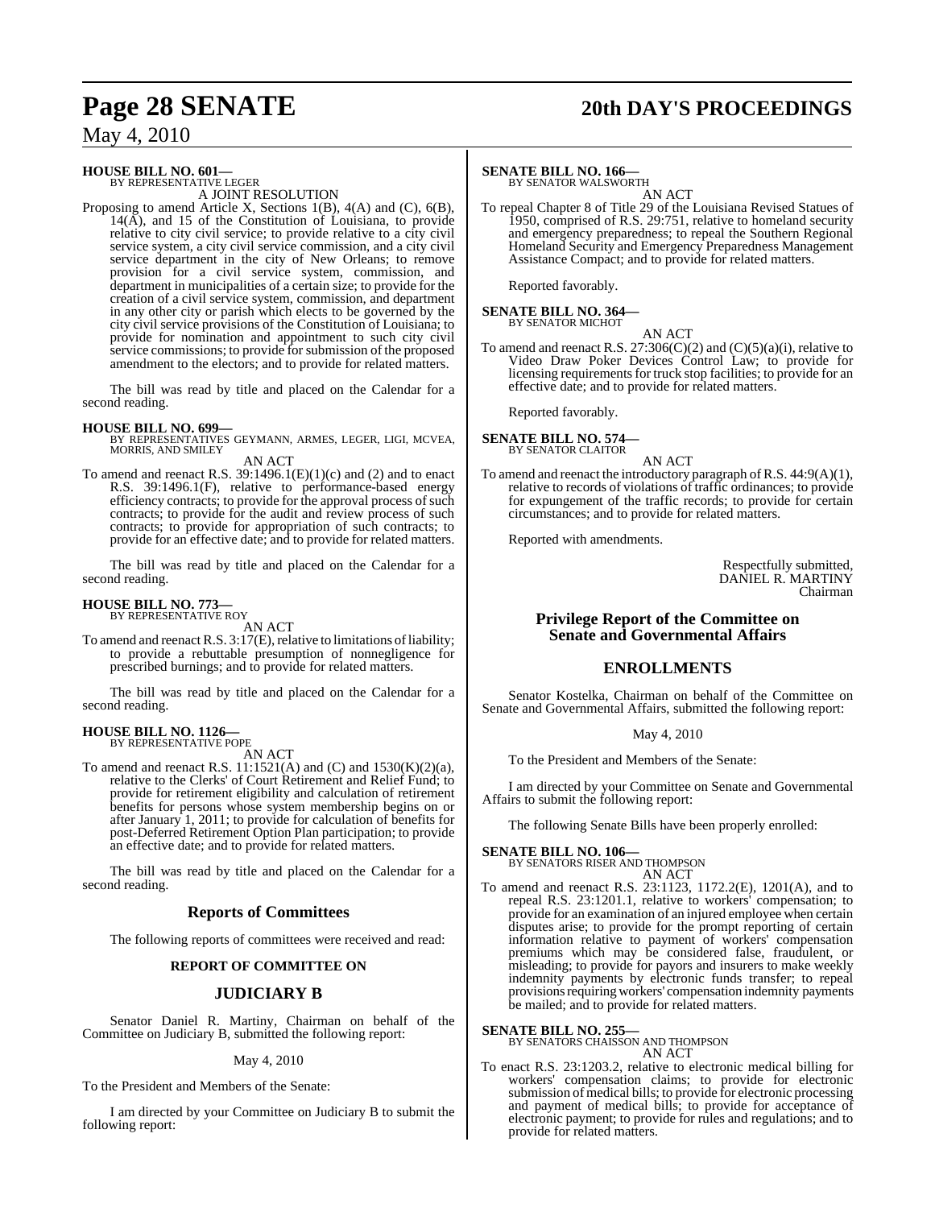**HOUSE BILL NO. 601—**
BY REPRESENTATIVE LEGER
A JOINT RESOLUTION

Proposing to amend Article X, Sections 1(B), 4(A) and (C), 6(B), 14(A), and 15 of the Constitution of Louisiana, to provide relative to city civil service; to provide relative to a city civil service system, a city civil service commission, and a city civil service department in the city of New Orleans; to remove provision for a civil service system, commission, and department in municipalities of a certain size; to provide for the creation of a civil service system, commission, and department in any other city or parish which elects to be governed by the city civil service provisions of the Constitution of Louisiana; to provide for nomination and appointment to such city civil service commissions; to provide for submission of the proposed amendment to the electors; and to provide for related matters.

The bill was read by title and placed on the Calendar for a second reading.

**HOUSE BILL NO. 699—**
BY REPRESENTATIVES GEYMANN, ARMES, LEGER, LIGI, MCVEA, MORRIS, AND SMILEY
AN ACT

To amend and reenact R.S. 39:1496.1(E)(1)(c) and (2) and to enact R.S. 39:1496.1(F), relative to performance-based energy efficiency contracts; to provide for the approval process of such contracts; to provide for the audit and review process of such contracts; to provide for appropriation of such contracts; to provide for an effective date; and to provide for related matters.

The bill was read by title and placed on the Calendar for a second reading.

**HOUSE BILL NO. 773—**
BY REPRESENTATIVE ROY
AN ACT

To amend and reenact R.S. 3:17(E), relative to limitations of liability; to provide a rebuttable presumption of nonnegligence for prescribed burnings; and to provide for related matters.

The bill was read by title and placed on the Calendar for a second reading.

**HOUSE BILL NO. 1126—**
BY REPRESENTATIVE POPE
AN ACT

To amend and reenact R.S. 11:1521(A) and (C) and 1530(K)(2)(a), relative to the Clerks' of Court Retirement and Relief Fund; to provide for retirement eligibility and calculation of retirement benefits for persons whose system membership begins on or after January 1, 2011; to provide for calculation of benefits for post-Deferred Retirement Option Plan participation; to provide an effective date; and to provide for related matters.

The bill was read by title and placed on the Calendar for a second reading.

## Reports of Committees

The following reports of committees were received and read:

### REPORT OF COMMITTEE ON

## JUDICIARY B

Senator Daniel R. Martiny, Chairman on behalf of the Committee on Judiciary B, submitted the following report:

May 4, 2010

To the President and Members of the Senate:

I am directed by your Committee on Judiciary B to submit the following report:

**SENATE BILL NO. 166—**
BY SENATOR WALSWORTH
AN ACT

To repeal Chapter 8 of Title 29 of the Louisiana Revised Statues of 1950, comprised of R.S. 29:751, relative to homeland security and emergency preparedness; to repeal the Southern Regional Homeland Security and Emergency Preparedness Management Assistance Compact; and to provide for related matters.

Reported favorably.

**SENATE BILL NO. 364—**
BY SENATOR MICHOT
AN ACT

To amend and reenact R.S. 27:306(C)(2) and (C)(5)(a)(i), relative to Video Draw Poker Devices Control Law; to provide for licensing requirements for truck stop facilities; to provide for an effective date; and to provide for related matters.

Reported favorably.

**SENATE BILL NO. 574—**
BY SENATOR CLAITOR
AN ACT

To amend and reenact the introductory paragraph of R.S. 44:9(A)(1), relative to records of violations of traffic ordinances; to provide for expungement of the traffic records; to provide for certain circumstances; and to provide for related matters.

Reported with amendments.

Respectfully submitted,
DANIEL R. MARTINY
Chairman

## Privilege Report of the Committee on Senate and Governmental Affairs

## ENROLLMENTS

Senator Kostelka, Chairman on behalf of the Committee on Senate and Governmental Affairs, submitted the following report:

May 4, 2010

To the President and Members of the Senate:

I am directed by your Committee on Senate and Governmental Affairs to submit the following report:

The following Senate Bills have been properly enrolled:

**SENATE BILL NO. 106—**
BY SENATORS RISER AND THOMPSON
AN ACT

To amend and reenact R.S. 23:1123, 1172.2(E), 1201(A), and to repeal R.S. 23:1201.1, relative to workers' compensation; to provide for an examination of an injured employee when certain disputes arise; to provide for the prompt reporting of certain information relative to payment of workers' compensation premiums which may be considered false, fraudulent, or misleading; to provide for payors and insurers to make weekly indemnity payments by electronic funds transfer; to repeal provisions requiring workers' compensation indemnity payments be mailed; and to provide for related matters.

**SENATE BILL NO. 255—**
BY SENATORS CHAISSON AND THOMPSON
AN ACT

To enact R.S. 23:1203.2, relative to electronic medical billing for workers' compensation claims; to provide for electronic submission of medical bills; to provide for electronic processing and payment of medical bills; to provide for acceptance of electronic payment; to provide for rules and regulations; and to provide for related matters.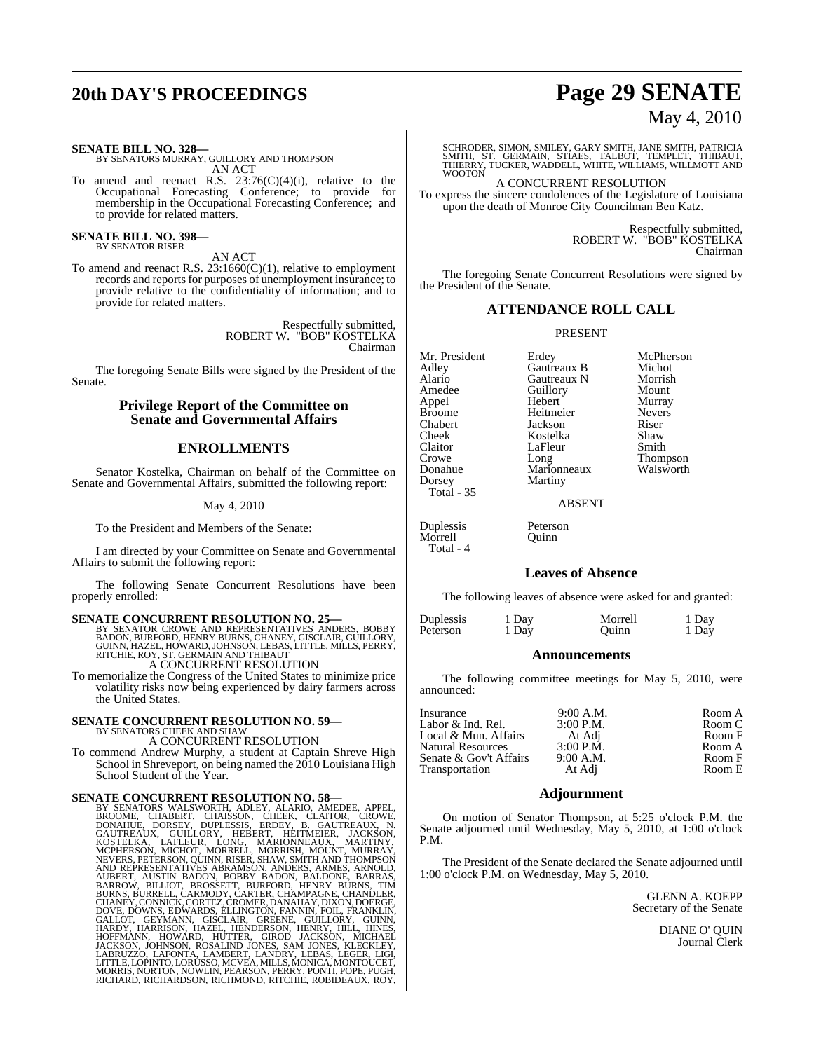**SENATE BILL NO. 328—**
BY SENATORS MURRAY, GUILLORY AND THOMPSON
AN ACT

To amend and reenact R.S. 23:76(C)(4)(i), relative to the Occupational Forecasting Conference; to provide for membership in the Occupational Forecasting Conference; and to provide for related matters.

**SENATE BILL NO. 398—**
BY SENATOR RISER
AN ACT

To amend and reenact R.S. 23:1660(C)(1), relative to employment records and reports for purposes of unemployment insurance; to provide relative to the confidentiality of information; and to provide for related matters.

Respectfully submitted,
ROBERT W. "BOB" KOSTELKA
Chairman

The foregoing Senate Bills were signed by the President of the Senate.

## Privilege Report of the Committee on Senate and Governmental Affairs

## ENROLLMENTS

Senator Kostelka, Chairman on behalf of the Committee on Senate and Governmental Affairs, submitted the following report:

May 4, 2010

To the President and Members of the Senate:

I am directed by your Committee on Senate and Governmental Affairs to submit the following report:

The following Senate Concurrent Resolutions have been properly enrolled:

**SENATE CONCURRENT RESOLUTION NO. 25—**
BY SENATOR CROWE AND REPRESENTATIVES ANDERS, BOBBY BADON, BURFORD, HENRY BURNS, CHANEY, GISCLAIR, GUILLORY, GUINN, HAZEL, HOWARD, JOHNSON, LEBAS, LITTLE, MILLS, PERRY, RITCHIE, ROY, ST. GERMAIN AND THIBAUT
A CONCURRENT RESOLUTION

To memorialize the Congress of the United States to minimize price volatility risks now being experienced by dairy farmers across the United States.

**SENATE CONCURRENT RESOLUTION NO. 59—**
BY SENATORS CHEEK AND SHAW
A CONCURRENT RESOLUTION

To commend Andrew Murphy, a student at Captain Shreve High School in Shreveport, on being named the 2010 Louisiana High School Student of the Year.

**SENATE CONCURRENT RESOLUTION NO. 58—**
BY SENATORS WALSWORTH, ADLEY, ALARIO, AMEDEE, APPEL, BROOME, CHABERT, CHAISSON, CHEEK, CLAITOR, CROWE, DONAHUE, DORSEY, DUPLESSIS, ERDEY, B. GAUTREAUX, N. GAUTREAUX, GUILLORY, HEBERT, HEITMEIER, JACKSON, KOSTELKA, LAFLEUR, LONG, MARIONNEAUX, MARTINY, MCPHERSON, MICHOT, MORRELL, MORRISH, MOUNT, MURRAY, NEVERS, PETERSON, QUINN, RISER, SHAW, SMITH AND THOMPSON AND REPRESENTATIVES ABRAMSON, ANDERS, ARMES, ARNOLD, AUBERT, AUSTIN BADON, BOBBY BADON, BALDONE, BARRAS, BARROW, BILLIOT, BROSSETT, BURFORD, HENRY BURNS, TIM BURNS, BURRELL, CARMODY, CARTER, CHAMPAGNE, CHANDLER, CHANEY, CONNICK, CORTEZ, CROMER, DANAHAY, DIXON, DOERGE, DOVE, DOWNS, EDWARDS, ELLINGTON, FANNIN, FOIL, FRANKLIN, GALLOT, GEYMANN, GISCLAIR, GREENE, GUILLORY, GUINN, HARDY, HARRISON, HAZEL, HENDERSON, HENRY, HILL, HINES, HOFFMANN, HOWARD, HUTTER, GIROD JACKSON, MICHAEL JACKSON, JOHNSON, ROSALIND JONES, SAM JONES, KLECKLEY, LABRUZZO, LAFONTA, LAMBERT, LANDRY, LEBAS, LEGER, LIGI, LITTLE, LOPINTO, LORUSSO, MCVEA, MILLS, MONICA, MONTOUCET, MORRIS, NORTON, NOWLIN, PEARSON, PERRY, PONTI, POPE, PUGH, RICHARD, RICHARDSON, RICHMOND, RITCHIE, ROBIDEAUX, ROY, SCHRODER, SIMON, SMILEY, GARY SMITH, JANE SMITH, PATRICIA SMITH, ST. GERMAIN, STIAES, TALBOT, TEMPLET, THIBAUT, THIERRY, TUCKER, WADDELL, WHITE, WILLIAMS, WILLMOTT AND WOOTON
A CONCURRENT RESOLUTION

To express the sincere condolences of the Legislature of Louisiana upon the death of Monroe City Councilman Ben Katz.

Respectfully submitted,
ROBERT W. "BOB" KOSTELKA
Chairman

The foregoing Senate Concurrent Resolutions were signed by the President of the Senate.

## ATTENDANCE ROLL CALL

PRESENT

| | | |
|---|---|---|
| Mr. President | Erdey | McPherson |
| Adley | Gautreaux B | Michot |
| Alario | Gautreaux N | Morrish |
| Amedee | Guillory | Mount |
| Appel | Hebert | Murray |
| Broome | Heitmeier | Nevers |
| Chabert | Jackson | Riser |
| Cheek | Kostelka | Shaw |
| Claitor | LaFleur | Smith |
| Crowe | Long | Thompson |
| Donahue | Marionneaux | Walsworth |
| Dorsey | Martiny | |
| Total - 35 | | |

ABSENT

| | |
|---|---|
| Duplessis | Peterson |
| Morrell | Quinn |
| Total - 4 | |

## Leaves of Absence

The following leaves of absence were asked for and granted:

| | | | |
|---|---|---|---|
| Duplessis | 1 Day | Morrell | 1 Day |
| Peterson | 1 Day | Quinn | 1 Day |

## Announcements

The following committee meetings for May 5, 2010, were announced:

| | | |
|---|---|---|
| Insurance | 9:00 A.M. | Room A |
| Labor & Ind. Rel. | 3:00 P.M. | Room C |
| Local & Mun. Affairs | At Adj | Room F |
| Natural Resources | 3:00 P.M. | Room A |
| Senate & Gov't Affairs | 9:00 A.M. | Room F |
| Transportation | At Adj | Room E |

## Adjournment

On motion of Senator Thompson, at 5:25 o'clock P.M. the Senate adjourned until Wednesday, May 5, 2010, at 1:00 o'clock P.M.

The President of the Senate declared the Senate adjourned until 1:00 o'clock P.M. on Wednesday, May 5, 2010.

GLENN A. KOEPP
Secretary of the Senate

DIANE O' QUIN
Journal Clerk